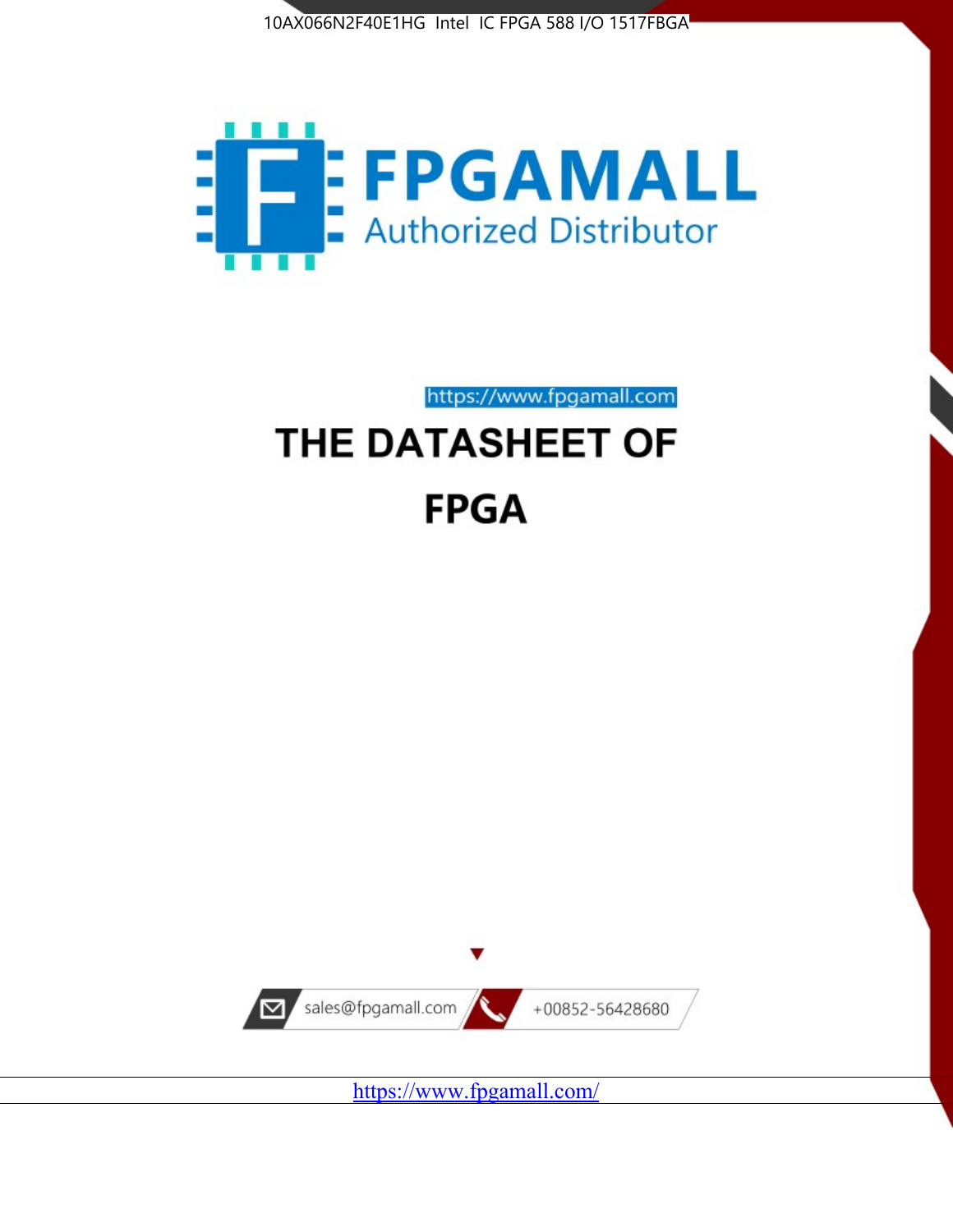10AX066N2F40E1HG Intel IC FPGA 588 I/O 1517FBGA

FPGAMALL

Authorized Distributor

https://www.fpgamall.com

# THE DATASHEET OF FPGA

sales@fpgamall.com

+00852-56428680

https://www.fpgamall.com/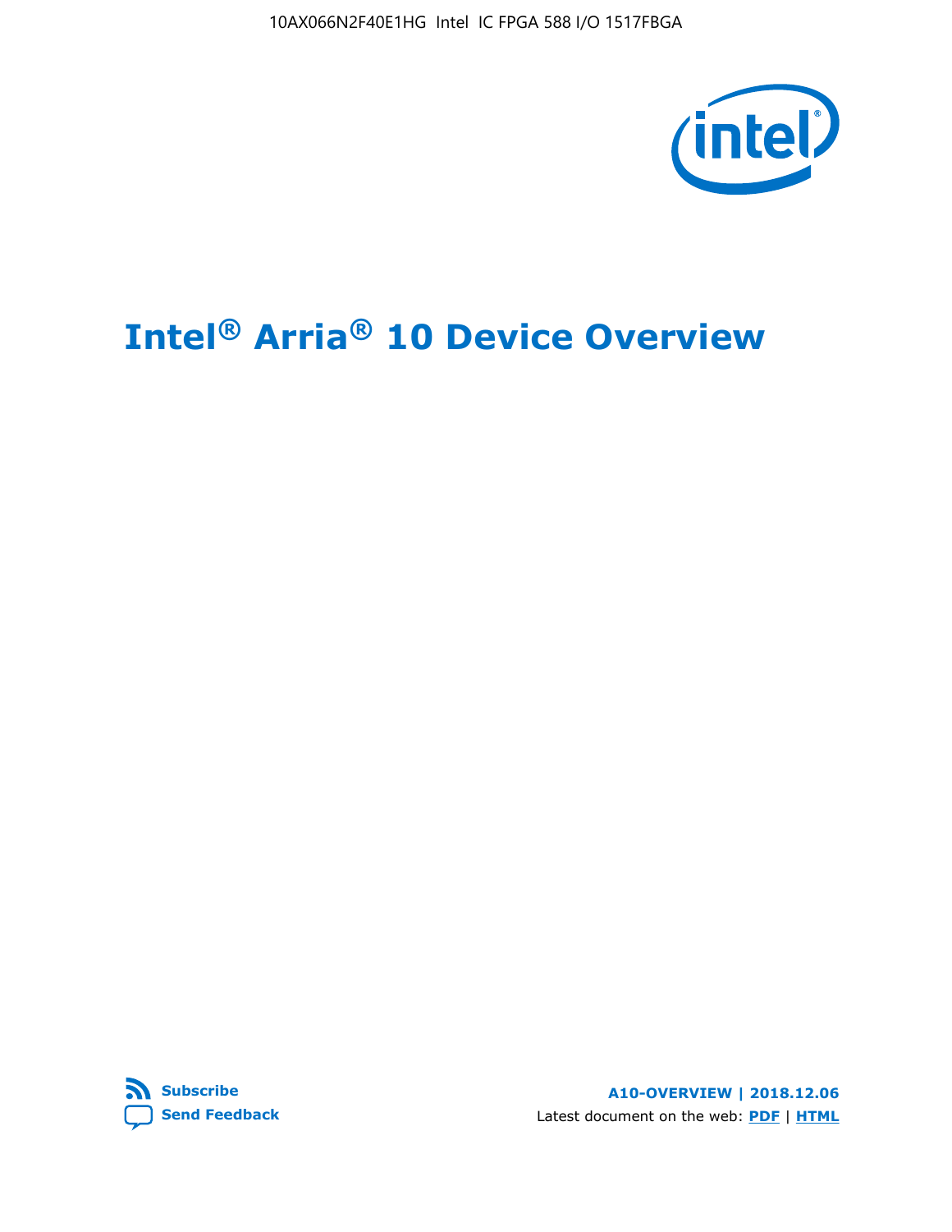# Intel® Arria® 10 Device Overview

**Subscribe**

**Send Feedback**

**A10-OVERVIEW | 2018.12.06**

Latest document on the web: **PDF** | **HTML**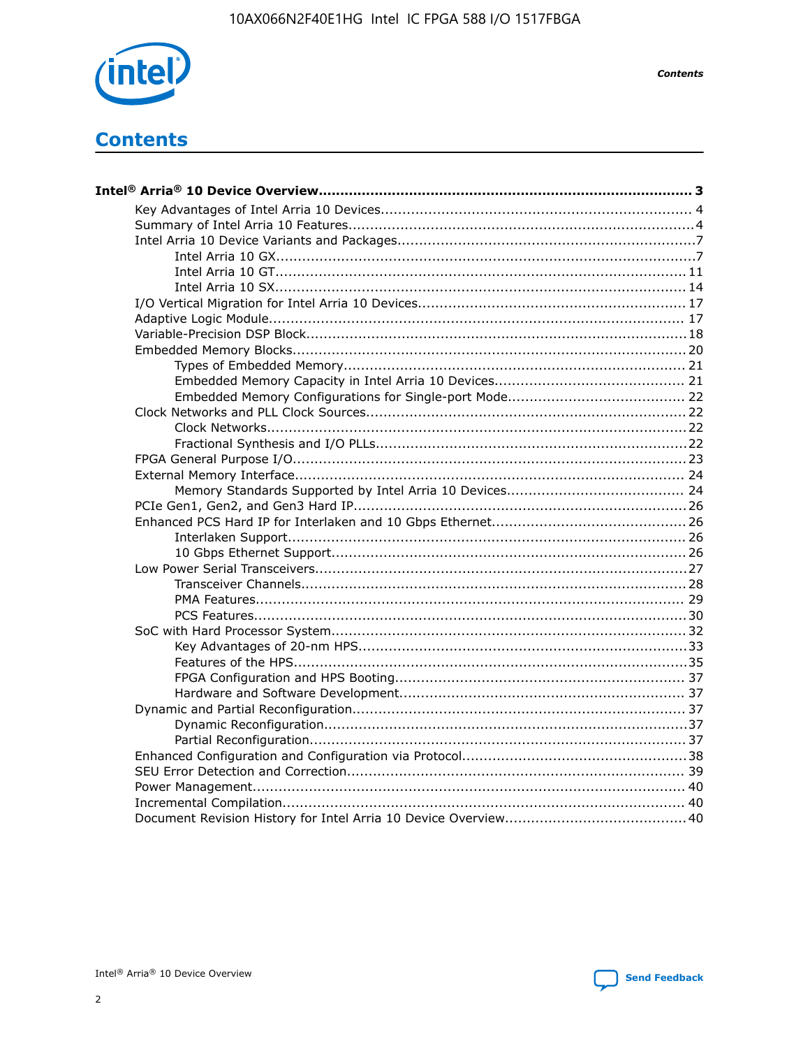# Contents

**Intel® Arria® 10 Device Overview....................................................................................... 3**

- Key Advantages of Intel Arria 10 Devices........................................................................ 4
- Summary of Intel Arria 10 Features................................................................................4
- Intel Arria 10 Device Variants and Packages.....................................................................7
  - Intel Arria 10 GX.................................................................................................7
  - Intel Arria 10 GT............................................................................................... 11
  - Intel Arria 10 SX............................................................................................... 14
- I/O Vertical Migration for Intel Arria 10 Devices.............................................................. 17
- Adaptive Logic Module................................................................................................ 17
- Variable-Precision DSP Block........................................................................................18
- Embedded Memory Blocks...........................................................................................20
  - Types of Embedded Memory............................................................................... 21
  - Embedded Memory Capacity in Intel Arria 10 Devices............................................ 21
  - Embedded Memory Configurations for Single-port Mode......................................... 22
- Clock Networks and PLL Clock Sources.........................................................................22
  - Clock Networks.................................................................................................22
  - Fractional Synthesis and I/O PLLs.......................................................................22
- FPGA General Purpose I/O..........................................................................................23
- External Memory Interface.......................................................................................... 24
  - Memory Standards Supported by Intel Arria 10 Devices......................................... 24
- PCIe Gen1, Gen2, and Gen3 Hard IP.............................................................................26
- Enhanced PCS Hard IP for Interlaken and 10 Gbps Ethernet.............................................26
  - Interlaken Support............................................................................................ 26
  - 10 Gbps Ethernet Support.................................................................................. 26
- Low Power Serial Transceivers.....................................................................................27
  - Transceiver Channels.........................................................................................28
  - PMA Features................................................................................................... 29
  - PCS Features....................................................................................................30
- SoC with Hard Processor System..................................................................................32
  - Key Advantages of 20-nm HPS............................................................................33
  - Features of the HPS...........................................................................................35
  - FPGA Configuration and HPS Booting................................................................... 37
  - Hardware and Software Development.................................................................. 37
- Dynamic and Partial Reconfiguration.............................................................................37
  - Dynamic Reconfiguration....................................................................................37
  - Partial Reconfiguration.......................................................................................37
- Enhanced Configuration and Configuration via Protocol....................................................38
- SEU Error Detection and Correction.............................................................................. 39
- Power Management.................................................................................................... 40
- Incremental Compilation............................................................................................. 40
- Document Revision History for Intel Arria 10 Device Overview.......................................... 40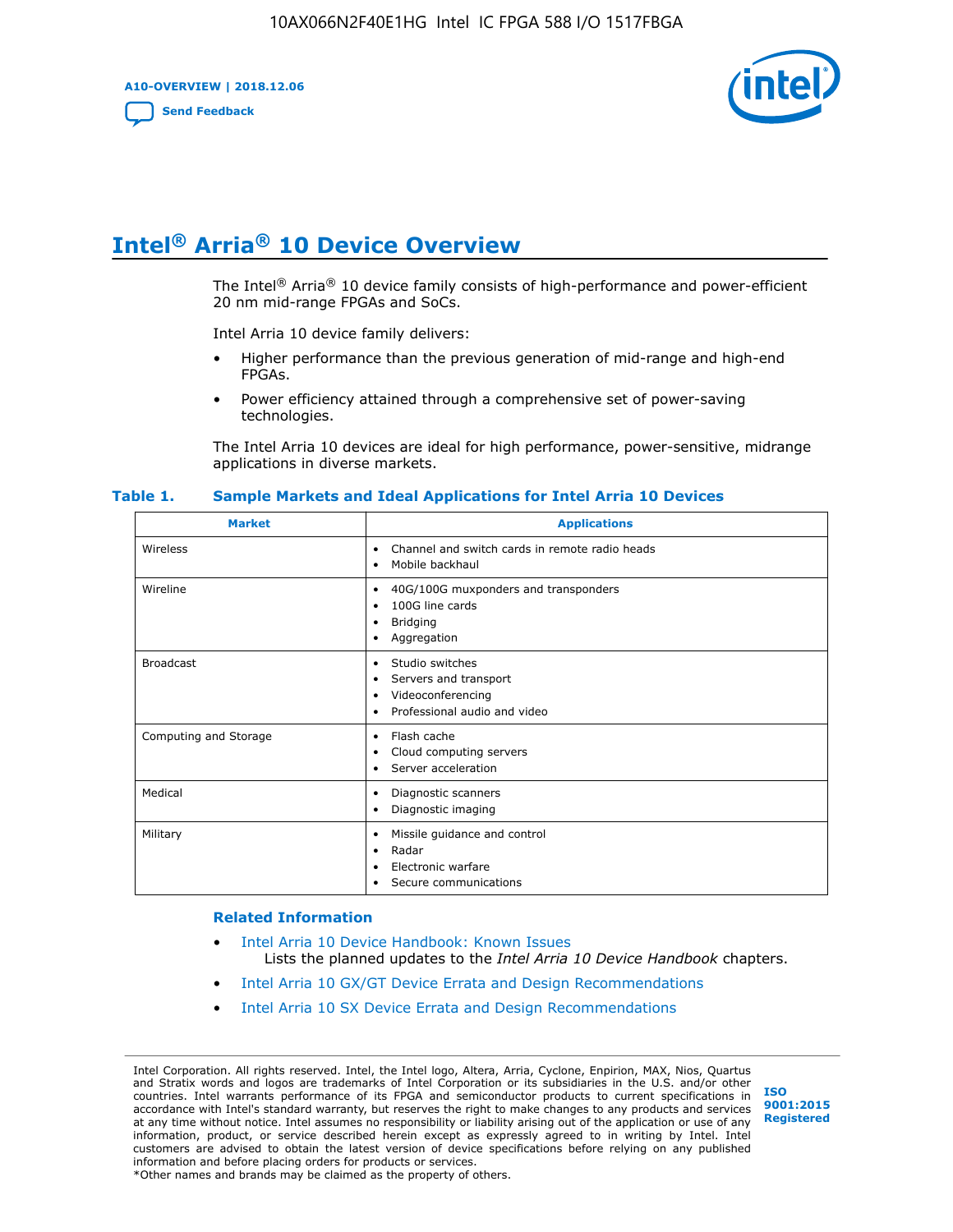# Intel® Arria® 10 Device Overview

The Intel® Arria® 10 device family consists of high-performance and power-efficient 20 nm mid-range FPGAs and SoCs.

Intel Arria 10 device family delivers:

- Higher performance than the previous generation of mid-range and high-end FPGAs.
- Power efficiency attained through a comprehensive set of power-saving technologies.

The Intel Arria 10 devices are ideal for high performance, power-sensitive, midrange applications in diverse markets.

**Table 1. Sample Markets and Ideal Applications for Intel Arria 10 Devices**

| Market | Applications |
|---|---|
| Wireless | • Channel and switch cards in remote radio heads<br>• Mobile backhaul |
| Wireline | • 40G/100G muxponders and transponders<br>• 100G line cards<br>• Bridging<br>• Aggregation |
| Broadcast | • Studio switches<br>• Servers and transport<br>• Videoconferencing<br>• Professional audio and video |
| Computing and Storage | • Flash cache<br>• Cloud computing servers<br>• Server acceleration |
| Medical | • Diagnostic scanners<br>• Diagnostic imaging |
| Military | • Missile guidance and control<br>• Radar<br>• Electronic warfare<br>• Secure communications |

### Related Information

- Intel Arria 10 Device Handbook: Known Issues
  Lists the planned updates to the *Intel Arria 10 Device Handbook* chapters.
- Intel Arria 10 GX/GT Device Errata and Design Recommendations
- Intel Arria 10 SX Device Errata and Design Recommendations

Intel Corporation. All rights reserved. Intel, the Intel logo, Altera, Arria, Cyclone, Enpirion, MAX, Nios, Quartus and Stratix words and logos are trademarks of Intel Corporation or its subsidiaries in the U.S. and/or other countries. Intel warrants performance of its FPGA and semiconductor products to current specifications in accordance with Intel's standard warranty, but reserves the right to make changes to any products and services at any time without notice. Intel assumes no responsibility or liability arising out of the application or use of any information, product, or service described herein except as expressly agreed to in writing by Intel. Intel customers are advised to obtain the latest version of device specifications before relying on any published information and before placing orders for products or services.
*Other names and brands may be claimed as the property of others.

ISO 9001:2015 Registered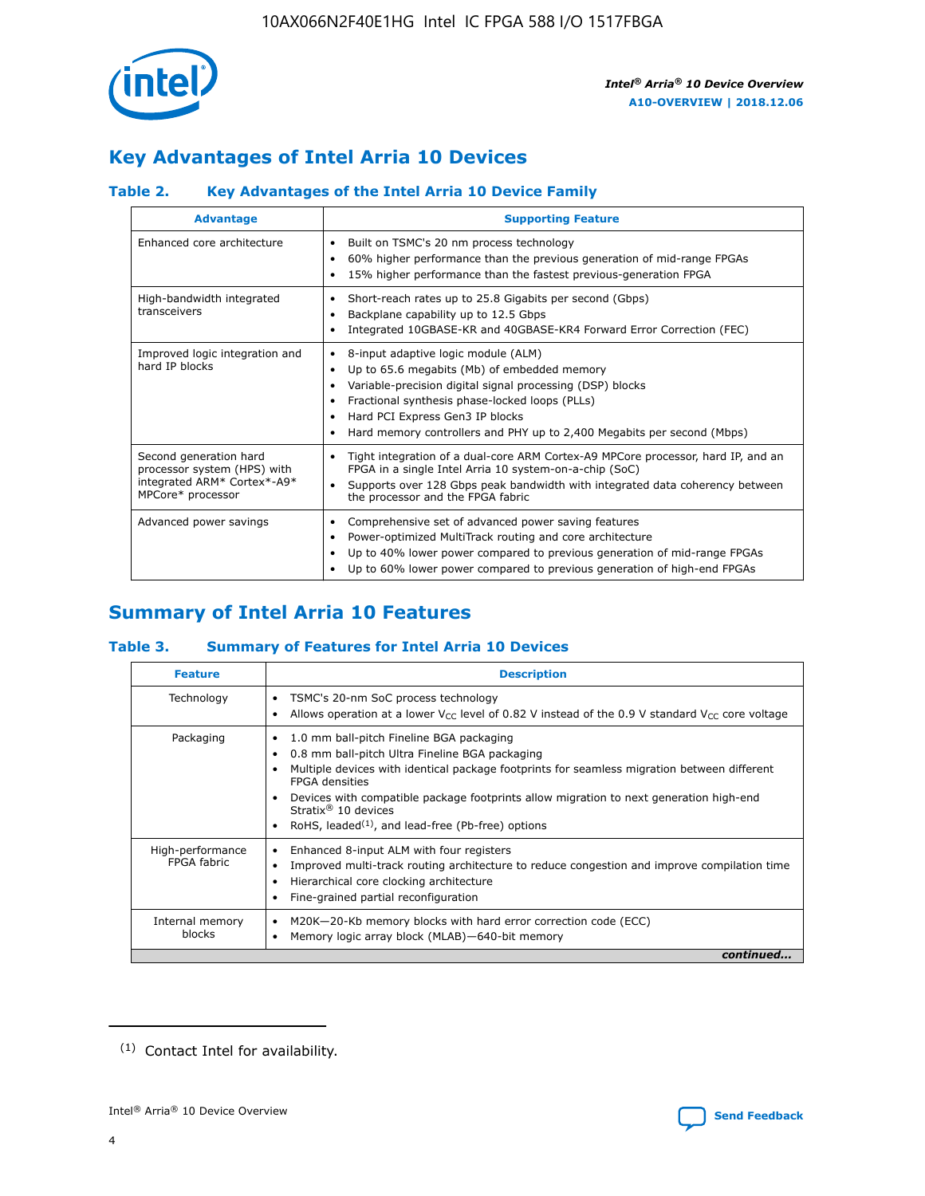## Key Advantages of Intel Arria 10 Devices

### Table 2. Key Advantages of the Intel Arria 10 Device Family

| Advantage | Supporting Feature |
|---|---|
| Enhanced core architecture | • Built on TSMC's 20 nm process technology<br>• 60% higher performance than the previous generation of mid-range FPGAs<br>• 15% higher performance than the fastest previous-generation FPGA |
| High-bandwidth integrated transceivers | • Short-reach rates up to 25.8 Gigabits per second (Gbps)<br>• Backplane capability up to 12.5 Gbps<br>• Integrated 10GBASE-KR and 40GBASE-KR4 Forward Error Correction (FEC) |
| Improved logic integration and hard IP blocks | • 8-input adaptive logic module (ALM)<br>• Up to 65.6 megabits (Mb) of embedded memory<br>• Variable-precision digital signal processing (DSP) blocks<br>• Fractional synthesis phase-locked loops (PLLs)<br>• Hard PCI Express Gen3 IP blocks<br>• Hard memory controllers and PHY up to 2,400 Megabits per second (Mbps) |
| Second generation hard processor system (HPS) with integrated ARM* Cortex*-A9* MPCore* processor | • Tight integration of a dual-core ARM Cortex-A9 MPCore processor, hard IP, and an FPGA in a single Intel Arria 10 system-on-a-chip (SoC)<br>• Supports over 128 Gbps peak bandwidth with integrated data coherency between the processor and the FPGA fabric |
| Advanced power savings | • Comprehensive set of advanced power saving features<br>• Power-optimized MultiTrack routing and core architecture<br>• Up to 40% lower power compared to previous generation of mid-range FPGAs<br>• Up to 60% lower power compared to previous generation of high-end FPGAs |

## Summary of Intel Arria 10 Features

### Table 3. Summary of Features for Intel Arria 10 Devices

| Feature | Description |
|---|---|
| Technology | • TSMC's 20-nm SoC process technology<br>• Allows operation at a lower $V_{CC}$ level of 0.82 V instead of the 0.9 V standard $V_{CC}$ core voltage |
| Packaging | • 1.0 mm ball-pitch Fineline BGA packaging<br>• 0.8 mm ball-pitch Ultra Fineline BGA packaging<br>• Multiple devices with identical package footprints for seamless migration between different FPGA densities<br>• Devices with compatible package footprints allow migration to next generation high-end Stratix® 10 devices<br>• RoHS, leaded[(1)], and lead-free (Pb-free) options |
| High-performance FPGA fabric | • Enhanced 8-input ALM with four registers<br>• Improved multi-track routing architecture to reduce congestion and improve compilation time<br>• Hierarchical core clocking architecture<br>• Fine-grained partial reconfiguration |
| Internal memory blocks | • M20K—20-Kb memory blocks with hard error correction code (ECC)<br>• Memory logic array block (MLAB)—640-bit memory |

*continued...*

(1) Contact Intel for availability.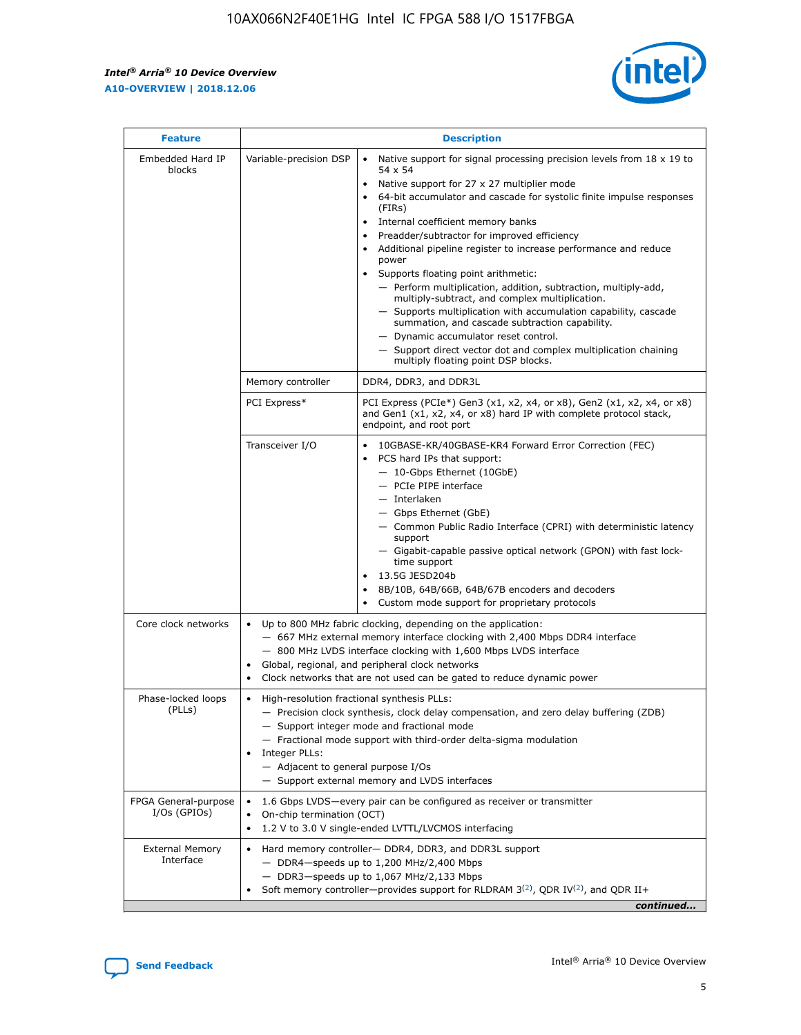| Feature | Description | |
|---|---|---|
| Embedded Hard IP blocks | Variable-precision DSP | • Native support for signal processing precision levels from 18 x 19 to 54 x 54<br>• Native support for 27 x 27 multiplier mode<br>• 64-bit accumulator and cascade for systolic finite impulse responses (FIRs)<br>• Internal coefficient memory banks<br>• Preadder/subtractor for improved efficiency<br>• Additional pipeline register to increase performance and reduce power<br>• Supports floating point arithmetic:<br>— Perform multiplication, addition, subtraction, multiply-add, multiply-subtract, and complex multiplication.<br>— Supports multiplication with accumulation capability, cascade summation, and cascade subtraction capability.<br>— Dynamic accumulator reset control.<br>— Support direct vector dot and complex multiplication chaining multiply floating point DSP blocks. |
| | Memory controller | DDR4, DDR3, and DDR3L |
| | PCI Express* | PCI Express (PCIe*) Gen3 (x1, x2, x4, or x8), Gen2 (x1, x2, x4, or x8) and Gen1 (x1, x2, x4, or x8) hard IP with complete protocol stack, endpoint, and root port |
| | Transceiver I/O | • 10GBASE-KR/40GBASE-KR4 Forward Error Correction (FEC)<br>• PCS hard IPs that support:<br>— 10-Gbps Ethernet (10GbE)<br>— PCIe PIPE interface<br>— Interlaken<br>— Gbps Ethernet (GbE)<br>— Common Public Radio Interface (CPRI) with deterministic latency support<br>— Gigabit-capable passive optical network (GPON) with fast lock-time support<br>• 13.5G JESD204b<br>• 8B/10B, 64B/66B, 64B/67B encoders and decoders<br>• Custom mode support for proprietary protocols |
| Core clock networks | • Up to 800 MHz fabric clocking, depending on the application:<br>— 667 MHz external memory interface clocking with 2,400 Mbps DDR4 interface<br>— 800 MHz LVDS interface clocking with 1,600 Mbps LVDS interface<br>• Global, regional, and peripheral clock networks<br>• Clock networks that are not used can be gated to reduce dynamic power | |
| Phase-locked loops (PLLs) | • High-resolution fractional synthesis PLLs:<br>— Precision clock synthesis, clock delay compensation, and zero delay buffering (ZDB)<br>— Support integer mode and fractional mode<br>— Fractional mode support with third-order delta-sigma modulation<br>• Integer PLLs:<br>— Adjacent to general purpose I/Os<br>— Support external memory and LVDS interfaces | |
| FPGA General-purpose I/Os (GPIOs) | • 1.6 Gbps LVDS—every pair can be configured as receiver or transmitter<br>• On-chip termination (OCT)<br>• 1.2 V to 3.0 V single-ended LVTTL/LVCMOS interfacing | |
| External Memory Interface | • Hard memory controller— DDR4, DDR3, and DDR3L support<br>— DDR4—speeds up to 1,200 MHz/2,400 Mbps<br>— DDR3—speeds up to 1,067 MHz/2,133 Mbps<br>• Soft memory controller—provides support for RLDRAM 3[(2)], QDR IV[(2)], and QDR II+ | |

*continued...*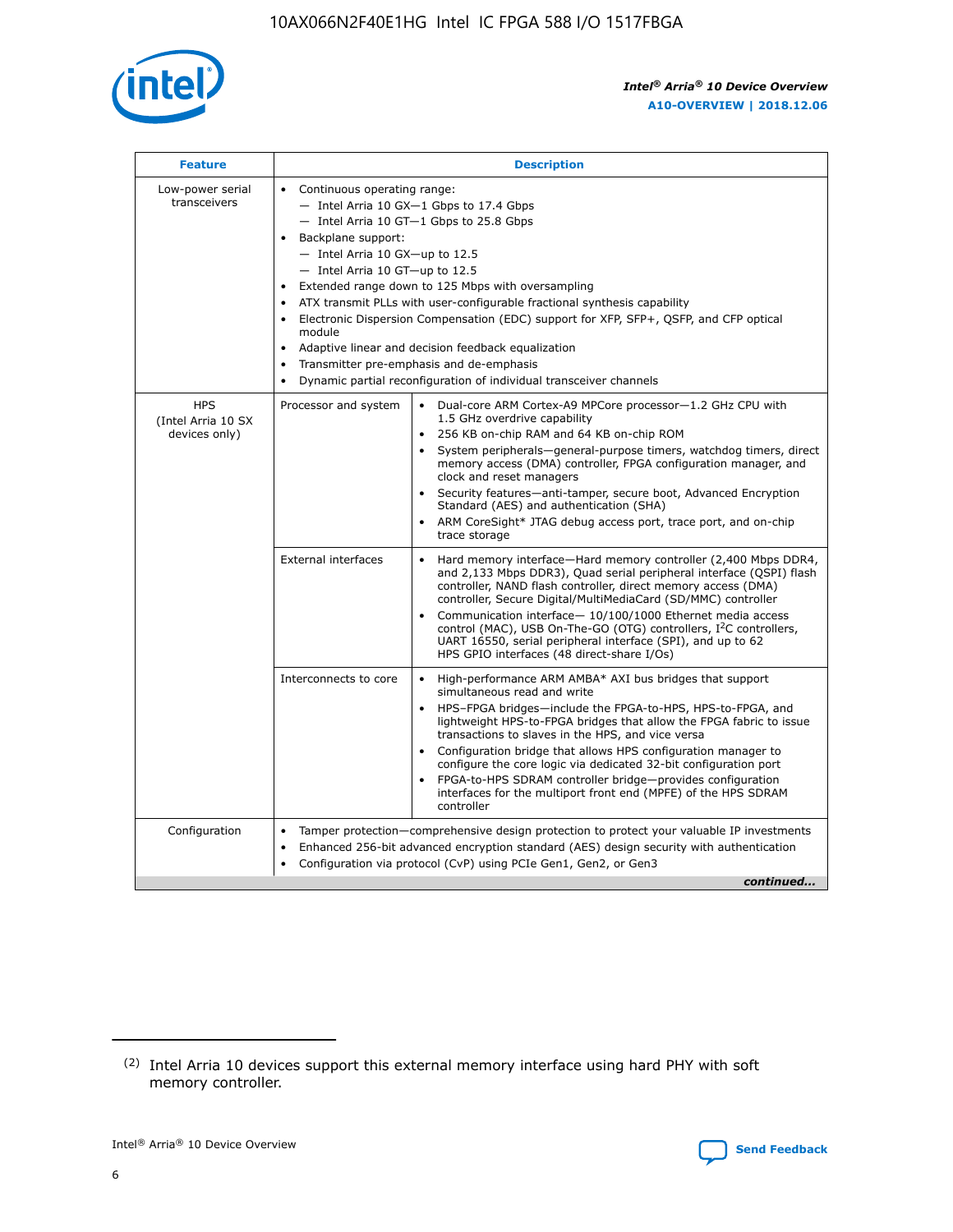| Feature | Description | |
|---|---|---|
| Low-power serial transceivers | • Continuous operating range:<br>— Intel Arria 10 GX—1 Gbps to 17.4 Gbps<br>— Intel Arria 10 GT—1 Gbps to 25.8 Gbps<br>• Backplane support:<br>— Intel Arria 10 GX—up to 12.5<br>— Intel Arria 10 GT—up to 12.5<br>• Extended range down to 125 Mbps with oversampling<br>• ATX transmit PLLs with user-configurable fractional synthesis capability<br>• Electronic Dispersion Compensation (EDC) support for XFP, SFP+, QSFP, and CFP optical module<br>• Adaptive linear and decision feedback equalization<br>• Transmitter pre-emphasis and de-emphasis<br>• Dynamic partial reconfiguration of individual transceiver channels | |
| HPS (Intel Arria 10 SX devices only) | Processor and system | • Dual-core ARM Cortex-A9 MPCore processor—1.2 GHz CPU with 1.5 GHz overdrive capability<br>• 256 KB on-chip RAM and 64 KB on-chip ROM<br>• System peripherals—general-purpose timers, watchdog timers, direct memory access (DMA) controller, FPGA configuration manager, and clock and reset managers<br>• Security features—anti-tamper, secure boot, Advanced Encryption Standard (AES) and authentication (SHA)<br>• ARM CoreSight* JTAG debug access port, trace port, and on-chip trace storage |
| | External interfaces | • Hard memory interface—Hard memory controller (2,400 Mbps DDR4, and 2,133 Mbps DDR3), Quad serial peripheral interface (QSPI) flash controller, NAND flash controller, direct memory access (DMA) controller, Secure Digital/MultiMediaCard (SD/MMC) controller<br>• Communication interface— 10/100/1000 Ethernet media access control (MAC), USB On-The-GO (OTG) controllers, I²C controllers, UART 16550, serial peripheral interface (SPI), and up to 62 HPS GPIO interfaces (48 direct-share I/Os) |
| | Interconnects to core | • High-performance ARM AMBA* AXI bus bridges that support simultaneous read and write<br>• HPS–FPGA bridges—include the FPGA-to-HPS, HPS-to-FPGA, and lightweight HPS-to-FPGA bridges that allow the FPGA fabric to issue transactions to slaves in the HPS, and vice versa<br>• Configuration bridge that allows HPS configuration manager to configure the core logic via dedicated 32-bit configuration port<br>• FPGA-to-HPS SDRAM controller bridge—provides configuration interfaces for the multiport front end (MPFE) of the HPS SDRAM controller |
| Configuration | • Tamper protection—comprehensive design protection to protect your valuable IP investments<br>• Enhanced 256-bit advanced encryption standard (AES) design security with authentication<br>• Configuration via protocol (CvP) using PCIe Gen1, Gen2, or Gen3 | |

*continued...*

(2) Intel Arria 10 devices support this external memory interface using hard PHY with soft memory controller.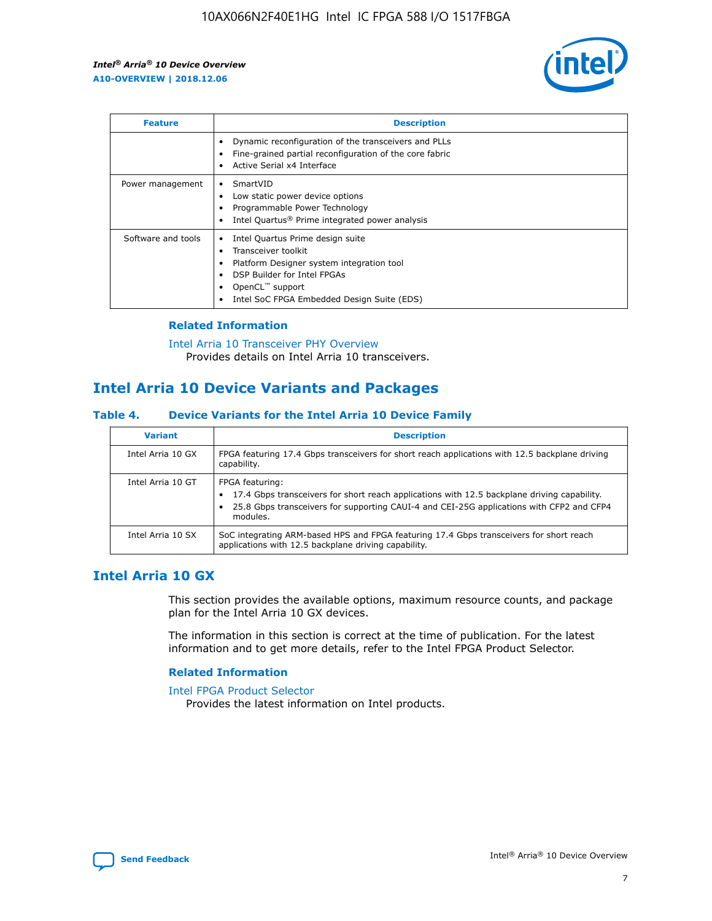| Feature | Description |
| --- | --- |
| | • Dynamic reconfiguration of the transceivers and PLLs<br>• Fine-grained partial reconfiguration of the core fabric<br>• Active Serial x4 Interface |
| Power management | • SmartVID<br>• Low static power device options<br>• Programmable Power Technology<br>• Intel Quartus® Prime integrated power analysis |
| Software and tools | • Intel Quartus Prime design suite<br>• Transceiver toolkit<br>• Platform Designer system integration tool<br>• DSP Builder for Intel FPGAs<br>• OpenCL™ support<br>• Intel SoC FPGA Embedded Design Suite (EDS) |

### Related Information

Intel Arria 10 Transceiver PHY Overview
Provides details on Intel Arria 10 transceivers.

## Intel Arria 10 Device Variants and Packages

#### Table 4. Device Variants for the Intel Arria 10 Device Family

| Variant | Description |
| --- | --- |
| Intel Arria 10 GX | FPGA featuring 17.4 Gbps transceivers for short reach applications with 12.5 backplane driving capability. |
| Intel Arria 10 GT | FPGA featuring:<br>• 17.4 Gbps transceivers for short reach applications with 12.5 backplane driving capability.<br>• 25.8 Gbps transceivers for supporting CAUI-4 and CEI-25G applications with CFP2 and CFP4 modules. |
| Intel Arria 10 SX | SoC integrating ARM-based HPS and FPGA featuring 17.4 Gbps transceivers for short reach applications with 12.5 backplane driving capability. |

## Intel Arria 10 GX

This section provides the available options, maximum resource counts, and package plan for the Intel Arria 10 GX devices.

The information in this section is correct at the time of publication. For the latest information and to get more details, refer to the Intel FPGA Product Selector.

### Related Information

Intel FPGA Product Selector
Provides the latest information on Intel products.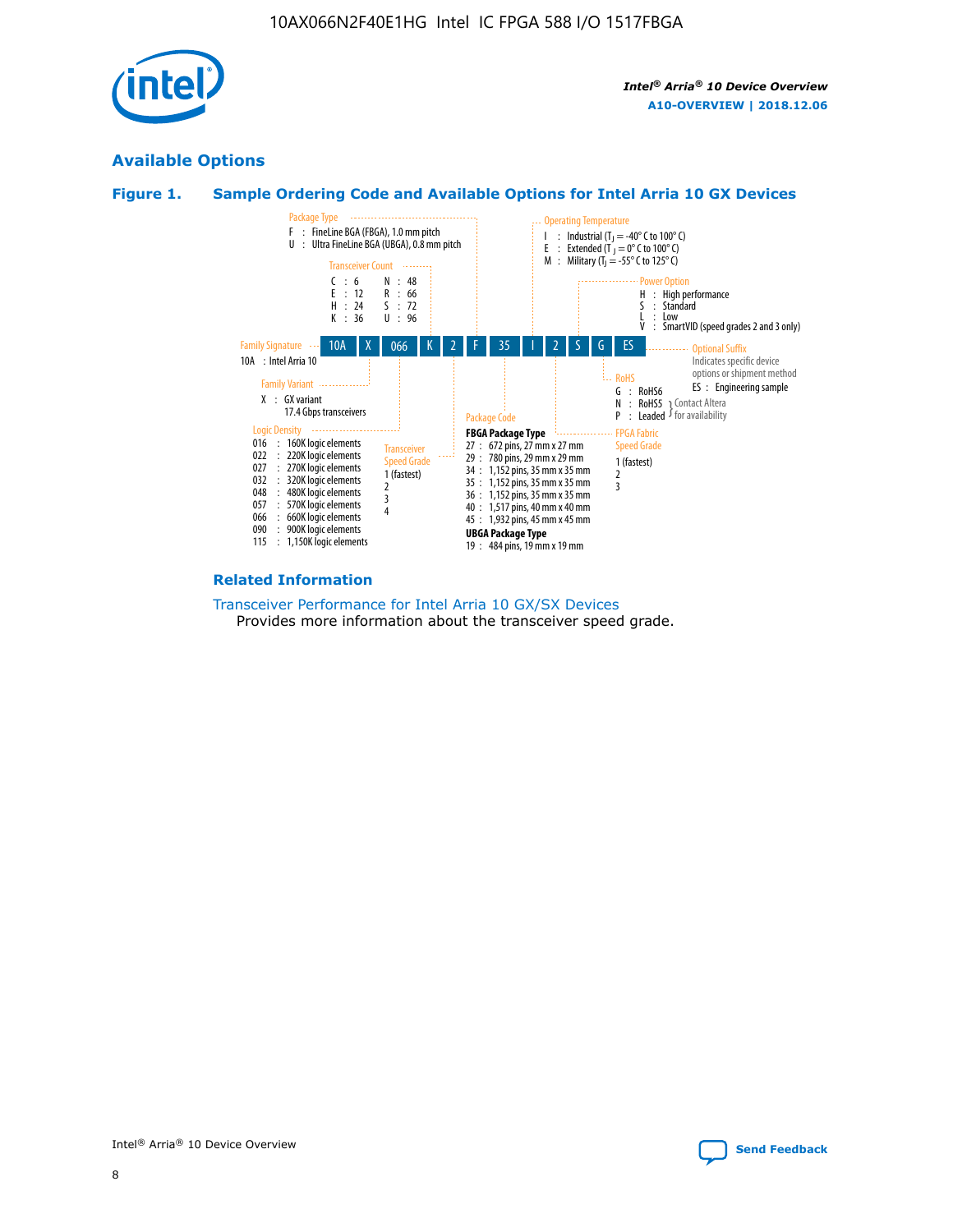## Available Options

### Figure 1. Sample Ordering Code and Available Options for Intel Arria 10 GX Devices

**Ordering code example:** 10A X 066 K 2 F 35 I 2 S G ES

**Family Signature**
- 10A : Intel Arria 10

**Family Variant**
- X : GX variant 17.4 Gbps transceivers

**Logic Density**
- 016 : 160K logic elements
- 022 : 220K logic elements
- 027 : 270K logic elements
- 032 : 320K logic elements
- 048 : 480K logic elements
- 057 : 570K logic elements
- 066 : 660K logic elements
- 090 : 900K logic elements
- 115 : 1,150K logic elements

**Transceiver Count**
- C : 6
- E : 12
- H : 24
- K : 36
- N : 48
- R : 66
- S : 72
- U : 96

**Transceiver Speed Grade**
- 1 (fastest)
- 2
- 3
- 4

**Package Type**
- F : FineLine BGA (FBGA), 1.0 mm pitch
- U : Ultra FineLine BGA (UBGA), 0.8 mm pitch

**Package Code**

**FBGA Package Type**
- 27 : 672 pins, 27 mm x 27 mm
- 29 : 780 pins, 29 mm x 29 mm
- 34 : 1,152 pins, 35 mm x 35 mm
- 35 : 1,152 pins, 35 mm x 35 mm
- 36 : 1,152 pins, 35 mm x 35 mm
- 40 : 1,517 pins, 40 mm x 40 mm
- 45 : 1,932 pins, 45 mm x 45 mm

**UBGA Package Type**
- 19 : 484 pins, 19 mm x 19 mm

**Operating Temperature**
- I : Industrial ($T_J$ = -40° C to 100° C)
- E : Extended ($T_J$ = 0° C to 100° C)
- M : Military ($T_J$ = -55° C to 125° C)

**FPGA Fabric Speed Grade**
- 1 (fastest)
- 2
- 3

**Power Option**
- H : High performance
- S : Standard
- L : Low
- V : SmartVID (speed grades 2 and 3 only)

**RoHS**
- G : RoHS6
- N : RoHS5 (Contact Altera for availability)
- P : Leaded (Contact Altera for availability)

**Optional Suffix**

Indicates specific device options or shipment method
- ES : Engineering sample

#### Related Information

Transceiver Performance for Intel Arria 10 GX/SX Devices
Provides more information about the transceiver speed grade.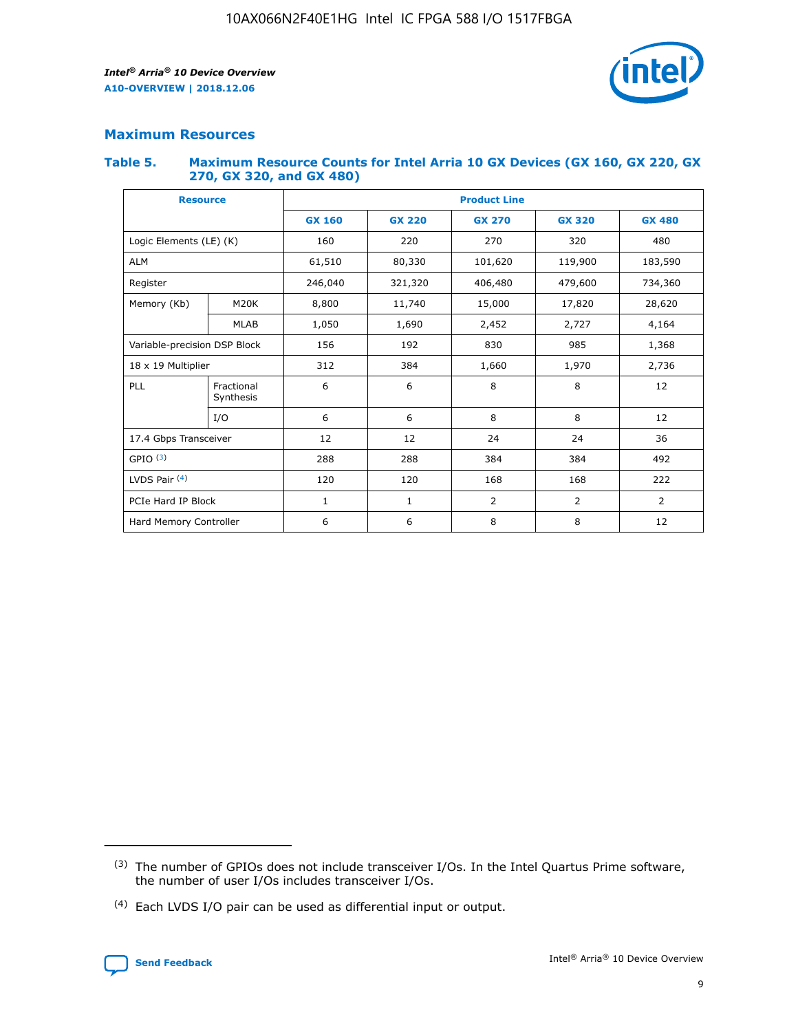## Maximum Resources

### Table 5. Maximum Resource Counts for Intel Arria 10 GX Devices (GX 160, GX 220, GX 270, GX 320, and GX 480)

| Resource | | Product Line | | | | |
|---|---|---|---|---|---|---|
| | | GX 160 | GX 220 | GX 270 | GX 320 | GX 480 |
| Logic Elements (LE) (K) | | 160 | 220 | 270 | 320 | 480 |
| ALM | | 61,510 | 80,330 | 101,620 | 119,900 | 183,590 |
| Register | | 246,040 | 321,320 | 406,480 | 479,600 | 734,360 |
| Memory (Kb) | M20K | 8,800 | 11,740 | 15,000 | 17,820 | 28,620 |
| | MLAB | 1,050 | 1,690 | 2,452 | 2,727 | 4,164 |
| Variable-precision DSP Block | | 156 | 192 | 830 | 985 | 1,368 |
| 18 x 19 Multiplier | | 312 | 384 | 1,660 | 1,970 | 2,736 |
| PLL | Fractional Synthesis | 6 | 6 | 8 | 8 | 12 |
| | I/O | 6 | 6 | 8 | 8 | 12 |
| 17.4 Gbps Transceiver | | 12 | 12 | 24 | 24 | 36 |
| GPIO [(3)] | | 288 | 288 | 384 | 384 | 492 |
| LVDS Pair [(4)] | | 120 | 120 | 168 | 168 | 222 |
| PCIe Hard IP Block | | 1 | 1 | 2 | 2 | 2 |
| Hard Memory Controller | | 6 | 6 | 8 | 8 | 12 |

(3) The number of GPIOs does not include transceiver I/Os. In the Intel Quartus Prime software, the number of user I/Os includes transceiver I/Os.

(4) Each LVDS I/O pair can be used as differential input or output.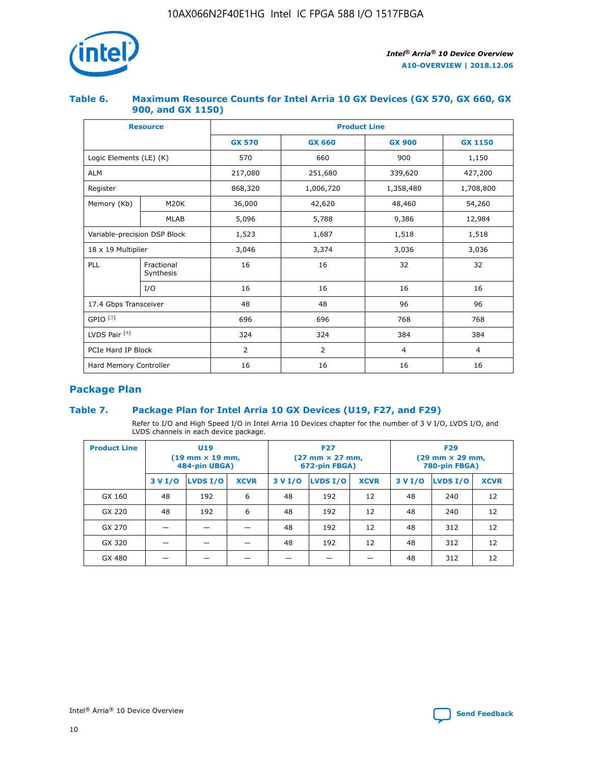### Table 6. Maximum Resource Counts for Intel Arria 10 GX Devices (GX 570, GX 660, GX 900, and GX 1150)

| Resource | | Product Line | | | |
|---|---|---|---|---|---|
| | | GX 570 | GX 660 | GX 900 | GX 1150 |
| Logic Elements (LE) (K) | | 570 | 660 | 900 | 1,150 |
| ALM | | 217,080 | 251,680 | 339,620 | 427,200 |
| Register | | 868,320 | 1,006,720 | 1,358,480 | 1,708,800 |
| Memory (Kb) | M20K | 36,000 | 42,620 | 48,460 | 54,260 |
| | MLAB | 5,096 | 5,788 | 9,386 | 12,984 |
| Variable-precision DSP Block | | 1,523 | 1,687 | 1,518 | 1,518 |
| 18 x 19 Multiplier | | 3,046 | 3,374 | 3,036 | 3,036 |
| PLL | Fractional Synthesis | 16 | 16 | 32 | 32 |
| | I/O | 16 | 16 | 16 | 16 |
| 17.4 Gbps Transceiver | | 48 | 48 | 96 | 96 |
| GPIO [(3)] | | 696 | 696 | 768 | 768 |
| LVDS Pair [(4)] | | 324 | 324 | 384 | 384 |
| PCIe Hard IP Block | | 2 | 2 | 4 | 4 |
| Hard Memory Controller | | 16 | 16 | 16 | 16 |

## Package Plan

### Table 7. Package Plan for Intel Arria 10 GX Devices (U19, F27, and F29)

Refer to I/O and High Speed I/O in Intel Arria 10 Devices chapter for the number of 3 V I/O, LVDS I/O, and LVDS channels in each device package.

| Product Line | U19 (19 mm × 19 mm, 484-pin UBGA) | | | F27 (27 mm × 27 mm, 672-pin FBGA) | | | F29 (29 mm × 29 mm, 780-pin FBGA) | | |
|---|---|---|---|---|---|---|---|---|---|
| | 3 V I/O | LVDS I/O | XCVR | 3 V I/O | LVDS I/O | XCVR | 3 V I/O | LVDS I/O | XCVR |
| GX 160 | 48 | 192 | 6 | 48 | 192 | 12 | 48 | 240 | 12 |
| GX 220 | 48 | 192 | 6 | 48 | 192 | 12 | 48 | 240 | 12 |
| GX 270 | — | — | — | 48 | 192 | 12 | 48 | 312 | 12 |
| GX 320 | — | — | — | 48 | 192 | 12 | 48 | 312 | 12 |
| GX 480 | — | — | — | — | — | — | 48 | 312 | 12 |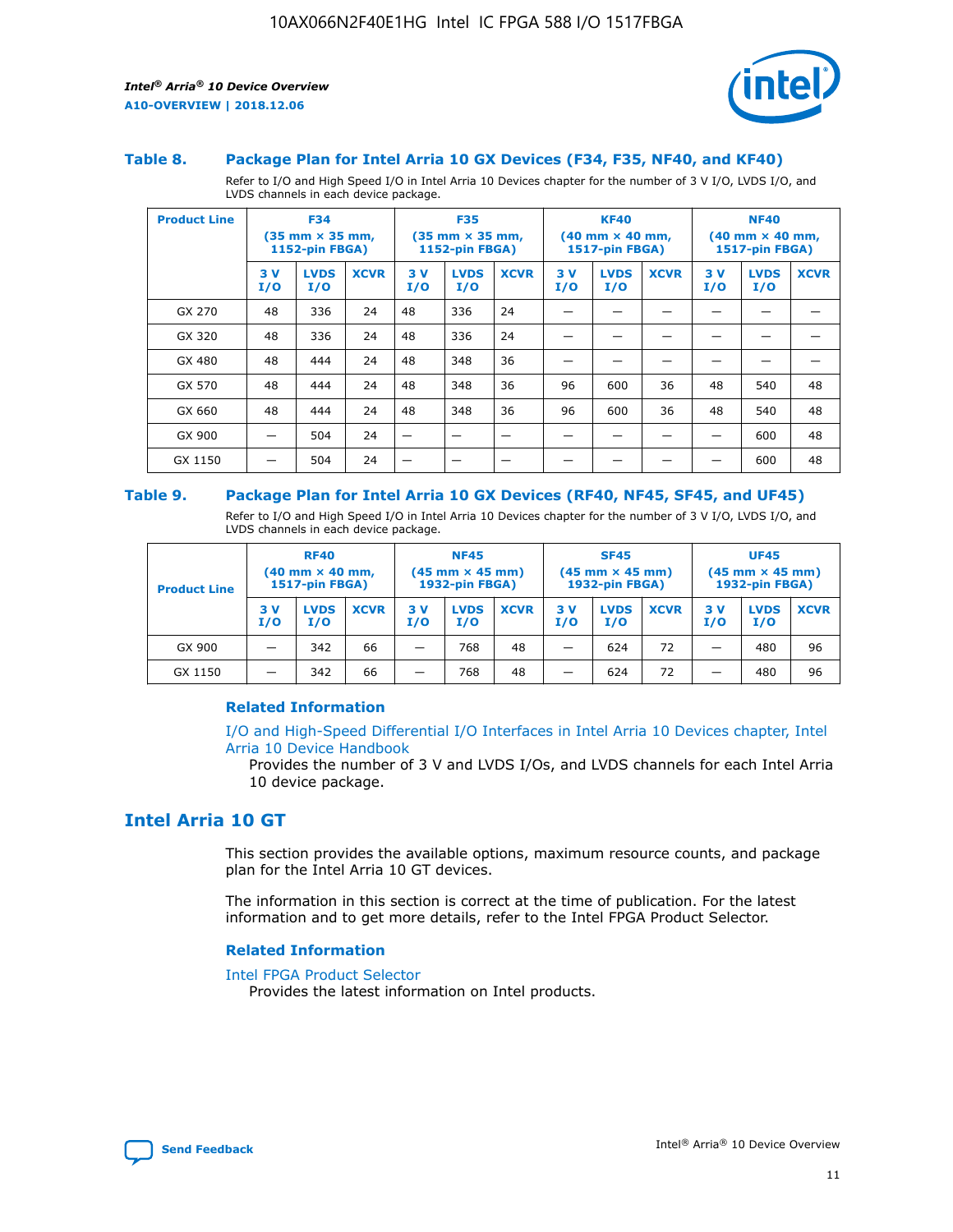### Table 8. Package Plan for Intel Arria 10 GX Devices (F34, F35, NF40, and KF40)

Refer to I/O and High Speed I/O in Intel Arria 10 Devices chapter for the number of 3 V I/O, LVDS I/O, and LVDS channels in each device package.

| Product Line | F34 (35 mm × 35 mm, 1152-pin FBGA) | | | F35 (35 mm × 35 mm, 1152-pin FBGA) | | | KF40 (40 mm × 40 mm, 1517-pin FBGA) | | | NF40 (40 mm × 40 mm, 1517-pin FBGA) | | |
|---|---|---|---|---|---|---|---|---|---|---|---|---|
| | 3 V I/O | LVDS I/O | XCVR | 3 V I/O | LVDS I/O | XCVR | 3 V I/O | LVDS I/O | XCVR | 3 V I/O | LVDS I/O | XCVR |
| GX 270 | 48 | 336 | 24 | 48 | 336 | 24 | — | — | — | — | — | — |
| GX 320 | 48 | 336 | 24 | 48 | 336 | 24 | — | — | — | — | — | — |
| GX 480 | 48 | 444 | 24 | 48 | 348 | 36 | — | — | — | — | — | — |
| GX 570 | 48 | 444 | 24 | 48 | 348 | 36 | 96 | 600 | 36 | 48 | 540 | 48 |
| GX 660 | 48 | 444 | 24 | 48 | 348 | 36 | 96 | 600 | 36 | 48 | 540 | 48 |
| GX 900 | — | 504 | 24 | — | — | — | — | — | — | — | 600 | 48 |
| GX 1150 | — | 504 | 24 | — | — | — | — | — | — | — | 600 | 48 |

### Table 9. Package Plan for Intel Arria 10 GX Devices (RF40, NF45, SF45, and UF45)

Refer to I/O and High Speed I/O in Intel Arria 10 Devices chapter for the number of 3 V I/O, LVDS I/O, and LVDS channels in each device package.

| Product Line | RF40 (40 mm × 40 mm, 1517-pin FBGA) | | | NF45 (45 mm × 45 mm) 1932-pin FBGA) | | | SF45 (45 mm × 45 mm) 1932-pin FBGA) | | | UF45 (45 mm × 45 mm) 1932-pin FBGA) | | |
|---|---|---|---|---|---|---|---|---|---|---|---|---|
| | 3 V I/O | LVDS I/O | XCVR | 3 V I/O | LVDS I/O | XCVR | 3 V I/O | LVDS I/O | XCVR | 3 V I/O | LVDS I/O | XCVR |
| GX 900 | — | 342 | 66 | — | 768 | 48 | — | 624 | 72 | — | 480 | 96 |
| GX 1150 | — | 342 | 66 | — | 768 | 48 | — | 624 | 72 | — | 480 | 96 |

#### Related Information

I/O and High-Speed Differential I/O Interfaces in Intel Arria 10 Devices chapter, Intel Arria 10 Device Handbook

Provides the number of 3 V and LVDS I/Os, and LVDS channels for each Intel Arria 10 device package.

## Intel Arria 10 GT

This section provides the available options, maximum resource counts, and package plan for the Intel Arria 10 GT devices.

The information in this section is correct at the time of publication. For the latest information and to get more details, refer to the Intel FPGA Product Selector.

#### Related Information

Intel FPGA Product Selector

Provides the latest information on Intel products.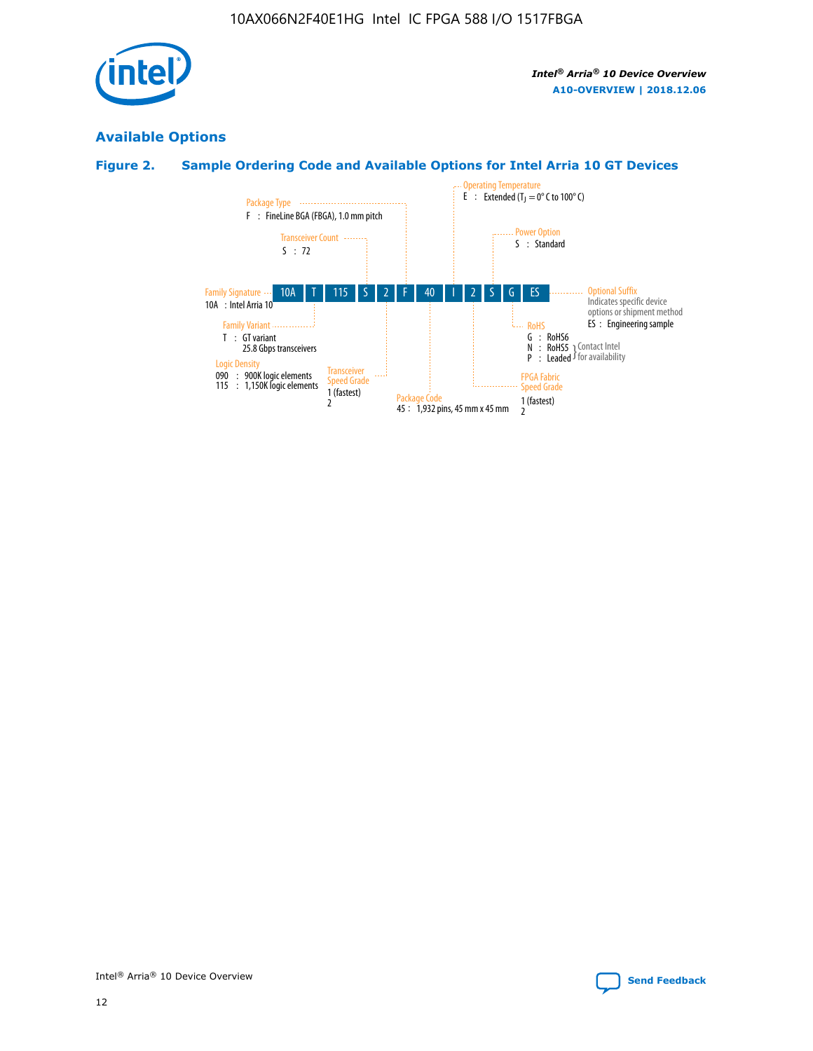## Available Options

### Figure 2. Sample Ordering Code and Available Options for Intel Arria 10 GT Devices

| 10A | T | 115 | S | 2 | F | 40 | I | 2 | S | G | ES |
|---|---|---|---|---|---|---|---|---|---|---|---|

**Family Signature**
10A : Intel Arria 10

**Family Variant**
T : GT variant
25.8 Gbps transceivers

**Logic Density**
090 : 900K logic elements
115 : 1,150K logic elements

**Transceiver Count**
S : 72

**Transceiver Speed Grade**
1 (fastest)
2

**Package Type**
F : FineLine BGA (FBGA), 1.0 mm pitch

**Package Code**
45 : 1,932 pins, 45 mm x 45 mm

**Operating Temperature**
E : Extended ($T_J$ = 0° C to 100° C)

**FPGA Fabric Speed Grade**
1 (fastest)
2

**Power Option**
S : Standard

**RoHS**
G : RoHS6
N : RoHS5 } Contact Intel for availability
P : Leaded } Contact Intel for availability

**Optional Suffix**
Indicates specific device options or shipment method
ES : Engineering sample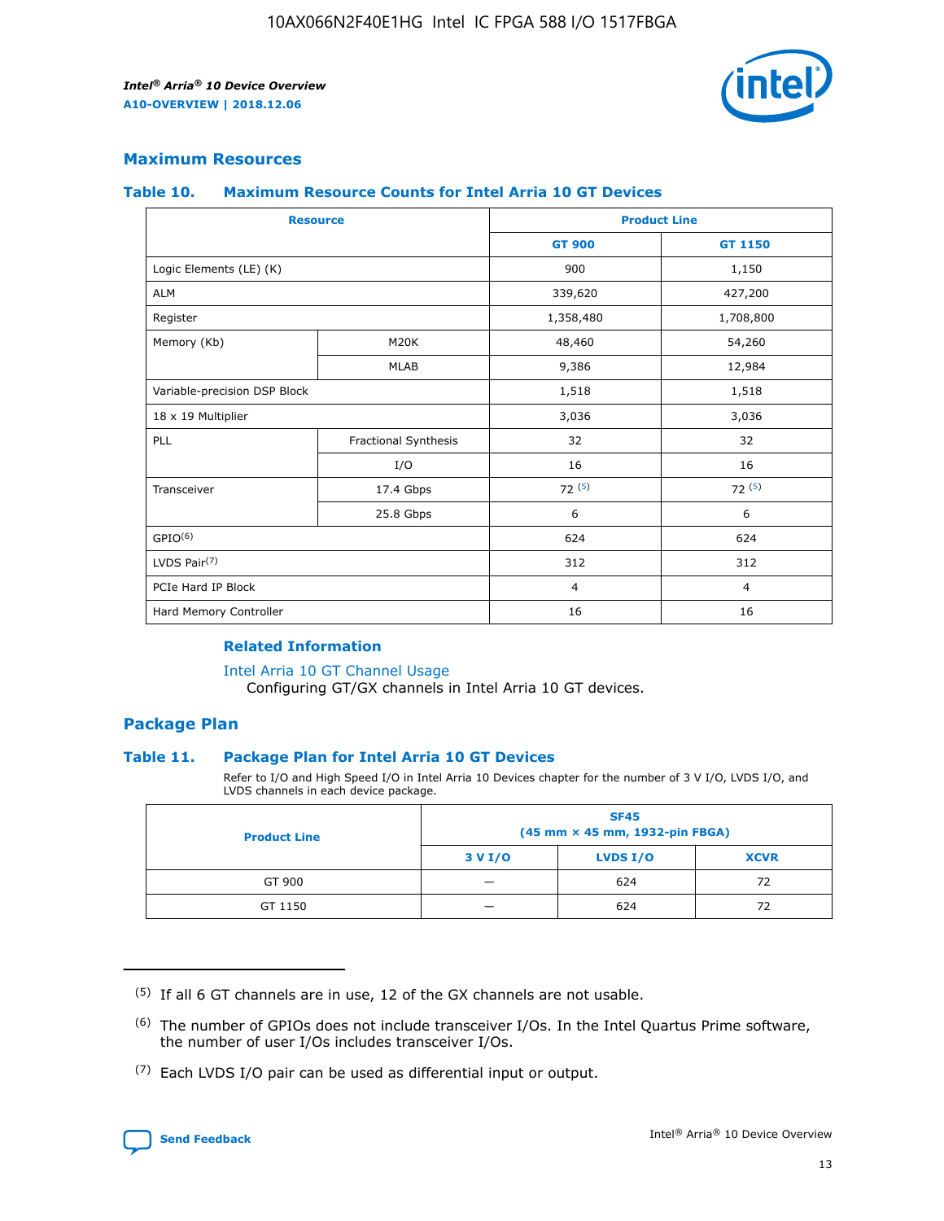## Maximum Resources

### Table 10. Maximum Resource Counts for Intel Arria 10 GT Devices

| Resource | | Product Line | |
|---|---|---|---|
| | | GT 900 | GT 1150 |
| Logic Elements (LE) (K) | | 900 | 1,150 |
| ALM | | 339,620 | 427,200 |
| Register | | 1,358,480 | 1,708,800 |
| Memory (Kb) | M20K | 48,460 | 54,260 |
| | MLAB | 9,386 | 12,984 |
| Variable-precision DSP Block | | 1,518 | 1,518 |
| 18 x 19 Multiplier | | 3,036 | 3,036 |
| PLL | Fractional Synthesis | 32 | 32 |
| | I/O | 16 | 16 |
| Transceiver | 17.4 Gbps | 72 (5) | 72 (5) |
| | 25.8 Gbps | 6 | 6 |
| GPIO(6) | | 624 | 624 |
| LVDS Pair(7) | | 312 | 312 |
| PCIe Hard IP Block | | 4 | 4 |
| Hard Memory Controller | | 16 | 16 |

#### Related Information

Intel Arria 10 GT Channel Usage
Configuring GT/GX channels in Intel Arria 10 GT devices.

## Package Plan

### Table 11. Package Plan for Intel Arria 10 GT Devices

Refer to I/O and High Speed I/O in Intel Arria 10 Devices chapter for the number of 3 V I/O, LVDS I/O, and LVDS channels in each device package.

| Product Line | SF45 (45 mm × 45 mm, 1932-pin FBGA) | | |
|---|---|---|---|
| | 3 V I/O | LVDS I/O | XCVR |
| GT 900 | — | 624 | 72 |
| GT 1150 | — | 624 | 72 |

(5) If all 6 GT channels are in use, 12 of the GX channels are not usable.

(6) The number of GPIOs does not include transceiver I/Os. In the Intel Quartus Prime software, the number of user I/Os includes transceiver I/Os.

(7) Each LVDS I/O pair can be used as differential input or output.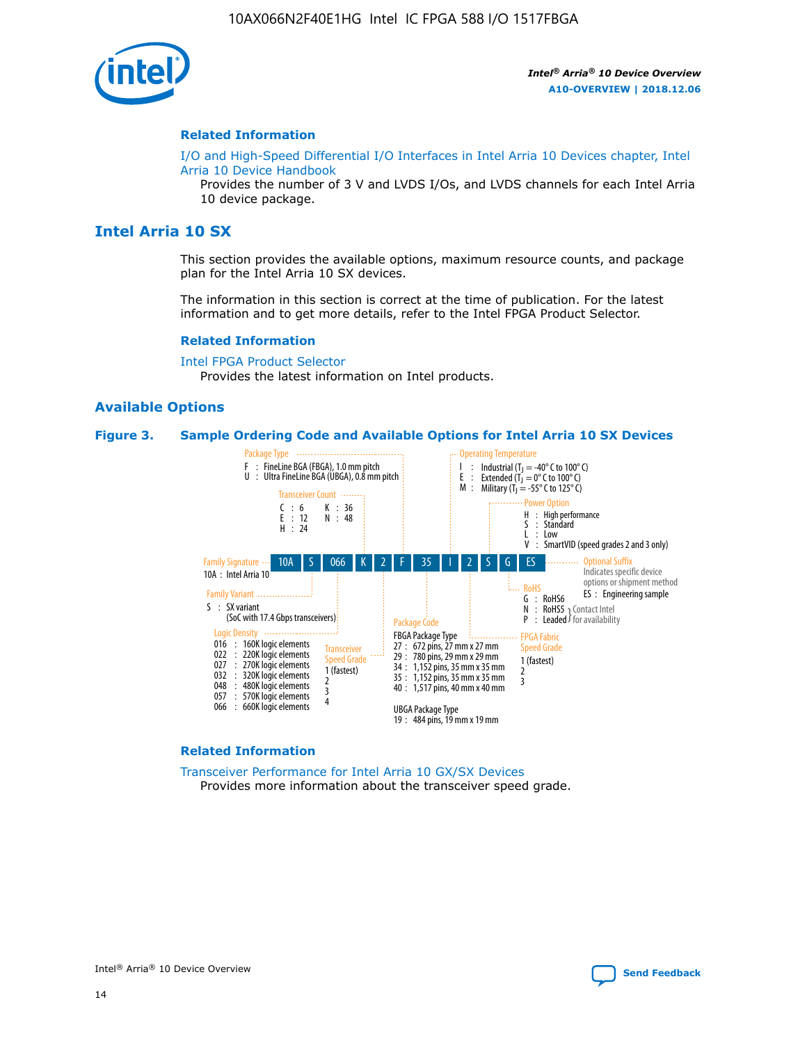### Related Information

I/O and High-Speed Differential I/O Interfaces in Intel Arria 10 Devices chapter, Intel Arria 10 Device Handbook

Provides the number of 3 V and LVDS I/Os, and LVDS channels for each Intel Arria 10 device package.

## Intel Arria 10 SX

This section provides the available options, maximum resource counts, and package plan for the Intel Arria 10 SX devices.

The information in this section is correct at the time of publication. For the latest information and to get more details, refer to the Intel FPGA Product Selector.

### Related Information

Intel FPGA Product Selector

Provides the latest information on Intel products.

### Available Options

**Figure 3. Sample Ordering Code and Available Options for Intel Arria 10 SX Devices**

Sample ordering code: 10A S 066 K 2 F 35 I 2 S G ES

- **Family Signature**
  - 10A : Intel Arria 10
- **Family Variant**
  - S : SX variant (SoC with 17.4 Gbps transceivers)
- **Logic Density**
  - 016 : 160K logic elements
  - 022 : 220K logic elements
  - 027 : 270K logic elements
  - 032 : 320K logic elements
  - 048 : 480K logic elements
  - 057 : 570K logic elements
  - 066 : 660K logic elements
- **Transceiver Count**
  - C : 6
  - E : 12
  - H : 24
  - K : 36
  - N : 48
- **Transceiver Speed Grade**
  - 1 (fastest)
  - 2
  - 3
  - 4
- **Package Type**
  - F : FineLine BGA (FBGA), 1.0 mm pitch
  - U : Ultra FineLine BGA (UBGA), 0.8 mm pitch
- **Package Code**
  - FBGA Package Type
    - 27 : 672 pins, 27 mm x 27 mm
    - 29 : 780 pins, 29 mm x 29 mm
    - 34 : 1,152 pins, 35 mm x 35 mm
    - 35 : 1,152 pins, 35 mm x 35 mm
    - 40 : 1,517 pins, 40 mm x 40 mm
  - UBGA Package Type
    - 19 : 484 pins, 19 mm x 19 mm
- **Operating Temperature**
  - I : Industrial ($T_J$ = -40° C to 100° C)
  - E : Extended ($T_J$ = 0° C to 100° C)
  - M : Military ($T_J$ = -55° C to 125° C)
- **FPGA Fabric Speed Grade**
  - 1 (fastest)
  - 2
  - 3
- **Power Option**
  - H : High performance
  - S : Standard
  - L : Low
  - V : SmartVID (speed grades 2 and 3 only)
- **RoHS**
  - G : RoHS6
  - N : RoHS5 (Contact Intel for availability)
  - P : Leaded (Contact Intel for availability)
- **Optional Suffix**
  - Indicates specific device options or shipment method
  - ES : Engineering sample

### Related Information

Transceiver Performance for Intel Arria 10 GX/SX Devices

Provides more information about the transceiver speed grade.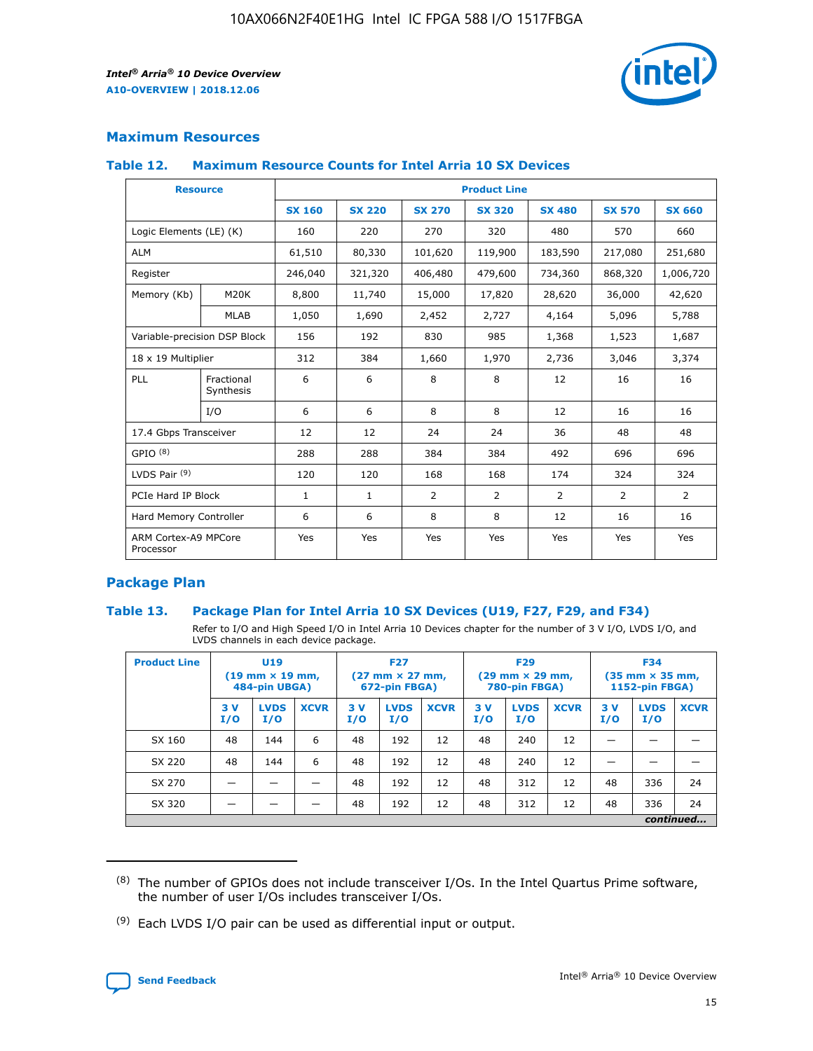## Maximum Resources

### Table 12. Maximum Resource Counts for Intel Arria 10 SX Devices

| Resource | | Product Line | | | | | | |
|---|---|---|---|---|---|---|---|---|
| | | SX 160 | SX 220 | SX 270 | SX 320 | SX 480 | SX 570 | SX 660 |
| Logic Elements (LE) (K) | | 160 | 220 | 270 | 320 | 480 | 570 | 660 |
| ALM | | 61,510 | 80,330 | 101,620 | 119,900 | 183,590 | 217,080 | 251,680 |
| Register | | 246,040 | 321,320 | 406,480 | 479,600 | 734,360 | 868,320 | 1,006,720 |
| Memory (Kb) | M20K | 8,800 | 11,740 | 15,000 | 17,820 | 28,620 | 36,000 | 42,620 |
| | MLAB | 1,050 | 1,690 | 2,452 | 2,727 | 4,164 | 5,096 | 5,788 |
| Variable-precision DSP Block | | 156 | 192 | 830 | 985 | 1,368 | 1,523 | 1,687 |
| 18 x 19 Multiplier | | 312 | 384 | 1,660 | 1,970 | 2,736 | 3,046 | 3,374 |
| PLL | Fractional Synthesis | 6 | 6 | 8 | 8 | 12 | 16 | 16 |
| | I/O | 6 | 6 | 8 | 8 | 12 | 16 | 16 |
| 17.4 Gbps Transceiver | | 12 | 12 | 24 | 24 | 36 | 48 | 48 |
| GPIO [8] | | 288 | 288 | 384 | 384 | 492 | 696 | 696 |
| LVDS Pair [9] | | 120 | 120 | 168 | 168 | 174 | 324 | 324 |
| PCIe Hard IP Block | | 1 | 1 | 2 | 2 | 2 | 2 | 2 |
| Hard Memory Controller | | 6 | 6 | 8 | 8 | 12 | 16 | 16 |
| ARM Cortex-A9 MPCore Processor | | Yes | Yes | Yes | Yes | Yes | Yes | Yes |

## Package Plan

### Table 13. Package Plan for Intel Arria 10 SX Devices (U19, F27, F29, and F34)

Refer to I/O and High Speed I/O in Intel Arria 10 Devices chapter for the number of 3 V I/O, LVDS I/O, and LVDS channels in each device package.

| Product Line | U19 (19 mm × 19 mm, 484-pin UBGA) | | | F27 (27 mm × 27 mm, 672-pin FBGA) | | | F29 (29 mm × 29 mm, 780-pin FBGA) | | | F34 (35 mm × 35 mm, 1152-pin FBGA) | | |
|---|---|---|---|---|---|---|---|---|---|---|---|---|
| | 3 V I/O | LVDS I/O | XCVR | 3 V I/O | LVDS I/O | XCVR | 3 V I/O | LVDS I/O | XCVR | 3 V I/O | LVDS I/O | XCVR |
| SX 160 | 48 | 144 | 6 | 48 | 192 | 12 | 48 | 240 | 12 | — | — | — |
| SX 220 | 48 | 144 | 6 | 48 | 192 | 12 | 48 | 240 | 12 | — | — | — |
| SX 270 | — | — | — | 48 | 192 | 12 | 48 | 312 | 12 | 48 | 336 | 24 |
| SX 320 | — | — | — | 48 | 192 | 12 | 48 | 312 | 12 | 48 | 336 | 24 |

*continued...*

(8) The number of GPIOs does not include transceiver I/Os. In the Intel Quartus Prime software, the number of user I/Os includes transceiver I/Os.

(9) Each LVDS I/O pair can be used as differential input or output.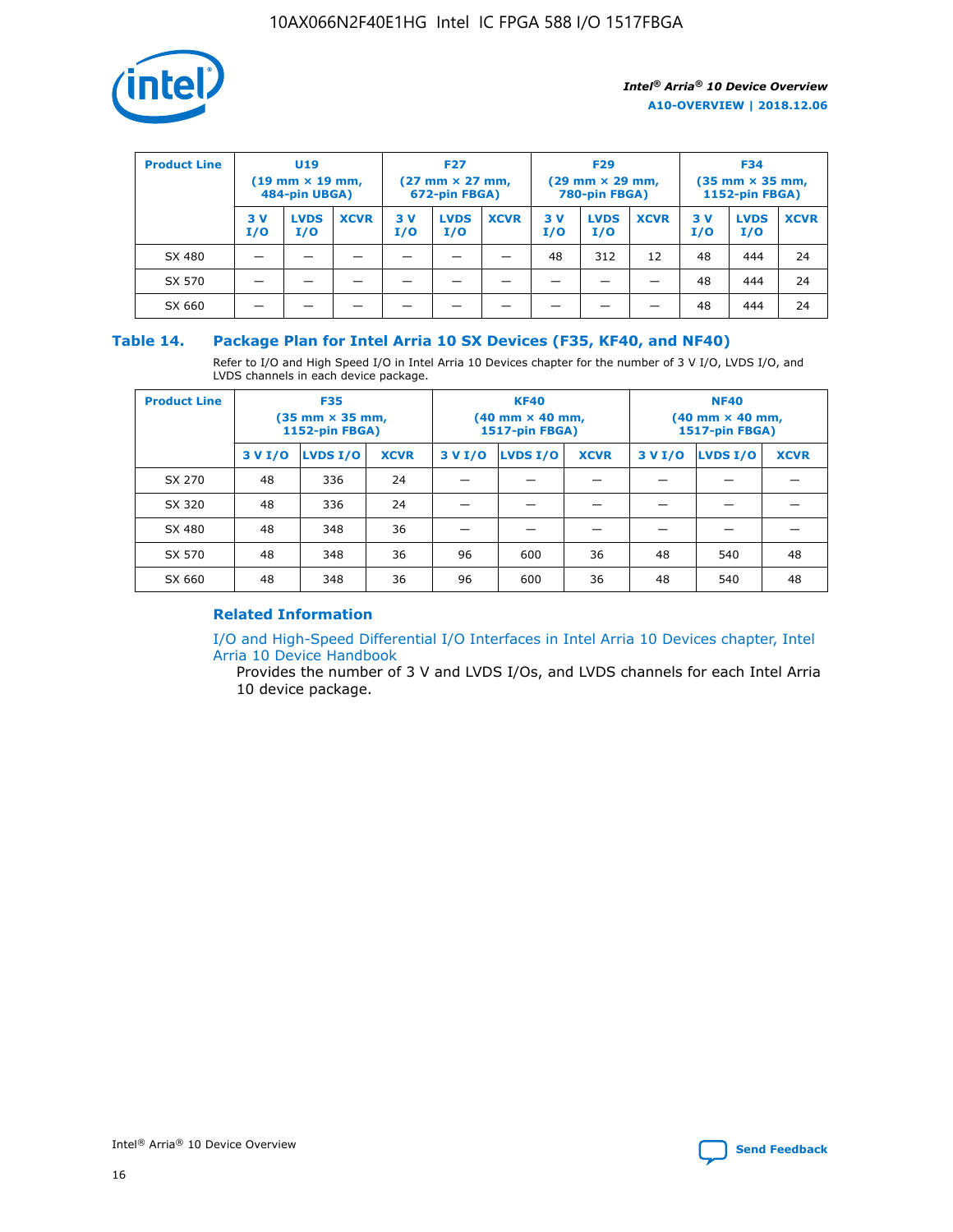| Product Line | U19 (19 mm × 19 mm, 484-pin UBGA) | | | F27 (27 mm × 27 mm, 672-pin FBGA) | | | F29 (29 mm × 29 mm, 780-pin FBGA) | | | F34 (35 mm × 35 mm, 1152-pin FBGA) | | |
|---|---|---|---|---|---|---|---|---|---|---|---|---|
| | 3 V I/O | LVDS I/O | XCVR | 3 V I/O | LVDS I/O | XCVR | 3 V I/O | LVDS I/O | XCVR | 3 V I/O | LVDS I/O | XCVR |
| SX 480 | — | — | — | — | — | — | 48 | 312 | 12 | 48 | 444 | 24 |
| SX 570 | — | — | — | — | — | — | — | — | — | 48 | 444 | 24 |
| SX 660 | — | — | — | — | — | — | — | — | — | 48 | 444 | 24 |

## Table 14. Package Plan for Intel Arria 10 SX Devices (F35, KF40, and NF40)

Refer to I/O and High Speed I/O in Intel Arria 10 Devices chapter for the number of 3 V I/O, LVDS I/O, and LVDS channels in each device package.

| Product Line | F35 (35 mm × 35 mm, 1152-pin FBGA) | | | KF40 (40 mm × 40 mm, 1517-pin FBGA) | | | NF40 (40 mm × 40 mm, 1517-pin FBGA) | | |
|---|---|---|---|---|---|---|---|---|---|
| | 3 V I/O | LVDS I/O | XCVR | 3 V I/O | LVDS I/O | XCVR | 3 V I/O | LVDS I/O | XCVR |
| SX 270 | 48 | 336 | 24 | — | — | — | — | — | — |
| SX 320 | 48 | 336 | 24 | — | — | — | — | — | — |
| SX 480 | 48 | 348 | 36 | — | — | — | — | — | — |
| SX 570 | 48 | 348 | 36 | 96 | 600 | 36 | 48 | 540 | 48 |
| SX 660 | 48 | 348 | 36 | 96 | 600 | 36 | 48 | 540 | 48 |

### Related Information

I/O and High-Speed Differential I/O Interfaces in Intel Arria 10 Devices chapter, Intel Arria 10 Device Handbook

Provides the number of 3 V and LVDS I/Os, and LVDS channels for each Intel Arria 10 device package.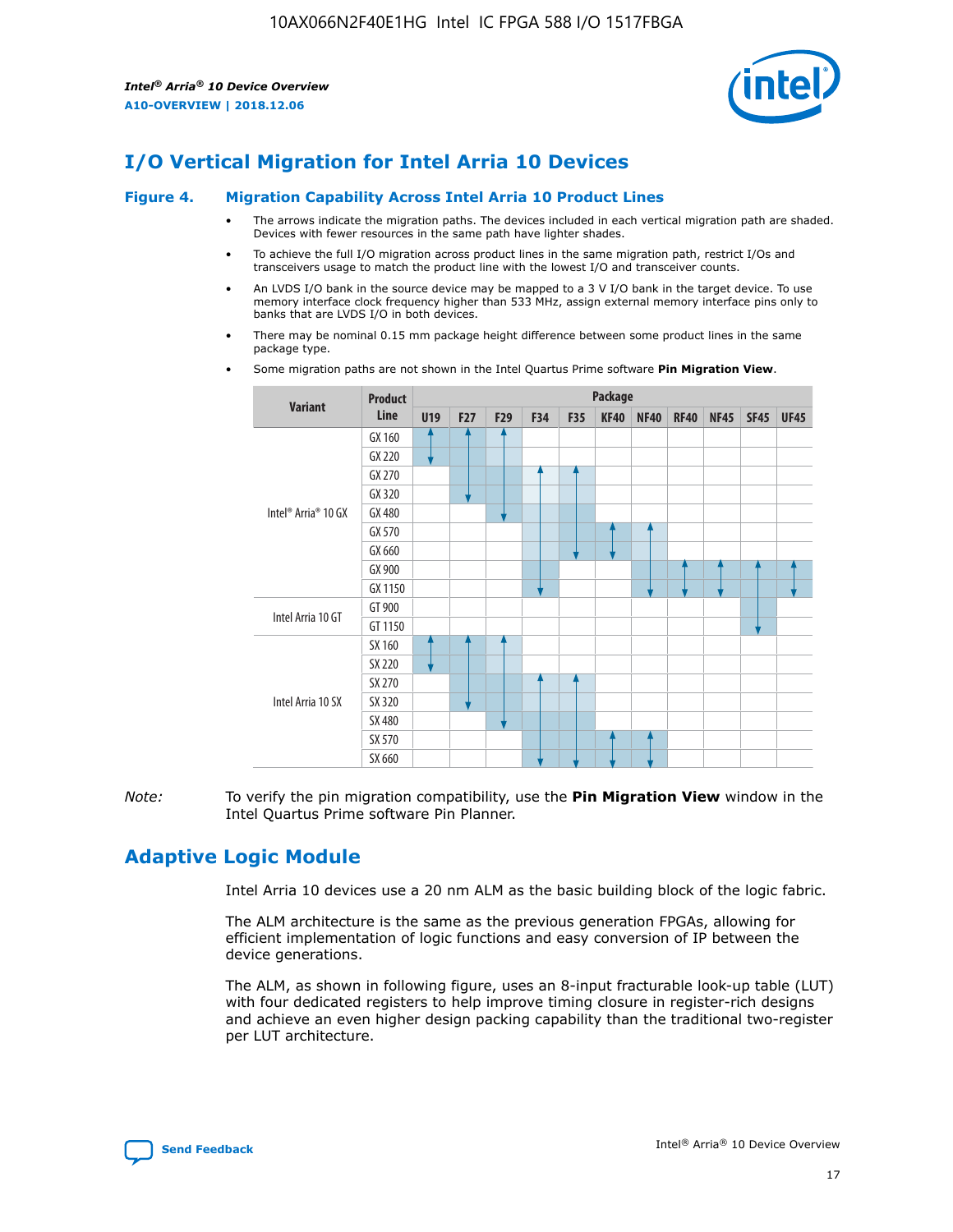## I/O Vertical Migration for Intel Arria 10 Devices

**Figure 4. Migration Capability Across Intel Arria 10 Product Lines**

- The arrows indicate the migration paths. The devices included in each vertical migration path are shaded. Devices with fewer resources in the same path have lighter shades.
- To achieve the full I/O migration across product lines in the same migration path, restrict I/Os and transceivers usage to match the product line with the lowest I/O and transceiver counts.
- An LVDS I/O bank in the source device may be mapped to a 3 V I/O bank in the target device. To use memory interface clock frequency higher than 533 MHz, assign external memory interface pins only to banks that are LVDS I/O in both devices.
- There may be nominal 0.15 mm package height difference between some product lines in the same package type.
- Some migration paths are not shown in the Intel Quartus Prime software **Pin Migration View**.

| Variant | Product Line | U19 | F27 | F29 | F34 | F35 | KF40 | NF40 | RF40 | NF45 | SF45 | UF45 |
|---|---|---|---|---|---|---|---|---|---|---|---|---|
| Intel® Arria® 10 GX | GX 160 | | | | | | | | | | | |
| | GX 220 | | | | | | | | | | | |
| | GX 270 | | | | | | | | | | | |
| | GX 320 | | | | | | | | | | | |
| | GX 480 | | | | | | | | | | | |
| | GX 570 | | | | | | | | | | | |
| | GX 660 | | | | | | | | | | | |
| | GX 900 | | | | | | | | | | | |
| | GX 1150 | | | | | | | | | | | |
| Intel Arria 10 GT | GT 900 | | | | | | | | | | | |
| | GT 1150 | | | | | | | | | | | |
| Intel Arria 10 SX | SX 160 | | | | | | | | | | | |
| | SX 220 | | | | | | | | | | | |
| | SX 270 | | | | | | | | | | | |
| | SX 320 | | | | | | | | | | | |
| | SX 480 | | | | | | | | | | | |
| | SX 570 | | | | | | | | | | | |
| | SX 660 | | | | | | | | | | | |

*Note:* To verify the pin migration compatibility, use the **Pin Migration View** window in the Intel Quartus Prime software Pin Planner.

## Adaptive Logic Module

Intel Arria 10 devices use a 20 nm ALM as the basic building block of the logic fabric.

The ALM architecture is the same as the previous generation FPGAs, allowing for efficient implementation of logic functions and easy conversion of IP between the device generations.

The ALM, as shown in following figure, uses an 8-input fracturable look-up table (LUT) with four dedicated registers to help improve timing closure in register-rich designs and achieve an even higher design packing capability than the traditional two-register per LUT architecture.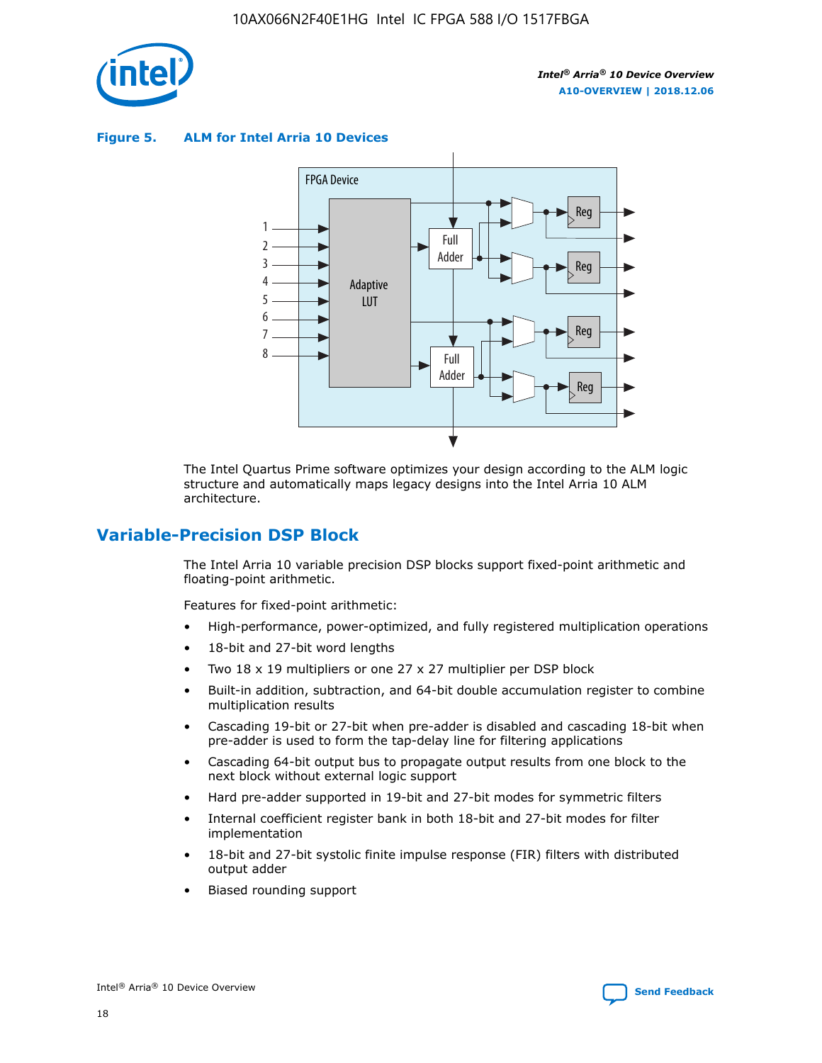**Figure 5. ALM for Intel Arria 10 Devices**

The Intel Quartus Prime software optimizes your design according to the ALM logic structure and automatically maps legacy designs into the Intel Arria 10 ALM architecture.

## Variable-Precision DSP Block

The Intel Arria 10 variable precision DSP blocks support fixed-point arithmetic and floating-point arithmetic.

Features for fixed-point arithmetic:

- High-performance, power-optimized, and fully registered multiplication operations
- 18-bit and 27-bit word lengths
- Two 18 x 19 multipliers or one 27 x 27 multiplier per DSP block
- Built-in addition, subtraction, and 64-bit double accumulation register to combine multiplication results
- Cascading 19-bit or 27-bit when pre-adder is disabled and cascading 18-bit when pre-adder is used to form the tap-delay line for filtering applications
- Cascading 64-bit output bus to propagate output results from one block to the next block without external logic support
- Hard pre-adder supported in 19-bit and 27-bit modes for symmetric filters
- Internal coefficient register bank in both 18-bit and 27-bit modes for filter implementation
- 18-bit and 27-bit systolic finite impulse response (FIR) filters with distributed output adder
- Biased rounding support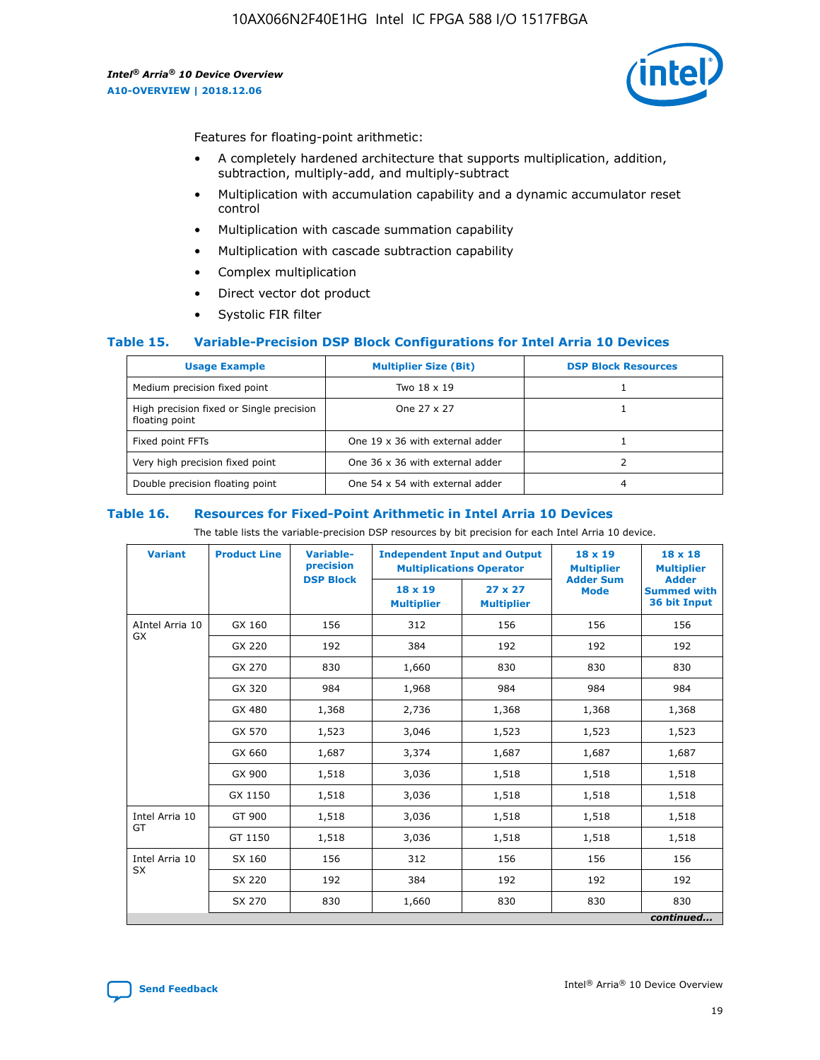Features for floating-point arithmetic:

- A completely hardened architecture that supports multiplication, addition, subtraction, multiply-add, and multiply-subtract
- Multiplication with accumulation capability and a dynamic accumulator reset control
- Multiplication with cascade summation capability
- Multiplication with cascade subtraction capability
- Complex multiplication
- Direct vector dot product
- Systolic FIR filter

### Table 15. Variable-Precision DSP Block Configurations for Intel Arria 10 Devices

| Usage Example | Multiplier Size (Bit) | DSP Block Resources |
|---|---|---|
| Medium precision fixed point | Two 18 x 19 | 1 |
| High precision fixed or Single precision floating point | One 27 x 27 | 1 |
| Fixed point FFTs | One 19 x 36 with external adder | 1 |
| Very high precision fixed point | One 36 x 36 with external adder | 2 |
| Double precision floating point | One 54 x 54 with external adder | 4 |

### Table 16. Resources for Fixed-Point Arithmetic in Intel Arria 10 Devices

The table lists the variable-precision DSP resources by bit precision for each Intel Arria 10 device.

| Variant | Product Line | Variable-precision DSP Block | Independent Input and Output Multiplications Operator | | 18 x 19 Multiplier Adder Sum Mode | 18 x 18 Multiplier Adder Summed with 36 bit Input |
|---|---|---|---|---|---|---|
| | | | 18 x 19 Multiplier | 27 x 27 Multiplier | | |
| AIntel Arria 10 GX | GX 160 | 156 | 312 | 156 | 156 | 156 |
| | GX 220 | 192 | 384 | 192 | 192 | 192 |
| | GX 270 | 830 | 1,660 | 830 | 830 | 830 |
| | GX 320 | 984 | 1,968 | 984 | 984 | 984 |
| | GX 480 | 1,368 | 2,736 | 1,368 | 1,368 | 1,368 |
| | GX 570 | 1,523 | 3,046 | 1,523 | 1,523 | 1,523 |
| | GX 660 | 1,687 | 3,374 | 1,687 | 1,687 | 1,687 |
| | GX 900 | 1,518 | 3,036 | 1,518 | 1,518 | 1,518 |
| | GX 1150 | 1,518 | 3,036 | 1,518 | 1,518 | 1,518 |
| Intel Arria 10 GT | GT 900 | 1,518 | 3,036 | 1,518 | 1,518 | 1,518 |
| | GT 1150 | 1,518 | 3,036 | 1,518 | 1,518 | 1,518 |
| Intel Arria 10 SX | SX 160 | 156 | 312 | 156 | 156 | 156 |
| | SX 220 | 192 | 384 | 192 | 192 | 192 |
| | SX 270 | 830 | 1,660 | 830 | 830 | 830 |

*continued...*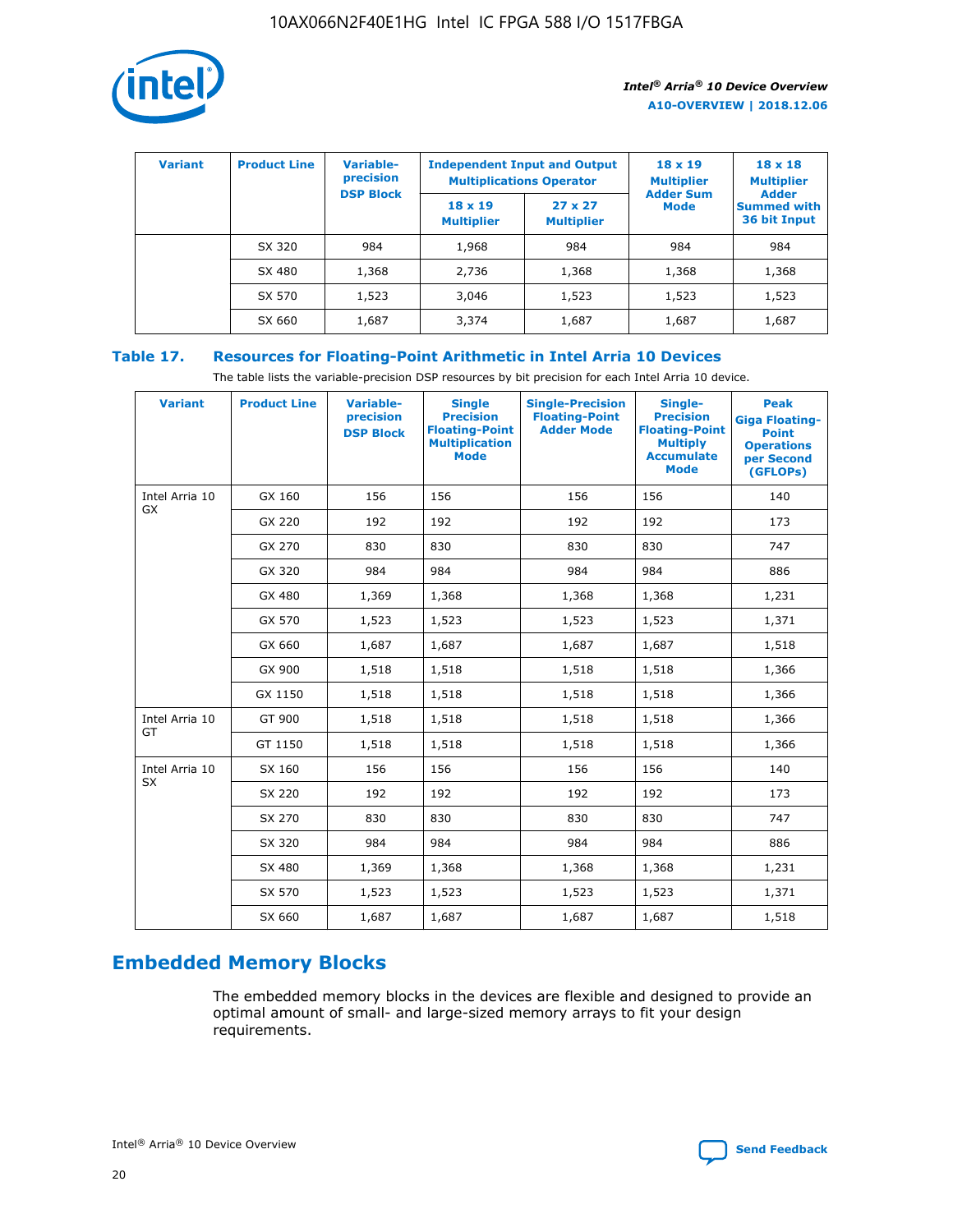| Variant | Product Line | Variable-precision DSP Block | Independent Input and Output Multiplications Operator | | 18 x 19 Multiplier Adder Sum Mode | 18 x 18 Multiplier Adder Summed with 36 bit Input |
|---|---|---|---|---|---|---|
| | | | 18 x 19 Multiplier | 27 x 27 Multiplier | | |
| | SX 320 | 984 | 1,968 | 984 | 984 | 984 |
| | SX 480 | 1,368 | 2,736 | 1,368 | 1,368 | 1,368 |
| | SX 570 | 1,523 | 3,046 | 1,523 | 1,523 | 1,523 |
| | SX 660 | 1,687 | 3,374 | 1,687 | 1,687 | 1,687 |

## Table 17. Resources for Floating-Point Arithmetic in Intel Arria 10 Devices

The table lists the variable-precision DSP resources by bit precision for each Intel Arria 10 device.

| Variant | Product Line | Variable-precision DSP Block | Single Precision Floating-Point Multiplication Mode | Single-Precision Floating-Point Adder Mode | Single-Precision Floating-Point Multiply Accumulate Mode | Peak Giga Floating-Point Operations per Second (GFLOPs) |
|---|---|---|---|---|---|---|
| Intel Arria 10 GX | GX 160 | 156 | 156 | 156 | 156 | 140 |
| | GX 220 | 192 | 192 | 192 | 192 | 173 |
| | GX 270 | 830 | 830 | 830 | 830 | 747 |
| | GX 320 | 984 | 984 | 984 | 984 | 886 |
| | GX 480 | 1,369 | 1,368 | 1,368 | 1,368 | 1,231 |
| | GX 570 | 1,523 | 1,523 | 1,523 | 1,523 | 1,371 |
| | GX 660 | 1,687 | 1,687 | 1,687 | 1,687 | 1,518 |
| | GX 900 | 1,518 | 1,518 | 1,518 | 1,518 | 1,366 |
| | GX 1150 | 1,518 | 1,518 | 1,518 | 1,518 | 1,366 |
| Intel Arria 10 GT | GT 900 | 1,518 | 1,518 | 1,518 | 1,518 | 1,366 |
| | GT 1150 | 1,518 | 1,518 | 1,518 | 1,518 | 1,366 |
| Intel Arria 10 SX | SX 160 | 156 | 156 | 156 | 156 | 140 |
| | SX 220 | 192 | 192 | 192 | 192 | 173 |
| | SX 270 | 830 | 830 | 830 | 830 | 747 |
| | SX 320 | 984 | 984 | 984 | 984 | 886 |
| | SX 480 | 1,369 | 1,368 | 1,368 | 1,368 | 1,231 |
| | SX 570 | 1,523 | 1,523 | 1,523 | 1,523 | 1,371 |
| | SX 660 | 1,687 | 1,687 | 1,687 | 1,687 | 1,518 |

# Embedded Memory Blocks

The embedded memory blocks in the devices are flexible and designed to provide an optimal amount of small- and large-sized memory arrays to fit your design requirements.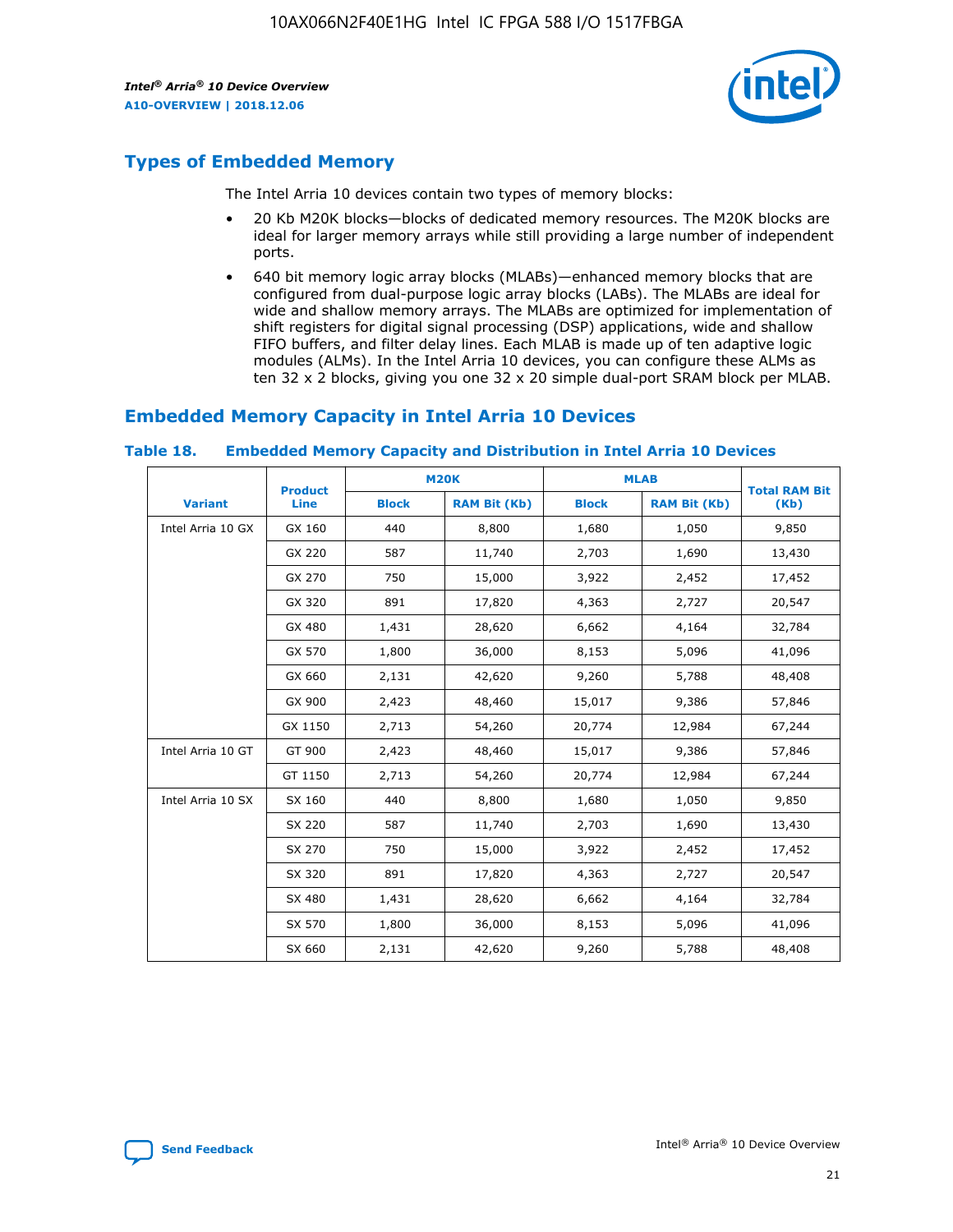## Types of Embedded Memory

The Intel Arria 10 devices contain two types of memory blocks:

- 20 Kb M20K blocks—blocks of dedicated memory resources. The M20K blocks are ideal for larger memory arrays while still providing a large number of independent ports.
- 640 bit memory logic array blocks (MLABs)—enhanced memory blocks that are configured from dual-purpose logic array blocks (LABs). The MLABs are ideal for wide and shallow memory arrays. The MLABs are optimized for implementation of shift registers for digital signal processing (DSP) applications, wide and shallow FIFO buffers, and filter delay lines. Each MLAB is made up of ten adaptive logic modules (ALMs). In the Intel Arria 10 devices, you can configure these ALMs as ten 32 x 2 blocks, giving you one 32 x 20 simple dual-port SRAM block per MLAB.

## Embedded Memory Capacity in Intel Arria 10 Devices

**Table 18. Embedded Memory Capacity and Distribution in Intel Arria 10 Devices**

| Variant | Product Line | M20K | | MLAB | | Total RAM Bit (Kb) |
|---|---|---|---|---|---|---|
| | | Block | RAM Bit (Kb) | Block | RAM Bit (Kb) | |
| Intel Arria 10 GX | GX 160 | 440 | 8,800 | 1,680 | 1,050 | 9,850 |
| | GX 220 | 587 | 11,740 | 2,703 | 1,690 | 13,430 |
| | GX 270 | 750 | 15,000 | 3,922 | 2,452 | 17,452 |
| | GX 320 | 891 | 17,820 | 4,363 | 2,727 | 20,547 |
| | GX 480 | 1,431 | 28,620 | 6,662 | 4,164 | 32,784 |
| | GX 570 | 1,800 | 36,000 | 8,153 | 5,096 | 41,096 |
| | GX 660 | 2,131 | 42,620 | 9,260 | 5,788 | 48,408 |
| | GX 900 | 2,423 | 48,460 | 15,017 | 9,386 | 57,846 |
| | GX 1150 | 2,713 | 54,260 | 20,774 | 12,984 | 67,244 |
| Intel Arria 10 GT | GT 900 | 2,423 | 48,460 | 15,017 | 9,386 | 57,846 |
| | GT 1150 | 2,713 | 54,260 | 20,774 | 12,984 | 67,244 |
| Intel Arria 10 SX | SX 160 | 440 | 8,800 | 1,680 | 1,050 | 9,850 |
| | SX 220 | 587 | 11,740 | 2,703 | 1,690 | 13,430 |
| | SX 270 | 750 | 15,000 | 3,922 | 2,452 | 17,452 |
| | SX 320 | 891 | 17,820 | 4,363 | 2,727 | 20,547 |
| | SX 480 | 1,431 | 28,620 | 6,662 | 4,164 | 32,784 |
| | SX 570 | 1,800 | 36,000 | 8,153 | 5,096 | 41,096 |
| | SX 660 | 2,131 | 42,620 | 9,260 | 5,788 | 48,408 |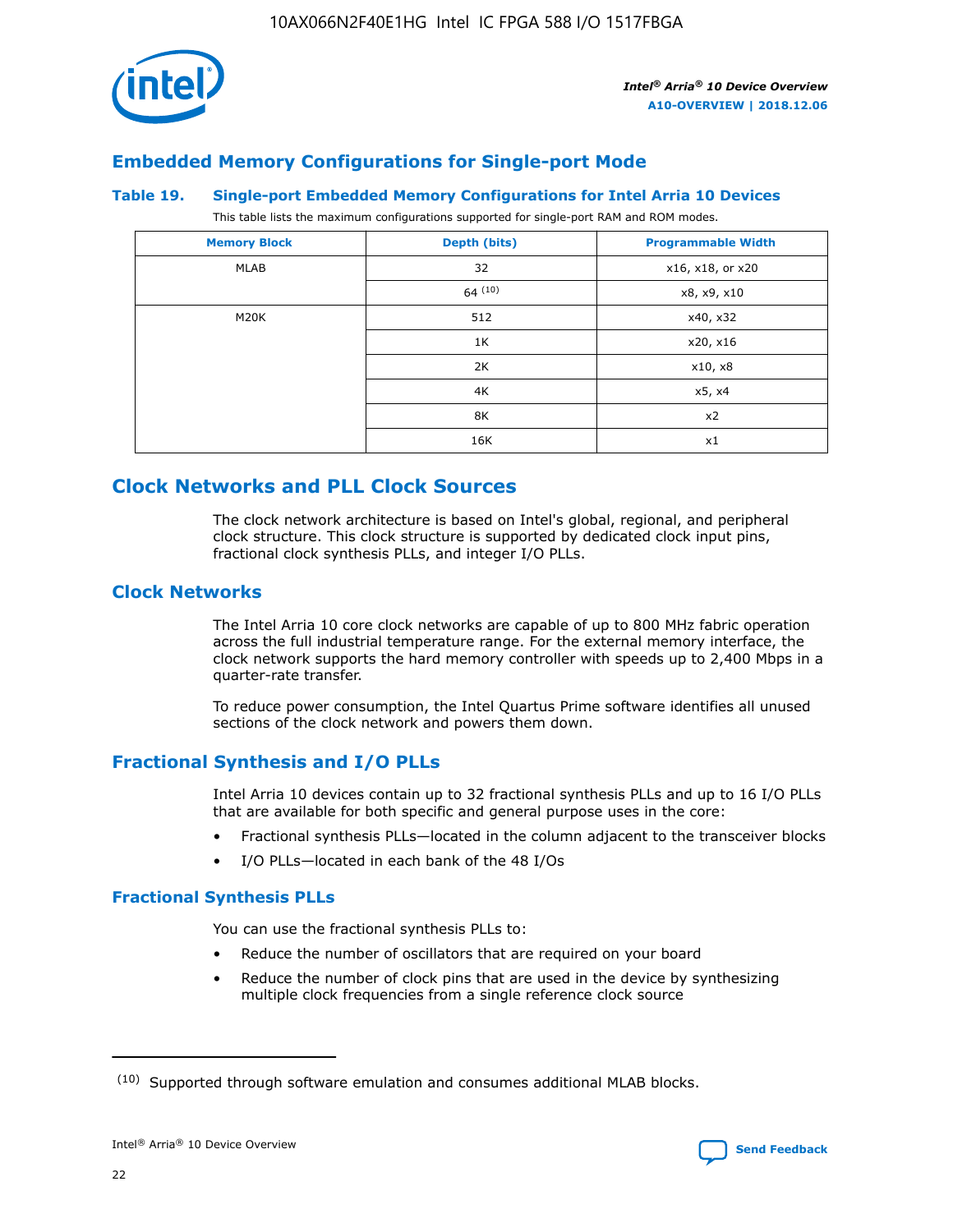## Embedded Memory Configurations for Single-port Mode

### Table 19. Single-port Embedded Memory Configurations for Intel Arria 10 Devices

This table lists the maximum configurations supported for single-port RAM and ROM modes.

| Memory Block | Depth (bits) | Programmable Width |
|---|---|---|
| MLAB | 32 | x16, x18, or x20 |
| | 64 [10] | x8, x9, x10 |
| M20K | 512 | x40, x32 |
| | 1K | x20, x16 |
| | 2K | x10, x8 |
| | 4K | x5, x4 |
| | 8K | x2 |
| | 16K | x1 |

## Clock Networks and PLL Clock Sources

The clock network architecture is based on Intel's global, regional, and peripheral clock structure. This clock structure is supported by dedicated clock input pins, fractional clock synthesis PLLs, and integer I/O PLLs.

## Clock Networks

The Intel Arria 10 core clock networks are capable of up to 800 MHz fabric operation across the full industrial temperature range. For the external memory interface, the clock network supports the hard memory controller with speeds up to 2,400 Mbps in a quarter-rate transfer.

To reduce power consumption, the Intel Quartus Prime software identifies all unused sections of the clock network and powers them down.

## Fractional Synthesis and I/O PLLs

Intel Arria 10 devices contain up to 32 fractional synthesis PLLs and up to 16 I/O PLLs that are available for both specific and general purpose uses in the core:

- Fractional synthesis PLLs—located in the column adjacent to the transceiver blocks
- I/O PLLs—located in each bank of the 48 I/Os

### Fractional Synthesis PLLs

You can use the fractional synthesis PLLs to:

- Reduce the number of oscillators that are required on your board
- Reduce the number of clock pins that are used in the device by synthesizing multiple clock frequencies from a single reference clock source

[10] Supported through software emulation and consumes additional MLAB blocks.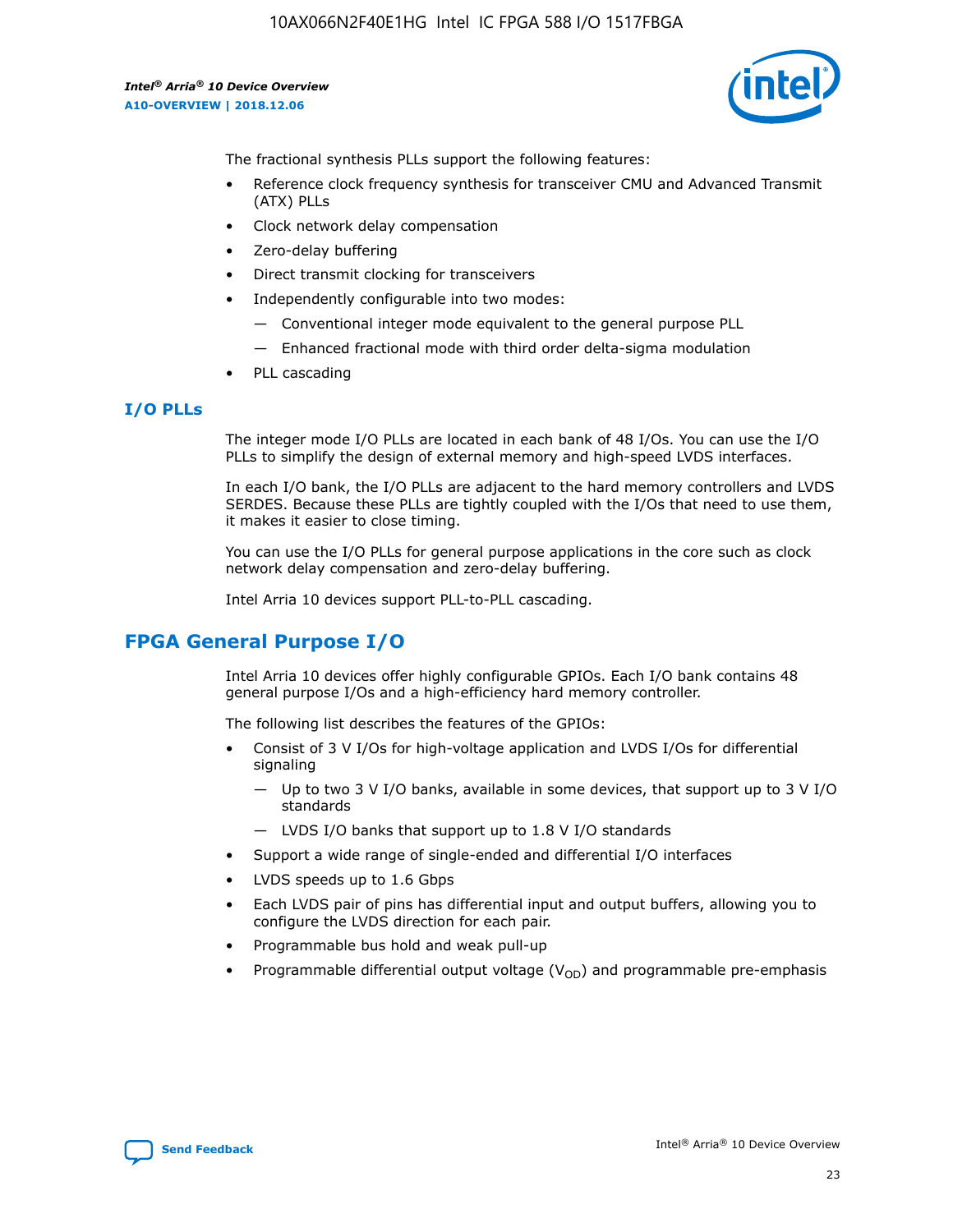The fractional synthesis PLLs support the following features:

- Reference clock frequency synthesis for transceiver CMU and Advanced Transmit (ATX) PLLs
- Clock network delay compensation
- Zero-delay buffering
- Direct transmit clocking for transceivers
- Independently configurable into two modes:
  - — Conventional integer mode equivalent to the general purpose PLL
  - — Enhanced fractional mode with third order delta-sigma modulation
- PLL cascading

### I/O PLLs

The integer mode I/O PLLs are located in each bank of 48 I/Os. You can use the I/O PLLs to simplify the design of external memory and high-speed LVDS interfaces.

In each I/O bank, the I/O PLLs are adjacent to the hard memory controllers and LVDS SERDES. Because these PLLs are tightly coupled with the I/Os that need to use them, it makes it easier to close timing.

You can use the I/O PLLs for general purpose applications in the core such as clock network delay compensation and zero-delay buffering.

Intel Arria 10 devices support PLL-to-PLL cascading.

## FPGA General Purpose I/O

Intel Arria 10 devices offer highly configurable GPIOs. Each I/O bank contains 48 general purpose I/Os and a high-efficiency hard memory controller.

The following list describes the features of the GPIOs:

- Consist of 3 V I/Os for high-voltage application and LVDS I/Os for differential signaling
  - — Up to two 3 V I/O banks, available in some devices, that support up to 3 V I/O standards
  - — LVDS I/O banks that support up to 1.8 V I/O standards
- Support a wide range of single-ended and differential I/O interfaces
- LVDS speeds up to 1.6 Gbps
- Each LVDS pair of pins has differential input and output buffers, allowing you to configure the LVDS direction for each pair.
- Programmable bus hold and weak pull-up
- Programmable differential output voltage ($V_{OD}$) and programmable pre-emphasis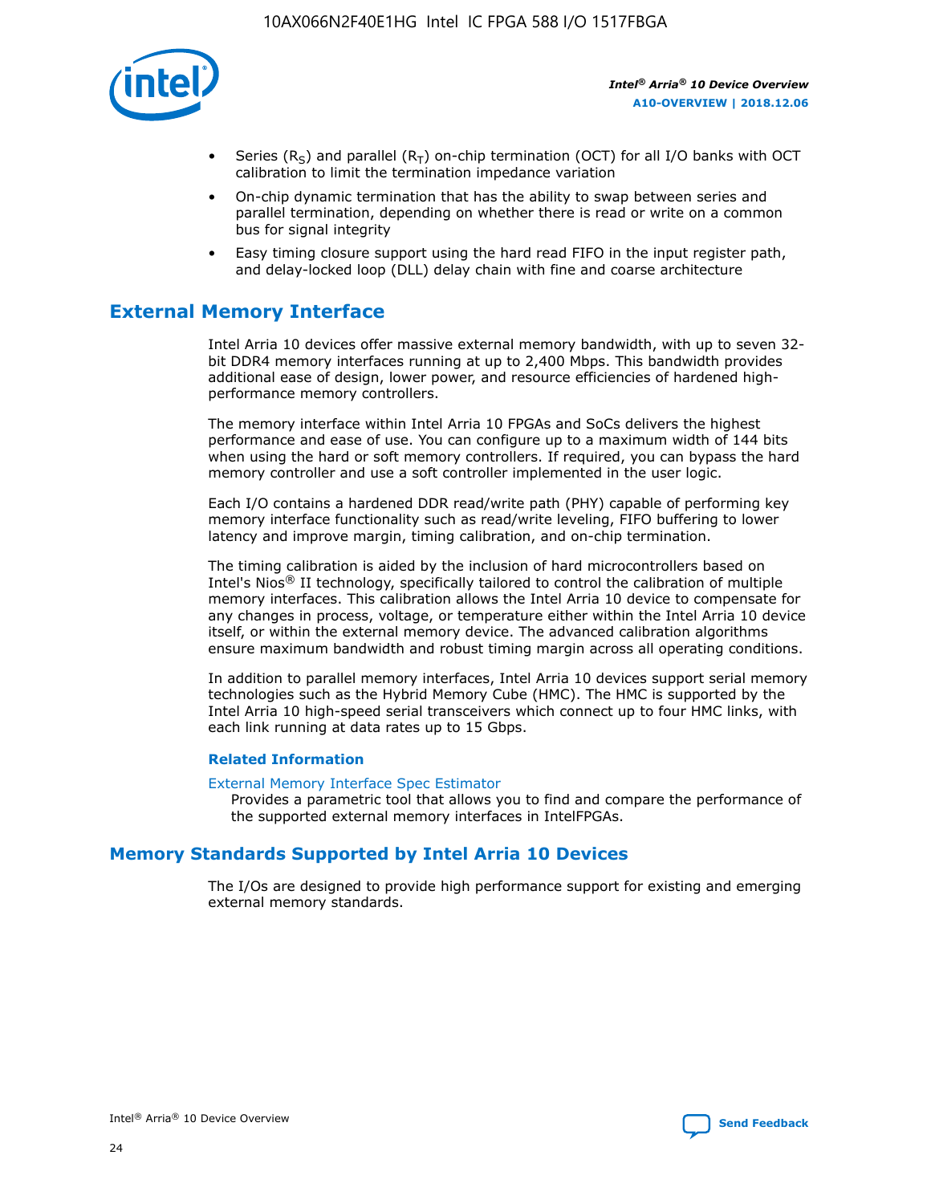- Series ($R_S$) and parallel ($R_T$) on-chip termination (OCT) for all I/O banks with OCT calibration to limit the termination impedance variation
- On-chip dynamic termination that has the ability to swap between series and parallel termination, depending on whether there is read or write on a common bus for signal integrity
- Easy timing closure support using the hard read FIFO in the input register path, and delay-locked loop (DLL) delay chain with fine and coarse architecture

## External Memory Interface

Intel Arria 10 devices offer massive external memory bandwidth, with up to seven 32-bit DDR4 memory interfaces running at up to 2,400 Mbps. This bandwidth provides additional ease of design, lower power, and resource efficiencies of hardened high-performance memory controllers.

The memory interface within Intel Arria 10 FPGAs and SoCs delivers the highest performance and ease of use. You can configure up to a maximum width of 144 bits when using the hard or soft memory controllers. If required, you can bypass the hard memory controller and use a soft controller implemented in the user logic.

Each I/O contains a hardened DDR read/write path (PHY) capable of performing key memory interface functionality such as read/write leveling, FIFO buffering to lower latency and improve margin, timing calibration, and on-chip termination.

The timing calibration is aided by the inclusion of hard microcontrollers based on Intel's Nios® II technology, specifically tailored to control the calibration of multiple memory interfaces. This calibration allows the Intel Arria 10 device to compensate for any changes in process, voltage, or temperature either within the Intel Arria 10 device itself, or within the external memory device. The advanced calibration algorithms ensure maximum bandwidth and robust timing margin across all operating conditions.

In addition to parallel memory interfaces, Intel Arria 10 devices support serial memory technologies such as the Hybrid Memory Cube (HMC). The HMC is supported by the Intel Arria 10 high-speed serial transceivers which connect up to four HMC links, with each link running at data rates up to 15 Gbps.

### Related Information

External Memory Interface Spec Estimator
Provides a parametric tool that allows you to find and compare the performance of the supported external memory interfaces in IntelFPGAs.

## Memory Standards Supported by Intel Arria 10 Devices

The I/Os are designed to provide high performance support for existing and emerging external memory standards.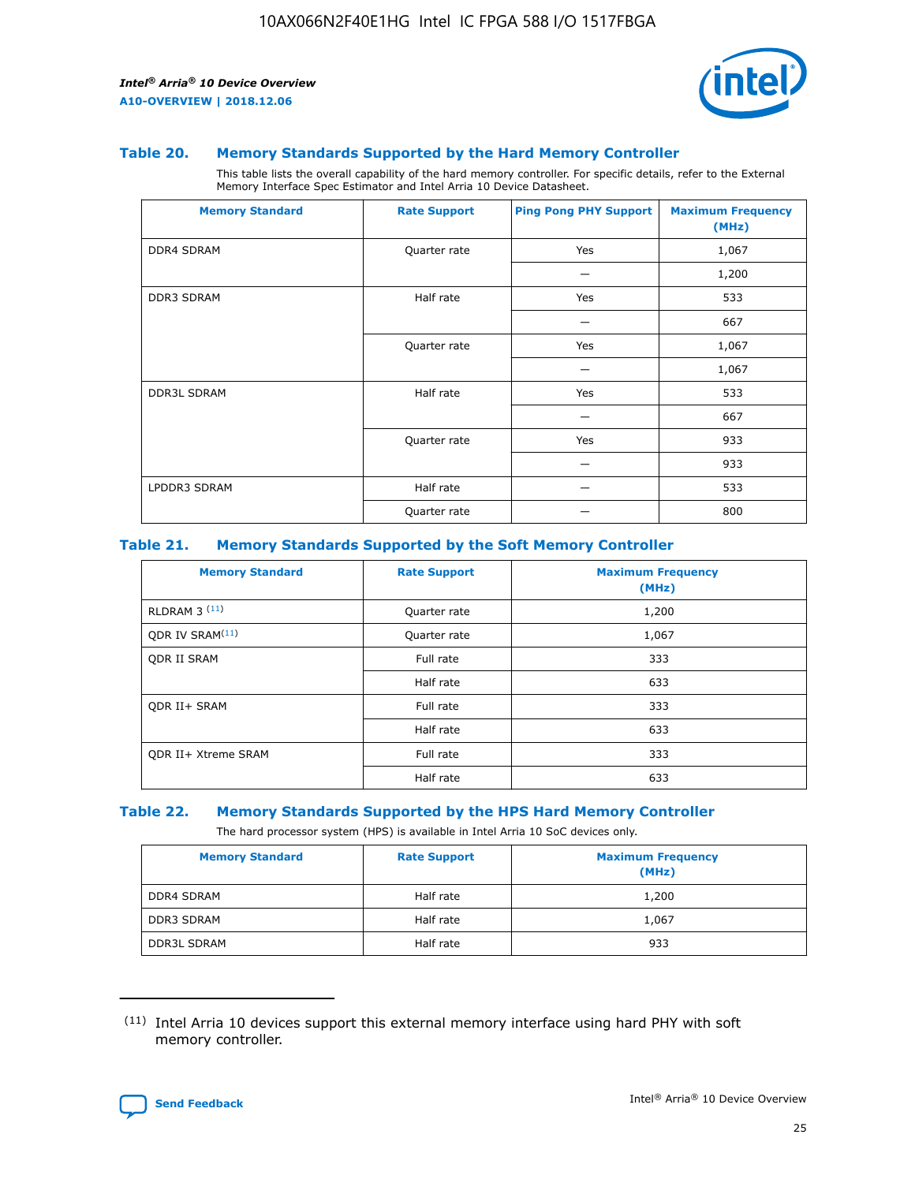### Table 20. Memory Standards Supported by the Hard Memory Controller

This table lists the overall capability of the hard memory controller. For specific details, refer to the External Memory Interface Spec Estimator and Intel Arria 10 Device Datasheet.

| Memory Standard | Rate Support | Ping Pong PHY Support | Maximum Frequency (MHz) |
|---|---|---|---|
| DDR4 SDRAM | Quarter rate | Yes | 1,067 |
| | | — | 1,200 |
| DDR3 SDRAM | Half rate | Yes | 533 |
| | | — | 667 |
| | Quarter rate | Yes | 1,067 |
| | | — | 1,067 |
| DDR3L SDRAM | Half rate | Yes | 533 |
| | | — | 667 |
| | Quarter rate | Yes | 933 |
| | | — | 933 |
| LPDDR3 SDRAM | Half rate | — | 533 |
| | Quarter rate | — | 800 |

### Table 21. Memory Standards Supported by the Soft Memory Controller

| Memory Standard | Rate Support | Maximum Frequency (MHz) |
|---|---|---|
| RLDRAM 3 [(11)] | Quarter rate | 1,200 |
| QDR IV SRAM[(11)] | Quarter rate | 1,067 |
| QDR II SRAM | Full rate | 333 |
| | Half rate | 633 |
| QDR II+ SRAM | Full rate | 333 |
| | Half rate | 633 |
| QDR II+ Xtreme SRAM | Full rate | 333 |
| | Half rate | 633 |

### Table 22. Memory Standards Supported by the HPS Hard Memory Controller

The hard processor system (HPS) is available in Intel Arria 10 SoC devices only.

| Memory Standard | Rate Support | Maximum Frequency (MHz) |
|---|---|---|
| DDR4 SDRAM | Half rate | 1,200 |
| DDR3 SDRAM | Half rate | 1,067 |
| DDR3L SDRAM | Half rate | 933 |

(11) Intel Arria 10 devices support this external memory interface using hard PHY with soft memory controller.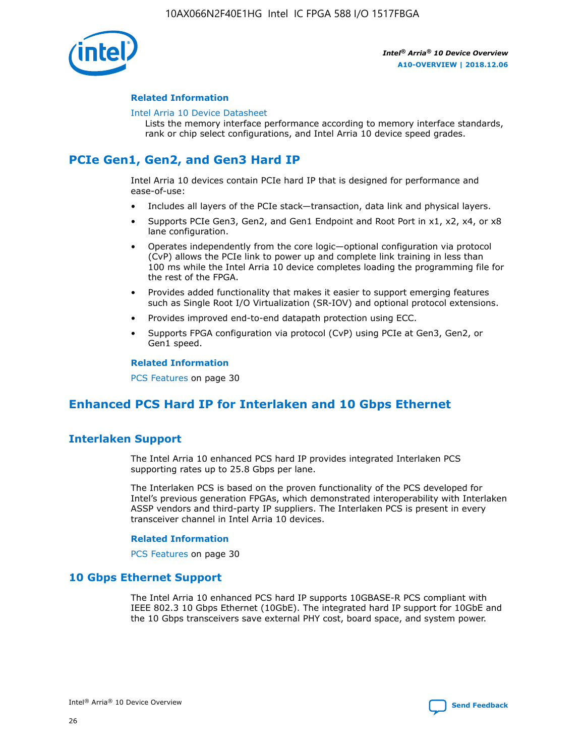### Related Information

Intel Arria 10 Device Datasheet

Lists the memory interface performance according to memory interface standards, rank or chip select configurations, and Intel Arria 10 device speed grades.

## PCIe Gen1, Gen2, and Gen3 Hard IP

Intel Arria 10 devices contain PCIe hard IP that is designed for performance and ease-of-use:

- Includes all layers of the PCIe stack—transaction, data link and physical layers.
- Supports PCIe Gen3, Gen2, and Gen1 Endpoint and Root Port in x1, x2, x4, or x8 lane configuration.
- Operates independently from the core logic—optional configuration via protocol (CvP) allows the PCIe link to power up and complete link training in less than 100 ms while the Intel Arria 10 device completes loading the programming file for the rest of the FPGA.
- Provides added functionality that makes it easier to support emerging features such as Single Root I/O Virtualization (SR-IOV) and optional protocol extensions.
- Provides improved end-to-end datapath protection using ECC.
- Supports FPGA configuration via protocol (CvP) using PCIe at Gen3, Gen2, or Gen1 speed.

### Related Information

PCS Features on page 30

## Enhanced PCS Hard IP for Interlaken and 10 Gbps Ethernet

## Interlaken Support

The Intel Arria 10 enhanced PCS hard IP provides integrated Interlaken PCS supporting rates up to 25.8 Gbps per lane.

The Interlaken PCS is based on the proven functionality of the PCS developed for Intel's previous generation FPGAs, which demonstrated interoperability with Interlaken ASSP vendors and third-party IP suppliers. The Interlaken PCS is present in every transceiver channel in Intel Arria 10 devices.

### Related Information

PCS Features on page 30

## 10 Gbps Ethernet Support

The Intel Arria 10 enhanced PCS hard IP supports 10GBASE-R PCS compliant with IEEE 802.3 10 Gbps Ethernet (10GbE). The integrated hard IP support for 10GbE and the 10 Gbps transceivers save external PHY cost, board space, and system power.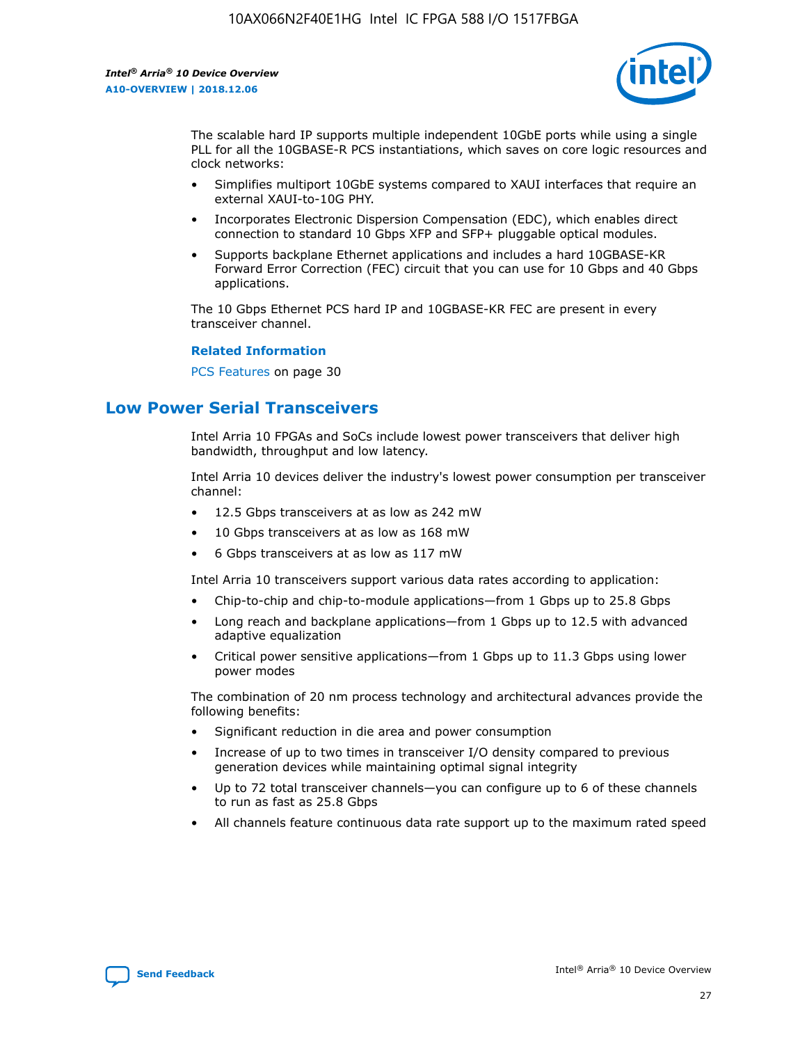The scalable hard IP supports multiple independent 10GbE ports while using a single PLL for all the 10GBASE-R PCS instantiations, which saves on core logic resources and clock networks:

- Simplifies multiport 10GbE systems compared to XAUI interfaces that require an external XAUI-to-10G PHY.
- Incorporates Electronic Dispersion Compensation (EDC), which enables direct connection to standard 10 Gbps XFP and SFP+ pluggable optical modules.
- Supports backplane Ethernet applications and includes a hard 10GBASE-KR Forward Error Correction (FEC) circuit that you can use for 10 Gbps and 40 Gbps applications.

The 10 Gbps Ethernet PCS hard IP and 10GBASE-KR FEC are present in every transceiver channel.

**Related Information**

PCS Features on page 30

## Low Power Serial Transceivers

Intel Arria 10 FPGAs and SoCs include lowest power transceivers that deliver high bandwidth, throughput and low latency.

Intel Arria 10 devices deliver the industry's lowest power consumption per transceiver channel:

- 12.5 Gbps transceivers at as low as 242 mW
- 10 Gbps transceivers at as low as 168 mW
- 6 Gbps transceivers at as low as 117 mW

Intel Arria 10 transceivers support various data rates according to application:

- Chip-to-chip and chip-to-module applications—from 1 Gbps up to 25.8 Gbps
- Long reach and backplane applications—from 1 Gbps up to 12.5 with advanced adaptive equalization
- Critical power sensitive applications—from 1 Gbps up to 11.3 Gbps using lower power modes

The combination of 20 nm process technology and architectural advances provide the following benefits:

- Significant reduction in die area and power consumption
- Increase of up to two times in transceiver I/O density compared to previous generation devices while maintaining optimal signal integrity
- Up to 72 total transceiver channels—you can configure up to 6 of these channels to run as fast as 25.8 Gbps
- All channels feature continuous data rate support up to the maximum rated speed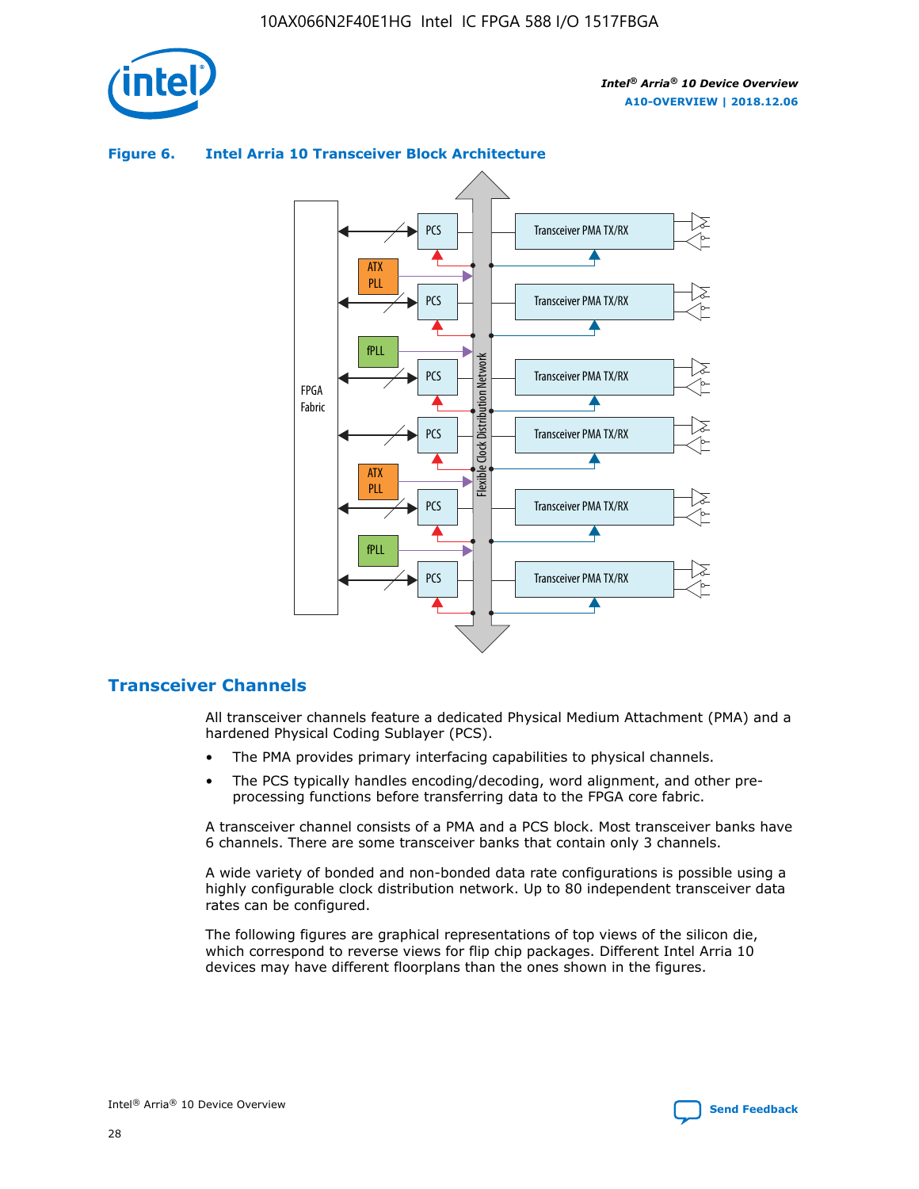**Figure 6. Intel Arria 10 Transceiver Block Architecture**

## Transceiver Channels

All transceiver channels feature a dedicated Physical Medium Attachment (PMA) and a hardened Physical Coding Sublayer (PCS).

- The PMA provides primary interfacing capabilities to physical channels.
- The PCS typically handles encoding/decoding, word alignment, and other pre-processing functions before transferring data to the FPGA core fabric.

A transceiver channel consists of a PMA and a PCS block. Most transceiver banks have 6 channels. There are some transceiver banks that contain only 3 channels.

A wide variety of bonded and non-bonded data rate configurations is possible using a highly configurable clock distribution network. Up to 80 independent transceiver data rates can be configured.

The following figures are graphical representations of top views of the silicon die, which correspond to reverse views for flip chip packages. Different Intel Arria 10 devices may have different floorplans than the ones shown in the figures.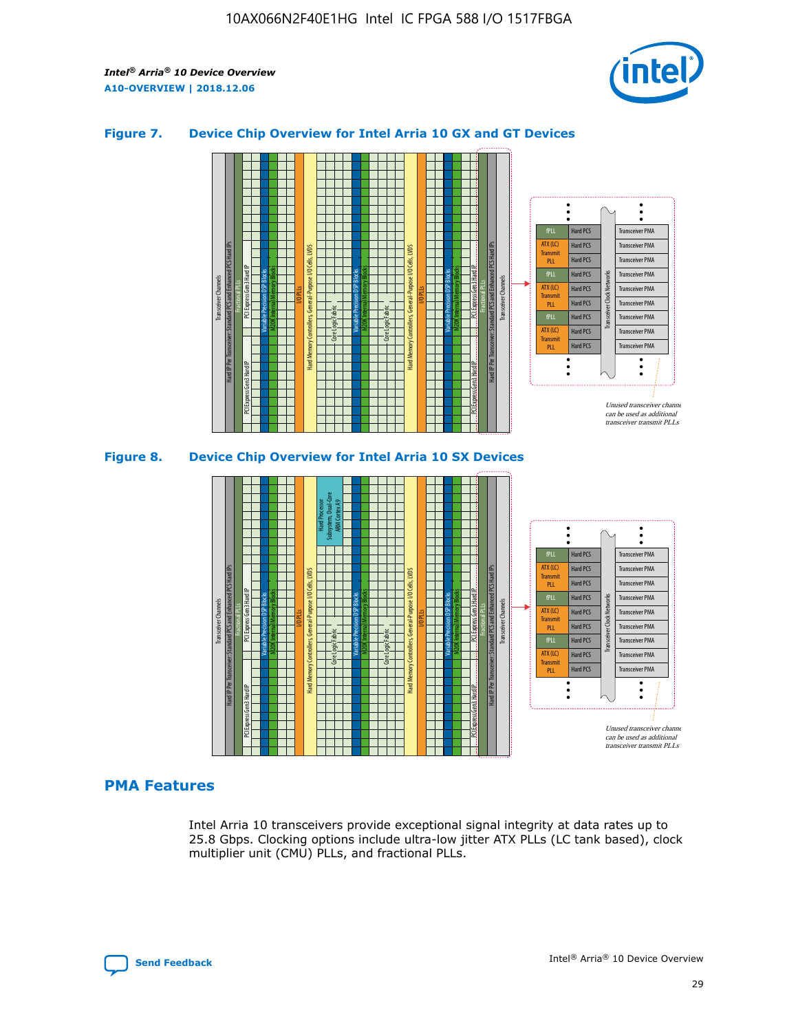### Figure 7. Device Chip Overview for Intel Arria 10 GX and GT Devices

### Figure 8. Device Chip Overview for Intel Arria 10 SX Devices

## PMA Features

Intel Arria 10 transceivers provide exceptional signal integrity at data rates up to 25.8 Gbps. Clocking options include ultra-low jitter ATX PLLs (LC tank based), clock multiplier unit (CMU) PLLs, and fractional PLLs.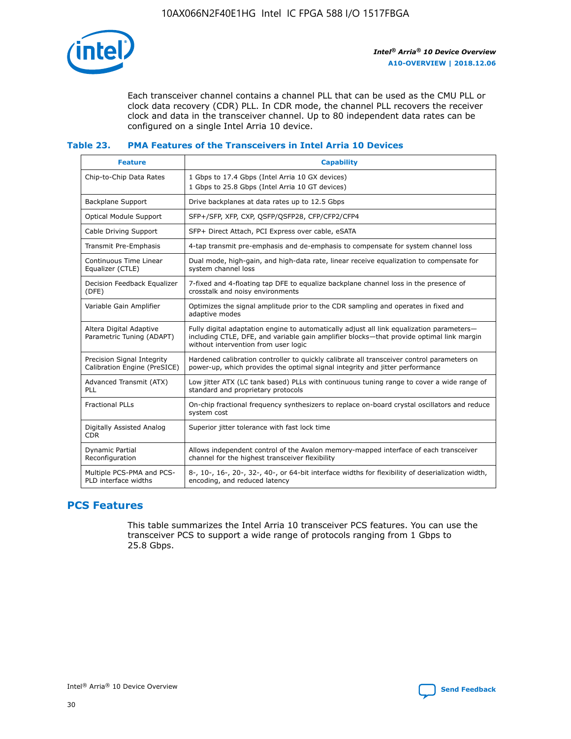Each transceiver channel contains a channel PLL that can be used as the CMU PLL or clock data recovery (CDR) PLL. In CDR mode, the channel PLL recovers the receiver clock and data in the transceiver channel. Up to 80 independent data rates can be configured on a single Intel Arria 10 device.

**Table 23. PMA Features of the Transceivers in Intel Arria 10 Devices**

| Feature | Capability |
| --- | --- |
| Chip-to-Chip Data Rates | 1 Gbps to 17.4 Gbps (Intel Arria 10 GX devices)<br>1 Gbps to 25.8 Gbps (Intel Arria 10 GT devices) |
| Backplane Support | Drive backplanes at data rates up to 12.5 Gbps |
| Optical Module Support | SFP+/SFP, XFP, CXP, QSFP/QSFP28, CFP/CFP2/CFP4 |
| Cable Driving Support | SFP+ Direct Attach, PCI Express over cable, eSATA |
| Transmit Pre-Emphasis | 4-tap transmit pre-emphasis and de-emphasis to compensate for system channel loss |
| Continuous Time Linear Equalizer (CTLE) | Dual mode, high-gain, and high-data rate, linear receive equalization to compensate for system channel loss |
| Decision Feedback Equalizer (DFE) | 7-fixed and 4-floating tap DFE to equalize backplane channel loss in the presence of crosstalk and noisy environments |
| Variable Gain Amplifier | Optimizes the signal amplitude prior to the CDR sampling and operates in fixed and adaptive modes |
| Altera Digital Adaptive Parametric Tuning (ADAPT) | Fully digital adaptation engine to automatically adjust all link equalization parameters—including CTLE, DFE, and variable gain amplifier blocks—that provide optimal link margin without intervention from user logic |
| Precision Signal Integrity Calibration Engine (PreSICE) | Hardened calibration controller to quickly calibrate all transceiver control parameters on power-up, which provides the optimal signal integrity and jitter performance |
| Advanced Transmit (ATX) PLL | Low jitter ATX (LC tank based) PLLs with continuous tuning range to cover a wide range of standard and proprietary protocols |
| Fractional PLLs | On-chip fractional frequency synthesizers to replace on-board crystal oscillators and reduce system cost |
| Digitally Assisted Analog CDR | Superior jitter tolerance with fast lock time |
| Dynamic Partial Reconfiguration | Allows independent control of the Avalon memory-mapped interface of each transceiver channel for the highest transceiver flexibility |
| Multiple PCS-PMA and PCS-PLD interface widths | 8-, 10-, 16-, 20-, 32-, 40-, or 64-bit interface widths for flexibility of deserialization width, encoding, and reduced latency |

## PCS Features

This table summarizes the Intel Arria 10 transceiver PCS features. You can use the transceiver PCS to support a wide range of protocols ranging from 1 Gbps to 25.8 Gbps.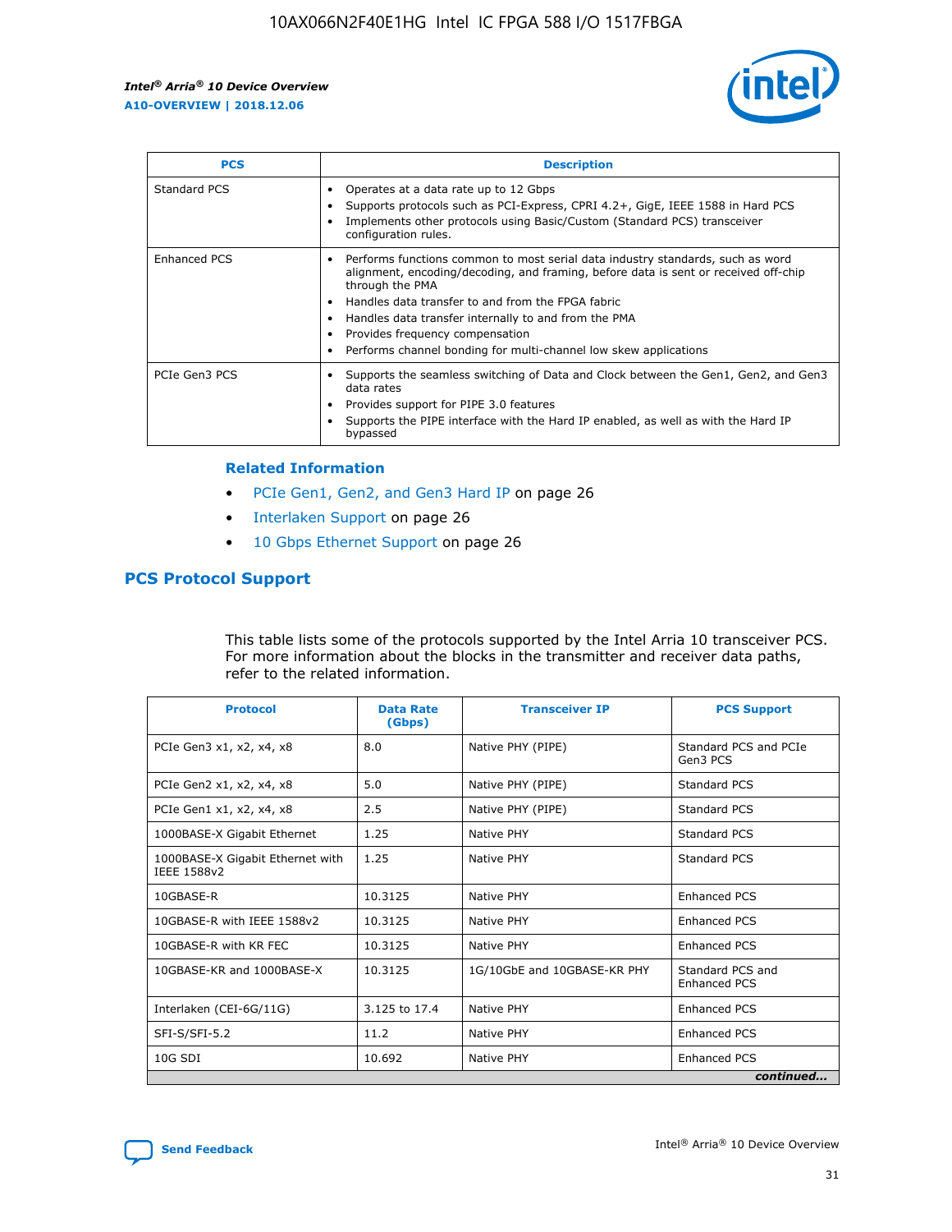| PCS | Description |
| --- | --- |
| Standard PCS | • Operates at a data rate up to 12 Gbps<br>• Supports protocols such as PCI-Express, CPRI 4.2+, GigE, IEEE 1588 in Hard PCS<br>• Implements other protocols using Basic/Custom (Standard PCS) transceiver configuration rules. |
| Enhanced PCS | • Performs functions common to most serial data industry standards, such as word alignment, encoding/decoding, and framing, before data is sent or received off-chip through the PMA<br>• Handles data transfer to and from the FPGA fabric<br>• Handles data transfer internally to and from the PMA<br>• Provides frequency compensation<br>• Performs channel bonding for multi-channel low skew applications |
| PCIe Gen3 PCS | • Supports the seamless switching of Data and Clock between the Gen1, Gen2, and Gen3 data rates<br>• Provides support for PIPE 3.0 features<br>• Supports the PIPE interface with the Hard IP enabled, as well as with the Hard IP bypassed |

### Related Information

- PCIe Gen1, Gen2, and Gen3 Hard IP on page 26
- Interlaken Support on page 26
- 10 Gbps Ethernet Support on page 26

## PCS Protocol Support

This table lists some of the protocols supported by the Intel Arria 10 transceiver PCS. For more information about the blocks in the transmitter and receiver data paths, refer to the related information.

| Protocol | Data Rate (Gbps) | Transceiver IP | PCS Support |
| --- | --- | --- | --- |
| PCIe Gen3 x1, x2, x4, x8 | 8.0 | Native PHY (PIPE) | Standard PCS and PCIe Gen3 PCS |
| PCIe Gen2 x1, x2, x4, x8 | 5.0 | Native PHY (PIPE) | Standard PCS |
| PCIe Gen1 x1, x2, x4, x8 | 2.5 | Native PHY (PIPE) | Standard PCS |
| 1000BASE-X Gigabit Ethernet | 1.25 | Native PHY | Standard PCS |
| 1000BASE-X Gigabit Ethernet with IEEE 1588v2 | 1.25 | Native PHY | Standard PCS |
| 10GBASE-R | 10.3125 | Native PHY | Enhanced PCS |
| 10GBASE-R with IEEE 1588v2 | 10.3125 | Native PHY | Enhanced PCS |
| 10GBASE-R with KR FEC | 10.3125 | Native PHY | Enhanced PCS |
| 10GBASE-KR and 1000BASE-X | 10.3125 | 1G/10GbE and 10GBASE-KR PHY | Standard PCS and Enhanced PCS |
| Interlaken (CEI-6G/11G) | 3.125 to 17.4 | Native PHY | Enhanced PCS |
| SFI-S/SFI-5.2 | 11.2 | Native PHY | Enhanced PCS |
| 10G SDI | 10.692 | Native PHY | Enhanced PCS |

*continued...*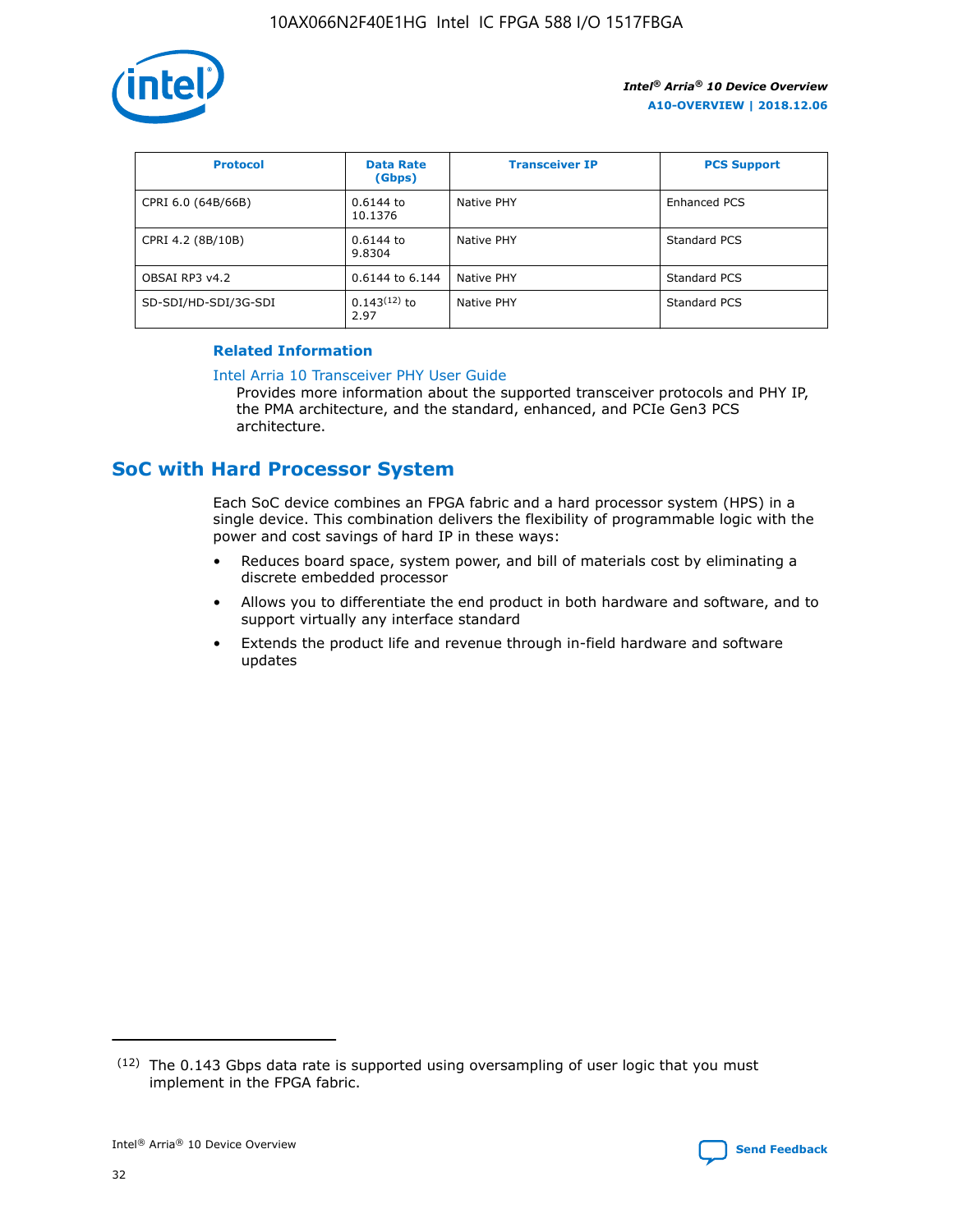| Protocol | Data Rate (Gbps) | Transceiver IP | PCS Support |
| --- | --- | --- | --- |
| CPRI 6.0 (64B/66B) | 0.6144 to 10.1376 | Native PHY | Enhanced PCS |
| CPRI 4.2 (8B/10B) | 0.6144 to 9.8304 | Native PHY | Standard PCS |
| OBSAI RP3 v4.2 | 0.6144 to 6.144 | Native PHY | Standard PCS |
| SD-SDI/HD-SDI/3G-SDI | 0.143[12] to 2.97 | Native PHY | Standard PCS |

**Related Information**

Intel Arria 10 Transceiver PHY User Guide
Provides more information about the supported transceiver protocols and PHY IP, the PMA architecture, and the standard, enhanced, and PCIe Gen3 PCS architecture.

## SoC with Hard Processor System

Each SoC device combines an FPGA fabric and a hard processor system (HPS) in a single device. This combination delivers the flexibility of programmable logic with the power and cost savings of hard IP in these ways:

- Reduces board space, system power, and bill of materials cost by eliminating a discrete embedded processor
- Allows you to differentiate the end product in both hardware and software, and to support virtually any interface standard
- Extends the product life and revenue through in-field hardware and software updates

[12] The 0.143 Gbps data rate is supported using oversampling of user logic that you must implement in the FPGA fabric.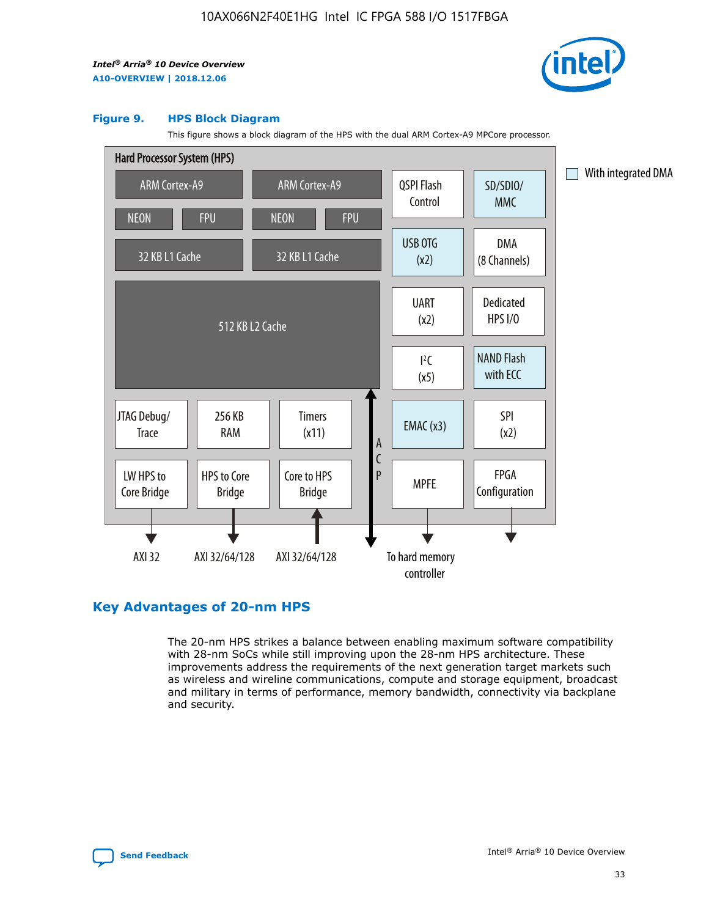**Figure 9. HPS Block Diagram**

This figure shows a block diagram of the HPS with the dual ARM Cortex-A9 MPCore processor.

Hard Processor System (HPS)

ARM Cortex-A9 | ARM Cortex-A9 | QSPI Flash Control | SD/SDIO/MMC | With integrated DMA

NEON | FPU | NEON | FPU

32 KB L1 Cache | 32 KB L1 Cache | USB OTG (x2) | DMA (8 Channels)

512 KB L2 Cache | UART (x2) | Dedicated HPS I/O | I²C (x5) | NAND Flash with ECC

JTAG Debug/Trace | 256 KB RAM | Timers (x11) | ACP | EMAC (x3) | SPI (x2)

LW HPS to Core Bridge | HPS to Core Bridge | Core to HPS Bridge | MPFE | FPGA Configuration

AXI 32 | AXI 32/64/128 | AXI 32/64/128 | To hard memory controller

## Key Advantages of 20-nm HPS

The 20-nm HPS strikes a balance between enabling maximum software compatibility with 28-nm SoCs while still improving upon the 28-nm HPS architecture. These improvements address the requirements of the next generation target markets such as wireless and wireline communications, compute and storage equipment, broadcast and military in terms of performance, memory bandwidth, connectivity via backplane and security.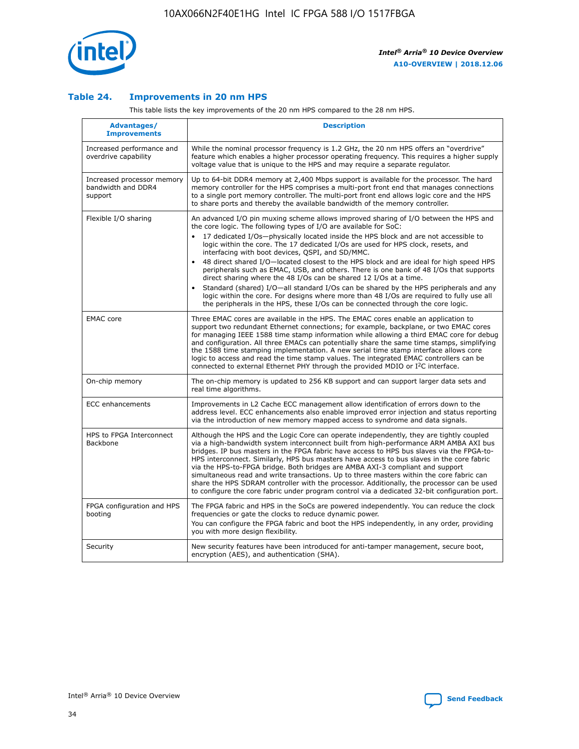### Table 24. Improvements in 20 nm HPS

This table lists the key improvements of the 20 nm HPS compared to the 28 nm HPS.

| Advantages/ Improvements | Description |
|---|---|
| Increased performance and overdrive capability | While the nominal processor frequency is 1.2 GHz, the 20 nm HPS offers an "overdrive" feature which enables a higher processor operating frequency. This requires a higher supply voltage value that is unique to the HPS and may require a separate regulator. |
| Increased processor memory bandwidth and DDR4 support | Up to 64-bit DDR4 memory at 2,400 Mbps support is available for the processor. The hard memory controller for the HPS comprises a multi-port front end that manages connections to a single port memory controller. The multi-port front end allows logic core and the HPS to share ports and thereby the available bandwidth of the memory controller. |
| Flexible I/O sharing | An advanced I/O pin muxing scheme allows improved sharing of I/O between the HPS and the core logic. The following types of I/O are available for SoC: • 17 dedicated I/Os—physically located inside the HPS block and are not accessible to logic within the core. The 17 dedicated I/Os are used for HPS clock, resets, and interfacing with boot devices, QSPI, and SD/MMC. • 48 direct shared I/O—located closest to the HPS block and are ideal for high speed HPS peripherals such as EMAC, USB, and others. There is one bank of 48 I/Os that supports direct sharing where the 48 I/Os can be shared 12 I/Os at a time. • Standard (shared) I/O—all standard I/Os can be shared by the HPS peripherals and any logic within the core. For designs where more than 48 I/Os are required to fully use all the peripherals in the HPS, these I/Os can be connected through the core logic. |
| EMAC core | Three EMAC cores are available in the HPS. The EMAC cores enable an application to support two redundant Ethernet connections; for example, backplane, or two EMAC cores for managing IEEE 1588 time stamp information while allowing a third EMAC core for debug and configuration. All three EMACs can potentially share the same time stamps, simplifying the 1588 time stamping implementation. A new serial time stamp interface allows core logic to access and read the time stamp values. The integrated EMAC controllers can be connected to external Ethernet PHY through the provided MDIO or I²C interface. |
| On-chip memory | The on-chip memory is updated to 256 KB support and can support larger data sets and real time algorithms. |
| ECC enhancements | Improvements in L2 Cache ECC management allow identification of errors down to the address level. ECC enhancements also enable improved error injection and status reporting via the introduction of new memory mapped access to syndrome and data signals. |
| HPS to FPGA Interconnect Backbone | Although the HPS and the Logic Core can operate independently, they are tightly coupled via a high-bandwidth system interconnect built from high-performance ARM AMBA AXI bus bridges. IP bus masters in the FPGA fabric have access to HPS bus slaves via the FPGA-to-HPS interconnect. Similarly, HPS bus masters have access to bus slaves in the core fabric via the HPS-to-FPGA bridge. Both bridges are AMBA AXI-3 compliant and support simultaneous read and write transactions. Up to three masters within the core fabric can share the HPS SDRAM controller with the processor. Additionally, the processor can be used to configure the core fabric under program control via a dedicated 32-bit configuration port. |
| FPGA configuration and HPS booting | The FPGA fabric and HPS in the SoCs are powered independently. You can reduce the clock frequencies or gate the clocks to reduce dynamic power. You can configure the FPGA fabric and boot the HPS independently, in any order, providing you with more design flexibility. |
| Security | New security features have been introduced for anti-tamper management, secure boot, encryption (AES), and authentication (SHA). |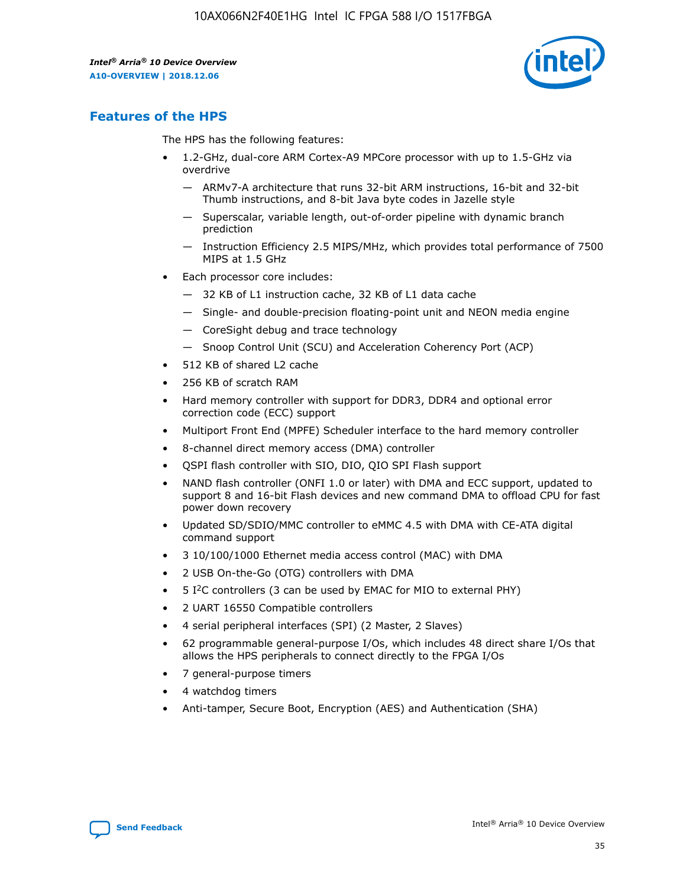## Features of the HPS

The HPS has the following features:

- 1.2-GHz, dual-core ARM Cortex-A9 MPCore processor with up to 1.5-GHz via overdrive
  - — ARMv7-A architecture that runs 32-bit ARM instructions, 16-bit and 32-bit Thumb instructions, and 8-bit Java byte codes in Jazelle style
  - — Superscalar, variable length, out-of-order pipeline with dynamic branch prediction
  - — Instruction Efficiency 2.5 MIPS/MHz, which provides total performance of 7500 MIPS at 1.5 GHz
- Each processor core includes:
  - — 32 KB of L1 instruction cache, 32 KB of L1 data cache
  - — Single- and double-precision floating-point unit and NEON media engine
  - — CoreSight debug and trace technology
  - — Snoop Control Unit (SCU) and Acceleration Coherency Port (ACP)
- 512 KB of shared L2 cache
- 256 KB of scratch RAM
- Hard memory controller with support for DDR3, DDR4 and optional error correction code (ECC) support
- Multiport Front End (MPFE) Scheduler interface to the hard memory controller
- 8-channel direct memory access (DMA) controller
- QSPI flash controller with SIO, DIO, QIO SPI Flash support
- NAND flash controller (ONFI 1.0 or later) with DMA and ECC support, updated to support 8 and 16-bit Flash devices and new command DMA to offload CPU for fast power down recovery
- Updated SD/SDIO/MMC controller to eMMC 4.5 with DMA with CE-ATA digital command support
- 3 10/100/1000 Ethernet media access control (MAC) with DMA
- 2 USB On-the-Go (OTG) controllers with DMA
- 5 I2C controllers (3 can be used by EMAC for MIO to external PHY)
- 2 UART 16550 Compatible controllers
- 4 serial peripheral interfaces (SPI) (2 Master, 2 Slaves)
- 62 programmable general-purpose I/Os, which includes 48 direct share I/Os that allows the HPS peripherals to connect directly to the FPGA I/Os
- 7 general-purpose timers
- 4 watchdog timers
- Anti-tamper, Secure Boot, Encryption (AES) and Authentication (SHA)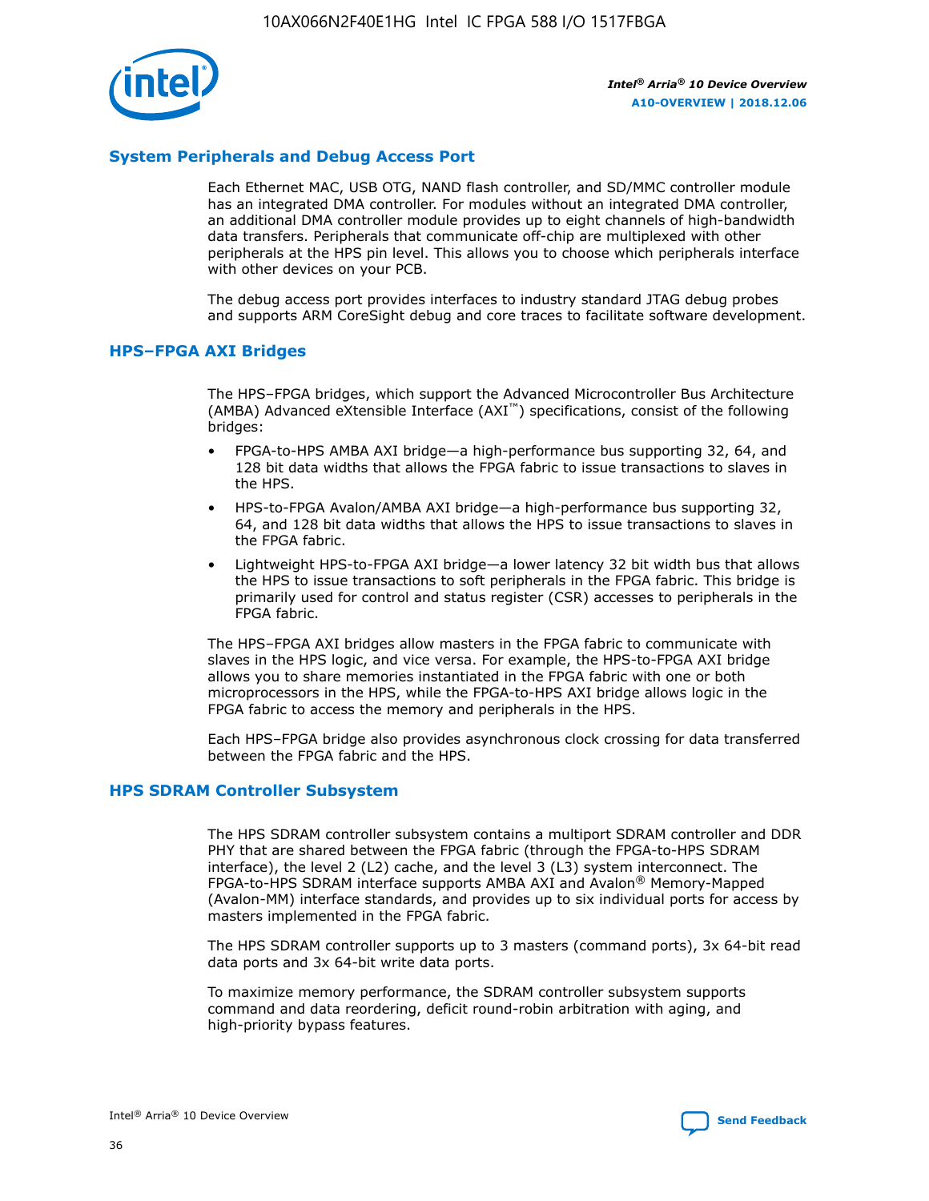## System Peripherals and Debug Access Port

Each Ethernet MAC, USB OTG, NAND flash controller, and SD/MMC controller module has an integrated DMA controller. For modules without an integrated DMA controller, an additional DMA controller module provides up to eight channels of high-bandwidth data transfers. Peripherals that communicate off-chip are multiplexed with other peripherals at the HPS pin level. This allows you to choose which peripherals interface with other devices on your PCB.

The debug access port provides interfaces to industry standard JTAG debug probes and supports ARM CoreSight debug and core traces to facilitate software development.

## HPS–FPGA AXI Bridges

The HPS–FPGA bridges, which support the Advanced Microcontroller Bus Architecture (AMBA) Advanced eXtensible Interface (AXI™) specifications, consist of the following bridges:

- FPGA-to-HPS AMBA AXI bridge—a high-performance bus supporting 32, 64, and 128 bit data widths that allows the FPGA fabric to issue transactions to slaves in the HPS.
- HPS-to-FPGA Avalon/AMBA AXI bridge—a high-performance bus supporting 32, 64, and 128 bit data widths that allows the HPS to issue transactions to slaves in the FPGA fabric.
- Lightweight HPS-to-FPGA AXI bridge—a lower latency 32 bit width bus that allows the HPS to issue transactions to soft peripherals in the FPGA fabric. This bridge is primarily used for control and status register (CSR) accesses to peripherals in the FPGA fabric.

The HPS–FPGA AXI bridges allow masters in the FPGA fabric to communicate with slaves in the HPS logic, and vice versa. For example, the HPS-to-FPGA AXI bridge allows you to share memories instantiated in the FPGA fabric with one or both microprocessors in the HPS, while the FPGA-to-HPS AXI bridge allows logic in the FPGA fabric to access the memory and peripherals in the HPS.

Each HPS–FPGA bridge also provides asynchronous clock crossing for data transferred between the FPGA fabric and the HPS.

## HPS SDRAM Controller Subsystem

The HPS SDRAM controller subsystem contains a multiport SDRAM controller and DDR PHY that are shared between the FPGA fabric (through the FPGA-to-HPS SDRAM interface), the level 2 (L2) cache, and the level 3 (L3) system interconnect. The FPGA-to-HPS SDRAM interface supports AMBA AXI and Avalon® Memory-Mapped (Avalon-MM) interface standards, and provides up to six individual ports for access by masters implemented in the FPGA fabric.

The HPS SDRAM controller supports up to 3 masters (command ports), 3x 64-bit read data ports and 3x 64-bit write data ports.

To maximize memory performance, the SDRAM controller subsystem supports command and data reordering, deficit round-robin arbitration with aging, and high-priority bypass features.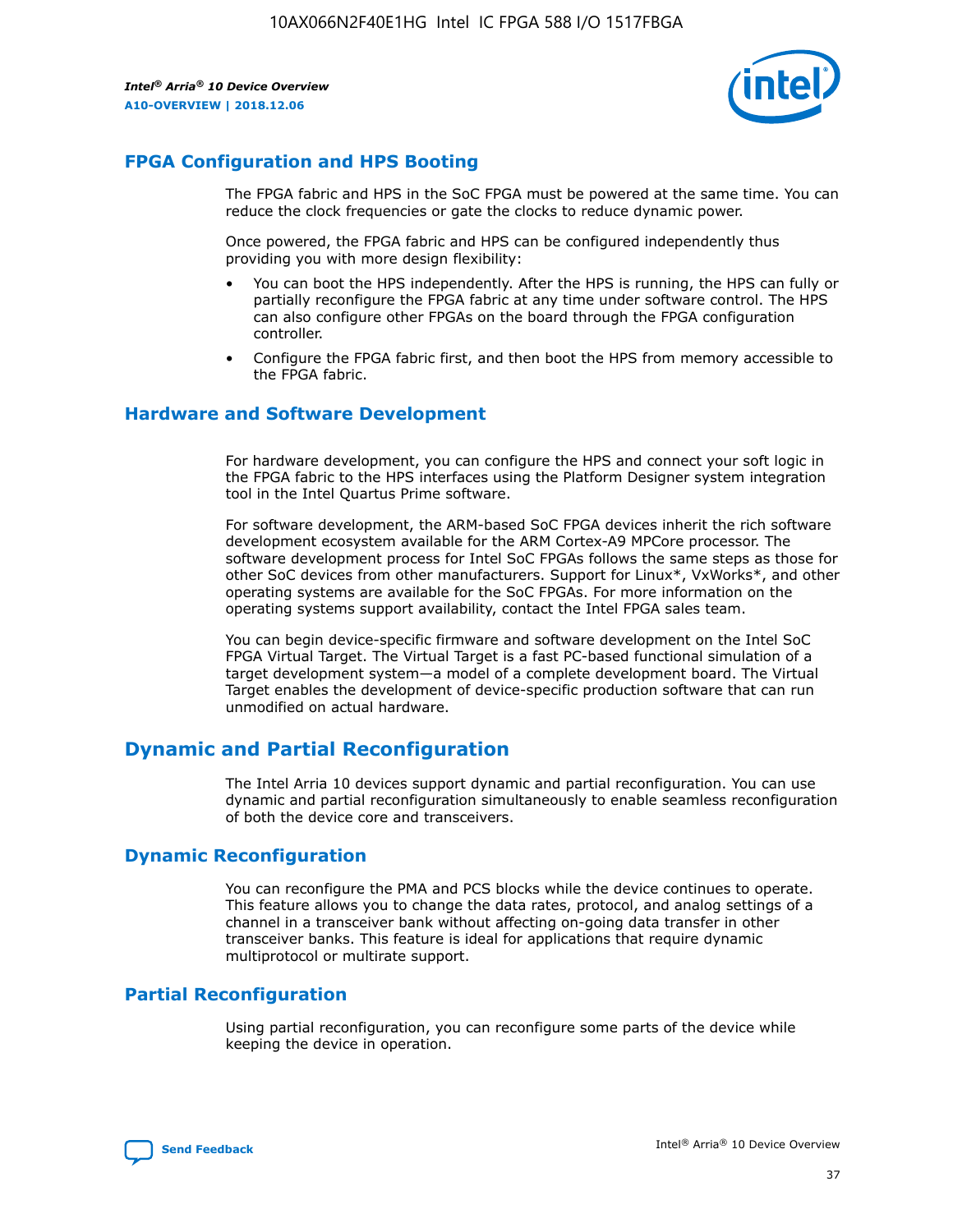## FPGA Configuration and HPS Booting

The FPGA fabric and HPS in the SoC FPGA must be powered at the same time. You can reduce the clock frequencies or gate the clocks to reduce dynamic power.

Once powered, the FPGA fabric and HPS can be configured independently thus providing you with more design flexibility:

- You can boot the HPS independently. After the HPS is running, the HPS can fully or partially reconfigure the FPGA fabric at any time under software control. The HPS can also configure other FPGAs on the board through the FPGA configuration controller.
- Configure the FPGA fabric first, and then boot the HPS from memory accessible to the FPGA fabric.

## Hardware and Software Development

For hardware development, you can configure the HPS and connect your soft logic in the FPGA fabric to the HPS interfaces using the Platform Designer system integration tool in the Intel Quartus Prime software.

For software development, the ARM-based SoC FPGA devices inherit the rich software development ecosystem available for the ARM Cortex-A9 MPCore processor. The software development process for Intel SoC FPGAs follows the same steps as those for other SoC devices from other manufacturers. Support for Linux*, VxWorks*, and other operating systems are available for the SoC FPGAs. For more information on the operating systems support availability, contact the Intel FPGA sales team.

You can begin device-specific firmware and software development on the Intel SoC FPGA Virtual Target. The Virtual Target is a fast PC-based functional simulation of a target development system—a model of a complete development board. The Virtual Target enables the development of device-specific production software that can run unmodified on actual hardware.

# Dynamic and Partial Reconfiguration

The Intel Arria 10 devices support dynamic and partial reconfiguration. You can use dynamic and partial reconfiguration simultaneously to enable seamless reconfiguration of both the device core and transceivers.

## Dynamic Reconfiguration

You can reconfigure the PMA and PCS blocks while the device continues to operate. This feature allows you to change the data rates, protocol, and analog settings of a channel in a transceiver bank without affecting on-going data transfer in other transceiver banks. This feature is ideal for applications that require dynamic multiprotocol or multirate support.

## Partial Reconfiguration

Using partial reconfiguration, you can reconfigure some parts of the device while keeping the device in operation.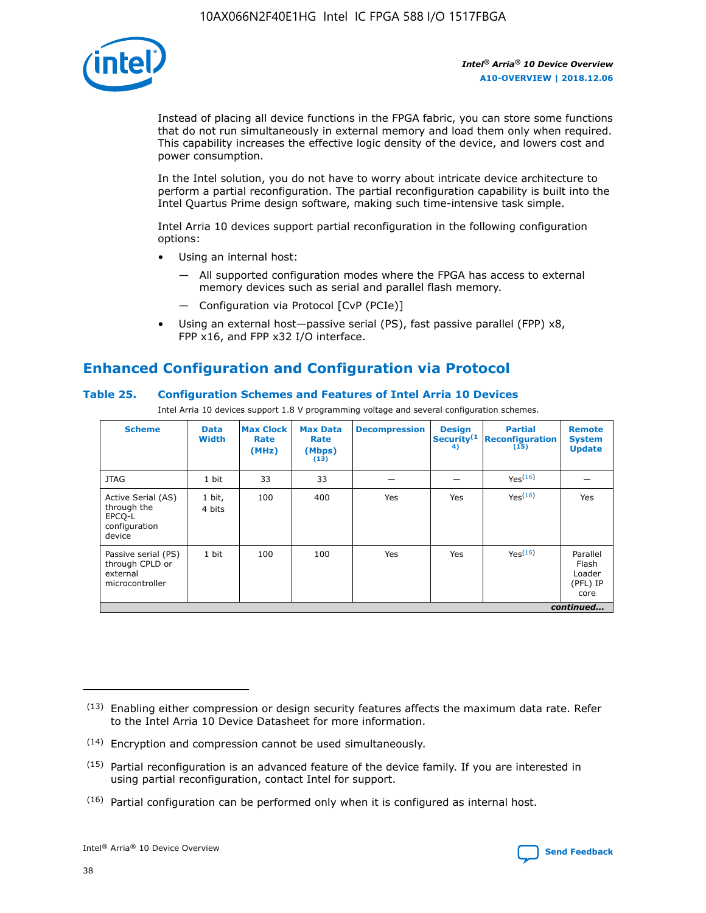Instead of placing all device functions in the FPGA fabric, you can store some functions that do not run simultaneously in external memory and load them only when required. This capability increases the effective logic density of the device, and lowers cost and power consumption.

In the Intel solution, you do not have to worry about intricate device architecture to perform a partial reconfiguration. The partial reconfiguration capability is built into the Intel Quartus Prime design software, making such time-intensive task simple.

Intel Arria 10 devices support partial reconfiguration in the following configuration options:

- Using an internal host:
  - — All supported configuration modes where the FPGA has access to external memory devices such as serial and parallel flash memory.
  - — Configuration via Protocol [CvP (PCIe)]
- Using an external host—passive serial (PS), fast passive parallel (FPP) x8, FPP x16, and FPP x32 I/O interface.

## Enhanced Configuration and Configuration via Protocol

### Table 25. Configuration Schemes and Features of Intel Arria 10 Devices

Intel Arria 10 devices support 1.8 V programming voltage and several configuration schemes.

| Scheme | Data Width | Max Clock Rate (MHz) | Max Data Rate (Mbps) (13) | Decompression | Design Security(14) | Partial Reconfiguration (15) | Remote System Update |
|---|---|---|---|---|---|---|---|
| JTAG | 1 bit | 33 | 33 | — | — | Yes(16) | — |
| Active Serial (AS) through the EPCQ-L configuration device | 1 bit, 4 bits | 100 | 400 | Yes | Yes | Yes(16) | Yes |
| Passive serial (PS) through CPLD or external microcontroller | 1 bit | 100 | 100 | Yes | Yes | Yes(16) | Parallel Flash Loader (PFL) IP core |

*continued...*

(13) Enabling either compression or design security features affects the maximum data rate. Refer to the Intel Arria 10 Device Datasheet for more information.

(14) Encryption and compression cannot be used simultaneously.

(15) Partial reconfiguration is an advanced feature of the device family. If you are interested in using partial reconfiguration, contact Intel for support.

(16) Partial configuration can be performed only when it is configured as internal host.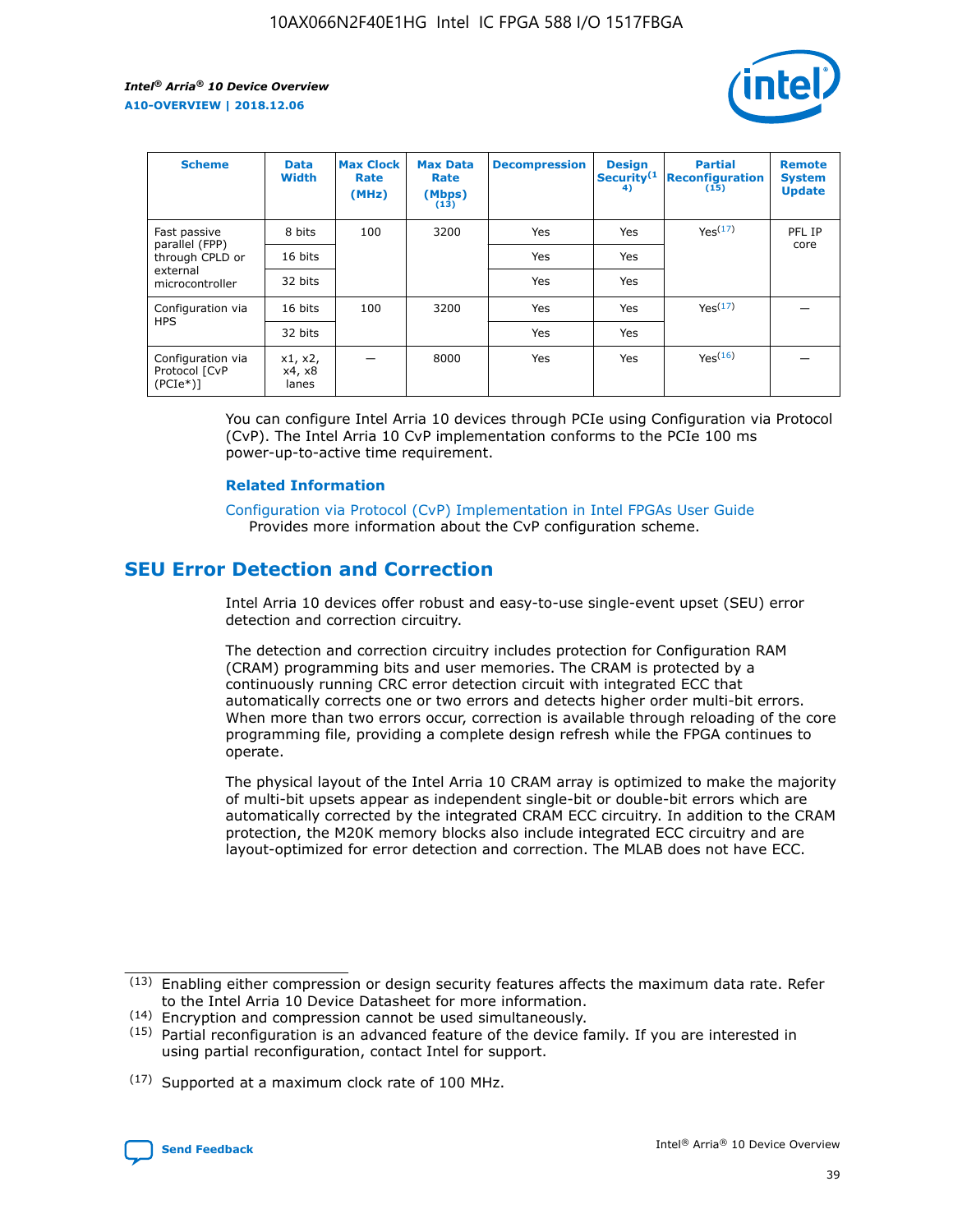| Scheme | Data Width | Max Clock Rate (MHz) | Max Data Rate (Mbps) (13) | Decompression | Design Security(14) | Partial Reconfiguration (15) | Remote System Update |
| --- | --- | --- | --- | --- | --- | --- | --- |
| Fast passive parallel (FPP) through CPLD or external microcontroller | 8 bits | 100 | 3200 | Yes | Yes | Yes(17) | PFL IP core |
| | 16 bits | | | Yes | Yes | | |
| | 32 bits | | | Yes | Yes | | |
| Configuration via HPS | 16 bits | 100 | 3200 | Yes | Yes | Yes(17) | — |
| | 32 bits | | | Yes | Yes | | |
| Configuration via Protocol [CvP (PCIe*)] | x1, x2, x4, x8 lanes | — | 8000 | Yes | Yes | Yes(16) | — |

You can configure Intel Arria 10 devices through PCIe using Configuration via Protocol (CvP). The Intel Arria 10 CvP implementation conforms to the PCIe 100 ms power-up-to-active time requirement.

### Related Information

Configuration via Protocol (CvP) Implementation in Intel FPGAs User Guide
Provides more information about the CvP configuration scheme.

## SEU Error Detection and Correction

Intel Arria 10 devices offer robust and easy-to-use single-event upset (SEU) error detection and correction circuitry.

The detection and correction circuitry includes protection for Configuration RAM (CRAM) programming bits and user memories. The CRAM is protected by a continuously running CRC error detection circuit with integrated ECC that automatically corrects one or two errors and detects higher order multi-bit errors. When more than two errors occur, correction is available through reloading of the core programming file, providing a complete design refresh while the FPGA continues to operate.

The physical layout of the Intel Arria 10 CRAM array is optimized to make the majority of multi-bit upsets appear as independent single-bit or double-bit errors which are automatically corrected by the integrated CRAM ECC circuitry. In addition to the CRAM protection, the M20K memory blocks also include integrated ECC circuitry and are layout-optimized for error detection and correction. The MLAB does not have ECC.

(13) Enabling either compression or design security features affects the maximum data rate. Refer to the Intel Arria 10 Device Datasheet for more information.

(14) Encryption and compression cannot be used simultaneously.

(15) Partial reconfiguration is an advanced feature of the device family. If you are interested in using partial reconfiguration, contact Intel for support.

(17) Supported at a maximum clock rate of 100 MHz.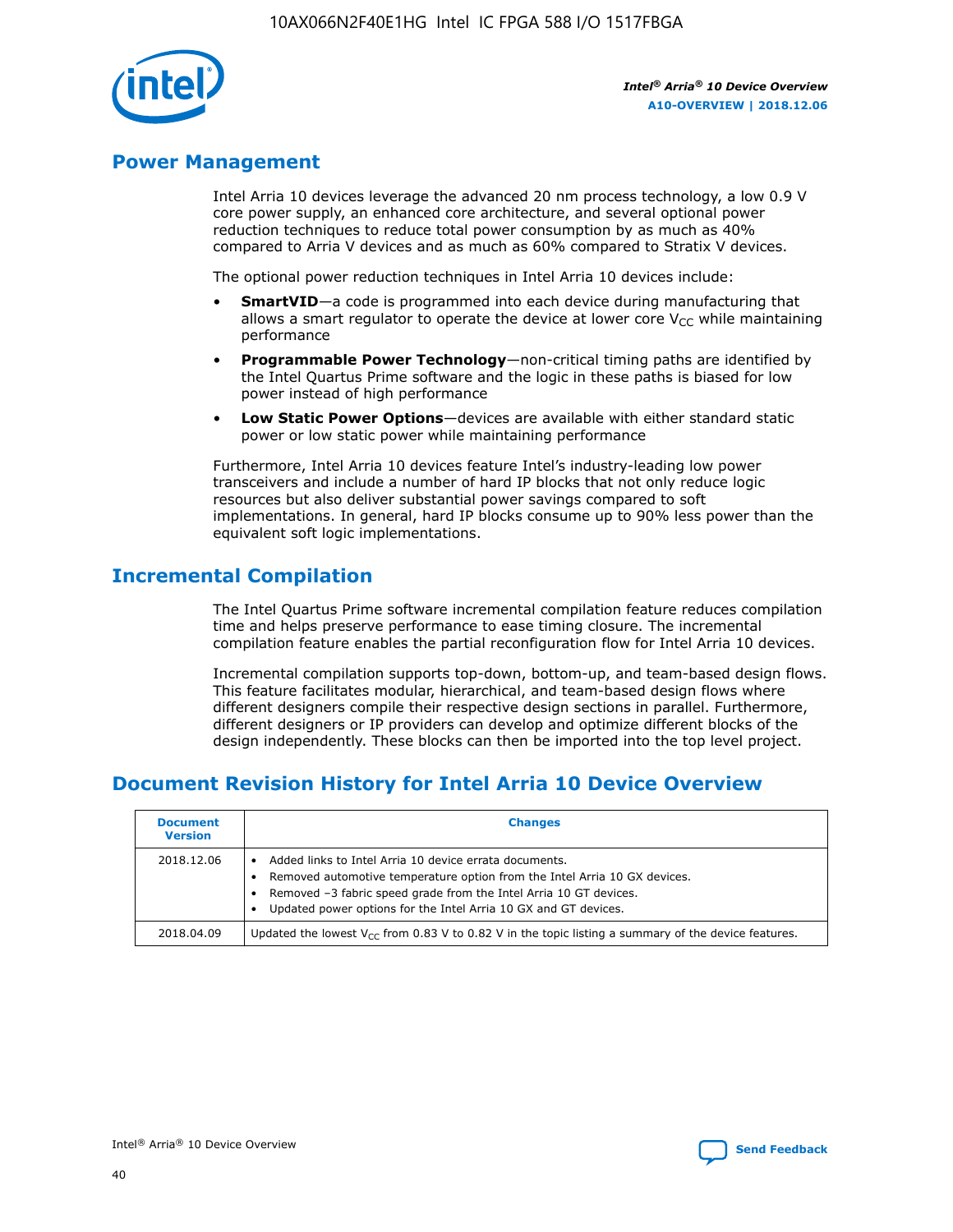## Power Management

Intel Arria 10 devices leverage the advanced 20 nm process technology, a low 0.9 V core power supply, an enhanced core architecture, and several optional power reduction techniques to reduce total power consumption by as much as 40% compared to Arria V devices and as much as 60% compared to Stratix V devices.

The optional power reduction techniques in Intel Arria 10 devices include:

- **SmartVID**—a code is programmed into each device during manufacturing that allows a smart regulator to operate the device at lower core $V_{CC}$ while maintaining performance
- **Programmable Power Technology**—non-critical timing paths are identified by the Intel Quartus Prime software and the logic in these paths is biased for low power instead of high performance
- **Low Static Power Options**—devices are available with either standard static power or low static power while maintaining performance

Furthermore, Intel Arria 10 devices feature Intel's industry-leading low power transceivers and include a number of hard IP blocks that not only reduce logic resources but also deliver substantial power savings compared to soft implementations. In general, hard IP blocks consume up to 90% less power than the equivalent soft logic implementations.

## Incremental Compilation

The Intel Quartus Prime software incremental compilation feature reduces compilation time and helps preserve performance to ease timing closure. The incremental compilation feature enables the partial reconfiguration flow for Intel Arria 10 devices.

Incremental compilation supports top-down, bottom-up, and team-based design flows. This feature facilitates modular, hierarchical, and team-based design flows where different designers compile their respective design sections in parallel. Furthermore, different designers or IP providers can develop and optimize different blocks of the design independently. These blocks can then be imported into the top level project.

## Document Revision History for Intel Arria 10 Device Overview

| Document Version | Changes |
| --- | --- |
| 2018.12.06 | • Added links to Intel Arria 10 device errata documents.<br>• Removed automotive temperature option from the Intel Arria 10 GX devices.<br>• Removed –3 fabric speed grade from the Intel Arria 10 GT devices.<br>• Updated power options for the Intel Arria 10 GX and GT devices. |
| 2018.04.09 | Updated the lowest $V_{CC}$ from 0.83 V to 0.82 V in the topic listing a summary of the device features. |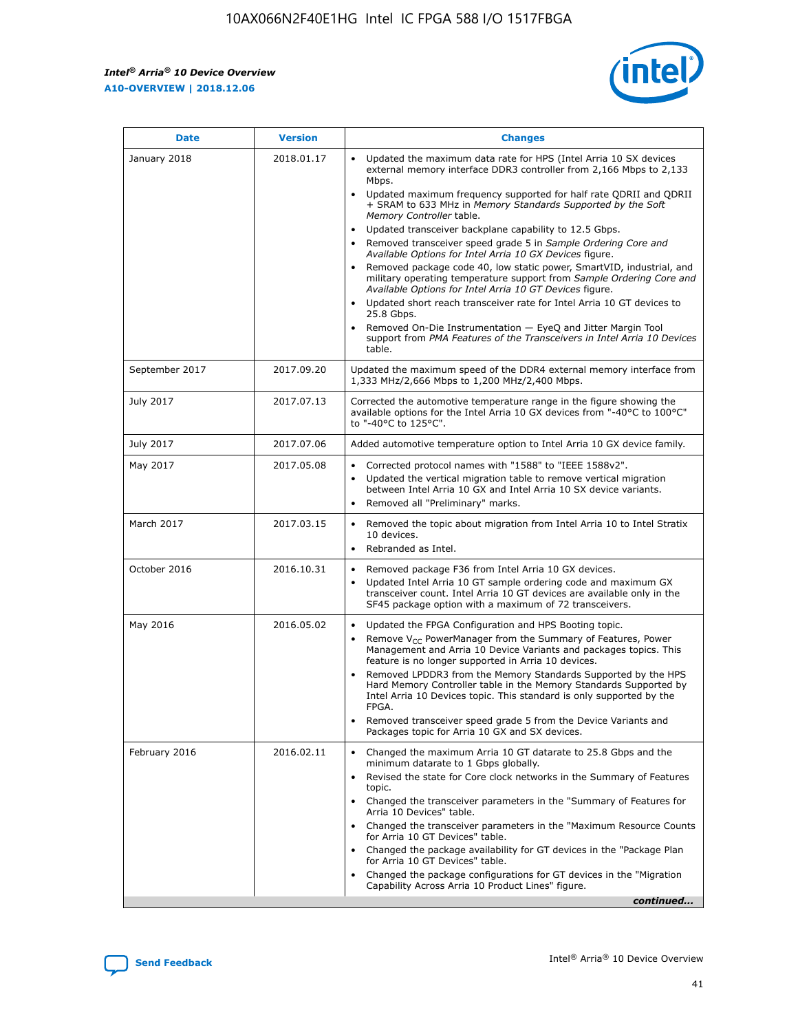| Date | Version | Changes |
| --- | --- | --- |
| January 2018 | 2018.01.17 | • Updated the maximum data rate for HPS (Intel Arria 10 SX devices external memory interface DDR3 controller from 2,166 Mbps to 2,133 Mbps.<br>• Updated maximum frequency supported for half rate QDRII and QDRII + SRAM to 633 MHz in *Memory Standards Supported by the Soft Memory Controller* table.<br>• Updated transceiver backplane capability to 12.5 Gbps.<br>• Removed transceiver speed grade 5 in *Sample Ordering Core and Available Options for Intel Arria 10 GX Devices* figure.<br>• Removed package code 40, low static power, SmartVID, industrial, and military operating temperature support from *Sample Ordering Core and Available Options for Intel Arria 10 GT Devices* figure.<br>• Updated short reach transceiver rate for Intel Arria 10 GT devices to 25.8 Gbps.<br>• Removed On-Die Instrumentation — EyeQ and Jitter Margin Tool support from *PMA Features of the Transceivers in Intel Arria 10 Devices* table. |
| September 2017 | 2017.09.20 | Updated the maximum speed of the DDR4 external memory interface from 1,333 MHz/2,666 Mbps to 1,200 MHz/2,400 Mbps. |
| July 2017 | 2017.07.13 | Corrected the automotive temperature range in the figure showing the available options for the Intel Arria 10 GX devices from "-40°C to 100°C" to "-40°C to 125°C". |
| July 2017 | 2017.07.06 | Added automotive temperature option to Intel Arria 10 GX device family. |
| May 2017 | 2017.05.08 | • Corrected protocol names with "1588" to "IEEE 1588v2".<br>• Updated the vertical migration table to remove vertical migration between Intel Arria 10 GX and Intel Arria 10 SX device variants.<br>• Removed all "Preliminary" marks. |
| March 2017 | 2017.03.15 | • Removed the topic about migration from Intel Arria 10 to Intel Stratix 10 devices.<br>• Rebranded as Intel. |
| October 2016 | 2016.10.31 | • Removed package F36 from Intel Arria 10 GX devices.<br>• Updated Intel Arria 10 GT sample ordering code and maximum GX transceiver count. Intel Arria 10 GT devices are available only in the SF45 package option with a maximum of 72 transceivers. |
| May 2016 | 2016.05.02 | • Updated the FPGA Configuration and HPS Booting topic.<br>• Remove $V_{CC}$ PowerManager from the Summary of Features, Power Management and Arria 10 Device Variants and packages topics. This feature is no longer supported in Arria 10 devices.<br>• Removed LPDDR3 from the Memory Standards Supported by the HPS Hard Memory Controller table in the Memory Standards Supported by Intel Arria 10 Devices topic. This standard is only supported by the FPGA.<br>• Removed transceiver speed grade 5 from the Device Variants and Packages topic for Arria 10 GX and SX devices. |
| February 2016 | 2016.02.11 | • Changed the maximum Arria 10 GT datarate to 25.8 Gbps and the minimum datarate to 1 Gbps globally.<br>• Revised the state for Core clock networks in the Summary of Features topic.<br>• Changed the transceiver parameters in the "Summary of Features for Arria 10 Devices" table.<br>• Changed the transceiver parameters in the "Maximum Resource Counts for Arria 10 GT Devices" table.<br>• Changed the package availability for GT devices in the "Package Plan for Arria 10 GT Devices" table.<br>• Changed the package configurations for GT devices in the "Migration Capability Across Arria 10 Product Lines" figure. |

*continued...*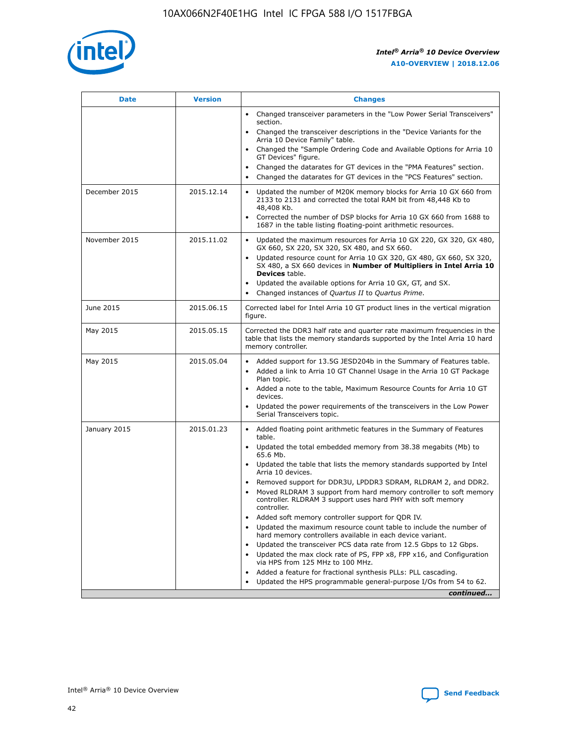| Date | Version | Changes |
| --- | --- | --- |
| | | • Changed transceiver parameters in the "Low Power Serial Transceivers" section.<br>• Changed the transceiver descriptions in the "Device Variants for the Arria 10 Device Family" table.<br>• Changed the "Sample Ordering Code and Available Options for Arria 10 GT Devices" figure.<br>• Changed the datarates for GT devices in the "PMA Features" section.<br>• Changed the datarates for GT devices in the "PCS Features" section. |
| December 2015 | 2015.12.14 | • Updated the number of M20K memory blocks for Arria 10 GX 660 from 2133 to 2131 and corrected the total RAM bit from 48,448 Kb to 48,408 Kb.<br>• Corrected the number of DSP blocks for Arria 10 GX 660 from 1688 to 1687 in the table listing floating-point arithmetic resources. |
| November 2015 | 2015.11.02 | • Updated the maximum resources for Arria 10 GX 220, GX 320, GX 480, GX 660, SX 220, SX 320, SX 480, and SX 660.<br>• Updated resource count for Arria 10 GX 320, GX 480, GX 660, SX 320, SX 480, a SX 660 devices in **Number of Multipliers in Intel Arria 10 Devices** table.<br>• Updated the available options for Arria 10 GX, GT, and SX.<br>• Changed instances of *Quartus II* to *Quartus Prime*. |
| June 2015 | 2015.06.15 | Corrected label for Intel Arria 10 GT product lines in the vertical migration figure. |
| May 2015 | 2015.05.15 | Corrected the DDR3 half rate and quarter rate maximum frequencies in the table that lists the memory standards supported by the Intel Arria 10 hard memory controller. |
| May 2015 | 2015.05.04 | • Added support for 13.5G JESD204b in the Summary of Features table.<br>• Added a link to Arria 10 GT Channel Usage in the Arria 10 GT Package Plan topic.<br>• Added a note to the table, Maximum Resource Counts for Arria 10 GT devices.<br>• Updated the power requirements of the transceivers in the Low Power Serial Transceivers topic. |
| January 2015 | 2015.01.23 | • Added floating point arithmetic features in the Summary of Features table.<br>• Updated the total embedded memory from 38.38 megabits (Mb) to 65.6 Mb.<br>• Updated the table that lists the memory standards supported by Intel Arria 10 devices.<br>• Removed support for DDR3U, LPDDR3 SDRAM, RLDRAM 2, and DDR2.<br>• Moved RLDRAM 3 support from hard memory controller to soft memory controller. RLDRAM 3 support uses hard PHY with soft memory controller.<br>• Added soft memory controller support for QDR IV.<br>• Updated the maximum resource count table to include the number of hard memory controllers available in each device variant.<br>• Updated the transceiver PCS data rate from 12.5 Gbps to 12 Gbps.<br>• Updated the max clock rate of PS, FPP x8, FPP x16, and Configuration via HPS from 125 MHz to 100 MHz.<br>• Added a feature for fractional synthesis PLLs: PLL cascading.<br>• Updated the HPS programmable general-purpose I/Os from 54 to 62. |

*continued...*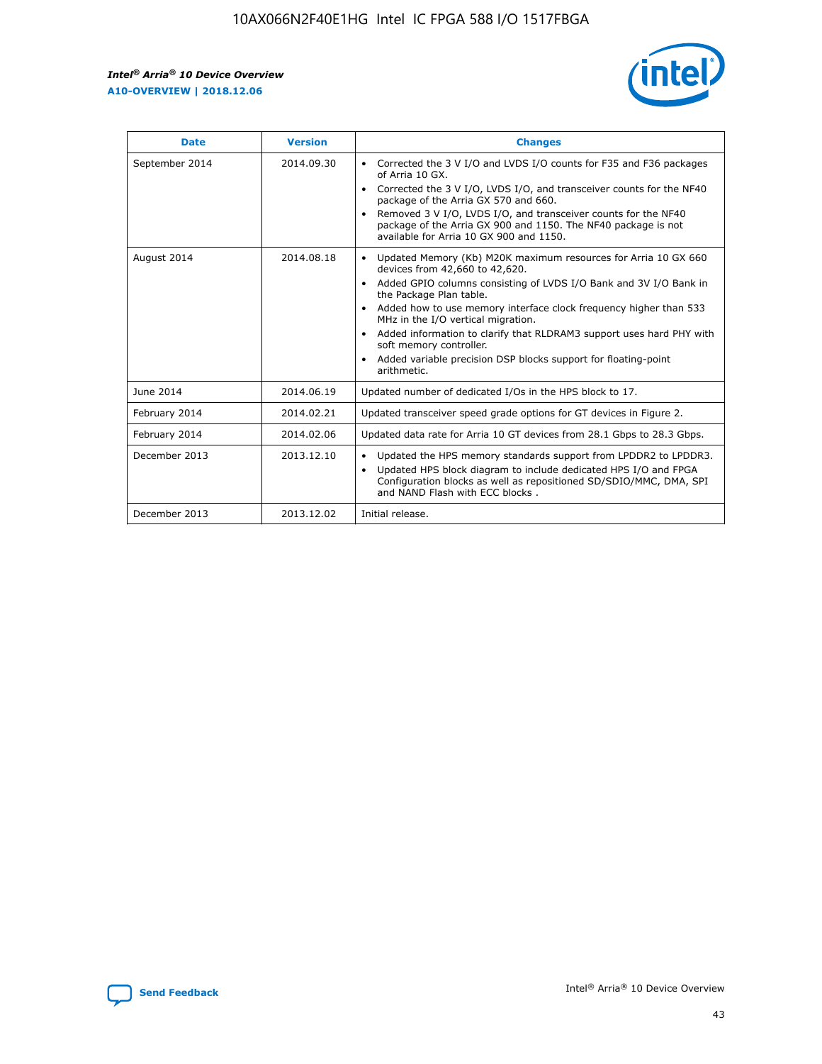| Date | Version | Changes |
| --- | --- | --- |
| September 2014 | 2014.09.30 | • Corrected the 3 V I/O and LVDS I/O counts for F35 and F36 packages of Arria 10 GX.<br>• Corrected the 3 V I/O, LVDS I/O, and transceiver counts for the NF40 package of the Arria GX 570 and 660.<br>• Removed 3 V I/O, LVDS I/O, and transceiver counts for the NF40 package of the Arria GX 900 and 1150. The NF40 package is not available for Arria 10 GX 900 and 1150. |
| August 2014 | 2014.08.18 | • Updated Memory (Kb) M20K maximum resources for Arria 10 GX 660 devices from 42,660 to 42,620.<br>• Added GPIO columns consisting of LVDS I/O Bank and 3V I/O Bank in the Package Plan table.<br>• Added how to use memory interface clock frequency higher than 533 MHz in the I/O vertical migration.<br>• Added information to clarify that RLDRAM3 support uses hard PHY with soft memory controller.<br>• Added variable precision DSP blocks support for floating-point arithmetic. |
| June 2014 | 2014.06.19 | Updated number of dedicated I/Os in the HPS block to 17. |
| February 2014 | 2014.02.21 | Updated transceiver speed grade options for GT devices in Figure 2. |
| February 2014 | 2014.02.06 | Updated data rate for Arria 10 GT devices from 28.1 Gbps to 28.3 Gbps. |
| December 2013 | 2013.12.10 | • Updated the HPS memory standards support from LPDDR2 to LPDDR3.<br>• Updated HPS block diagram to include dedicated HPS I/O and FPGA Configuration blocks as well as repositioned SD/SDIO/MMC, DMA, SPI and NAND Flash with ECC blocks . |
| December 2013 | 2013.12.02 | Initial release. |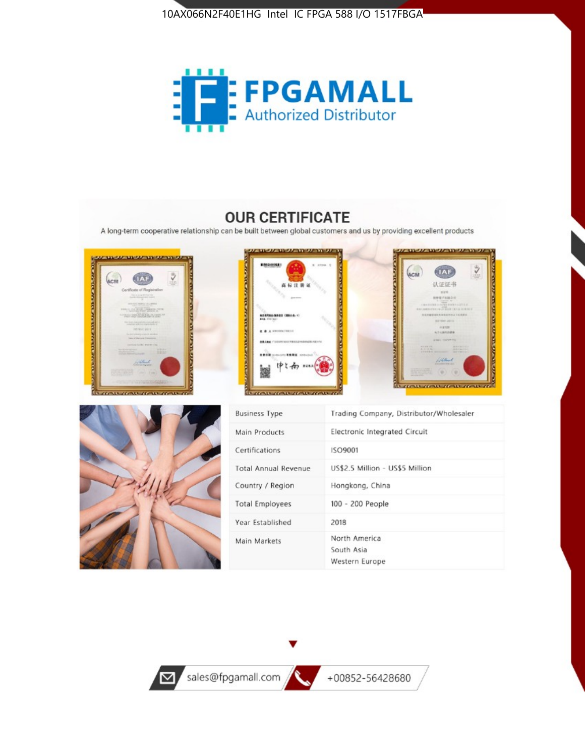FPGAMALL
Authorized Distributor

## OUR CERTIFICATE

A long-term cooperative relationship can be built between global customers and us by providing excellent products

| | |
|---|---|
| Business Type | Trading Company, Distributor/Wholesaler |
| Main Products | Electronic Integrated Circuit |
| Certifications | ISO9001 |
| Total Annual Revenue | US$2.5 Million - US$5 Million |
| Country / Region | Hongkong, China |
| Total Employees | 100 - 200 People |
| Year Established | 2018 |
| Main Markets | North America<br>South Asia<br>Western Europe |

sales@fpgamall.com

+00852-56428680